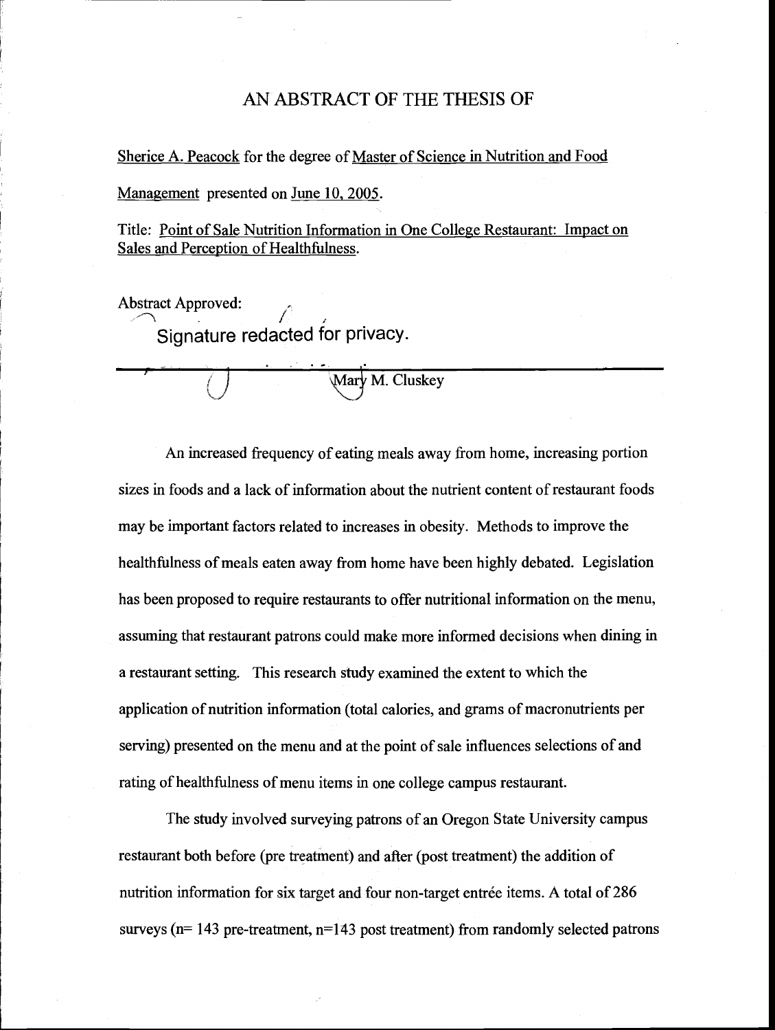# AN ABSTRACT OF THE THESIS OF

Sherice A. Peacock for the degree of Master of Science in Nutrition and Food Management presented on June 10, 2005.

Title: Point of Sale Nutrition Information in One College Restaurant: Impact on Sales and Perception of Healthfulness.

Abstract Approved:

Signature redacted for privacy.

Mary M. Cluskey

An increased frequency of eating meals away from home, increasing portion sizes in foods and a lack of information about the nutrient content of restaurant foods may be important factors related to increases in obesity. Methods to improve the healthfulness of meals eaten away from home have been highly debated. Legislation has been proposed to require restaurants to offer nutritional information on the menu, assuming that restaurant patrons could make more informed decisions when dining in a restaurant setting. This research study examined the extent to which the application of nutrition information (total calories, and grams of macronutrients per serving) presented on the menu and at the point of sale influences selections of and rating of healthfulness of menu items in one college campus restaurant.

The study involved surveying patrons of an Oregon State University campus restaurant both before (pre treatment) and after (post treatment) the addition of nutrition information for six target and four non-target entrée items. A total of 286 surveys (n= 143 pre-treatment, n=143 post treatment) from randomly selected patrons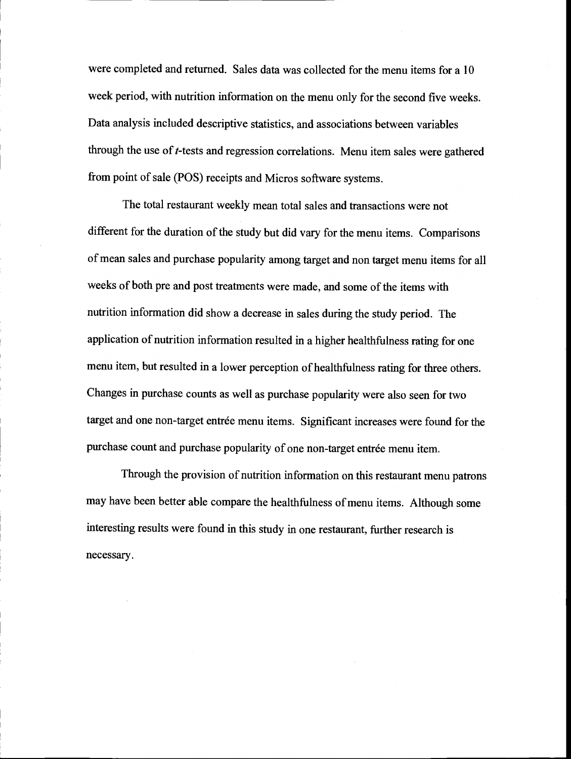were completed and returned. Sales data was collected for the menu items for a 10 week period, with nutrition information on the menu only for the second five weeks. Data analysis included descriptive statistics, and associations between variables through the use of *t*-tests and regression correlations. Menu item sales were gathered from point of sale (POS) receipts and Micros software systems.

The total restaurant weekly mean total sales and transactions were not different for the duration of the study but did vary for the menu items. Comparisons of mean sales and purchase popularity among target and non target menu items for all weeks of both pre and post treatments were made, and some of the items with nutrition information did show a decrease in sales during the study period. The application of nutrition information resulted in a higher healthfulness rating for one menu item, but resulted in a lower perception of healthfulness rating for three others. Changes in purchase counts as well as purchase popularity were also seen for two target and one non-target entrée menu items. Significant increases were found for the purchase count and purchase popularity of one non-target entrée menu item.

Through the provision of nutrition information on this restaurant menu patrons may have been better able compare the healthfulness of menu items. Although some interesting results were found in this study in one restaurant, further research is necessary.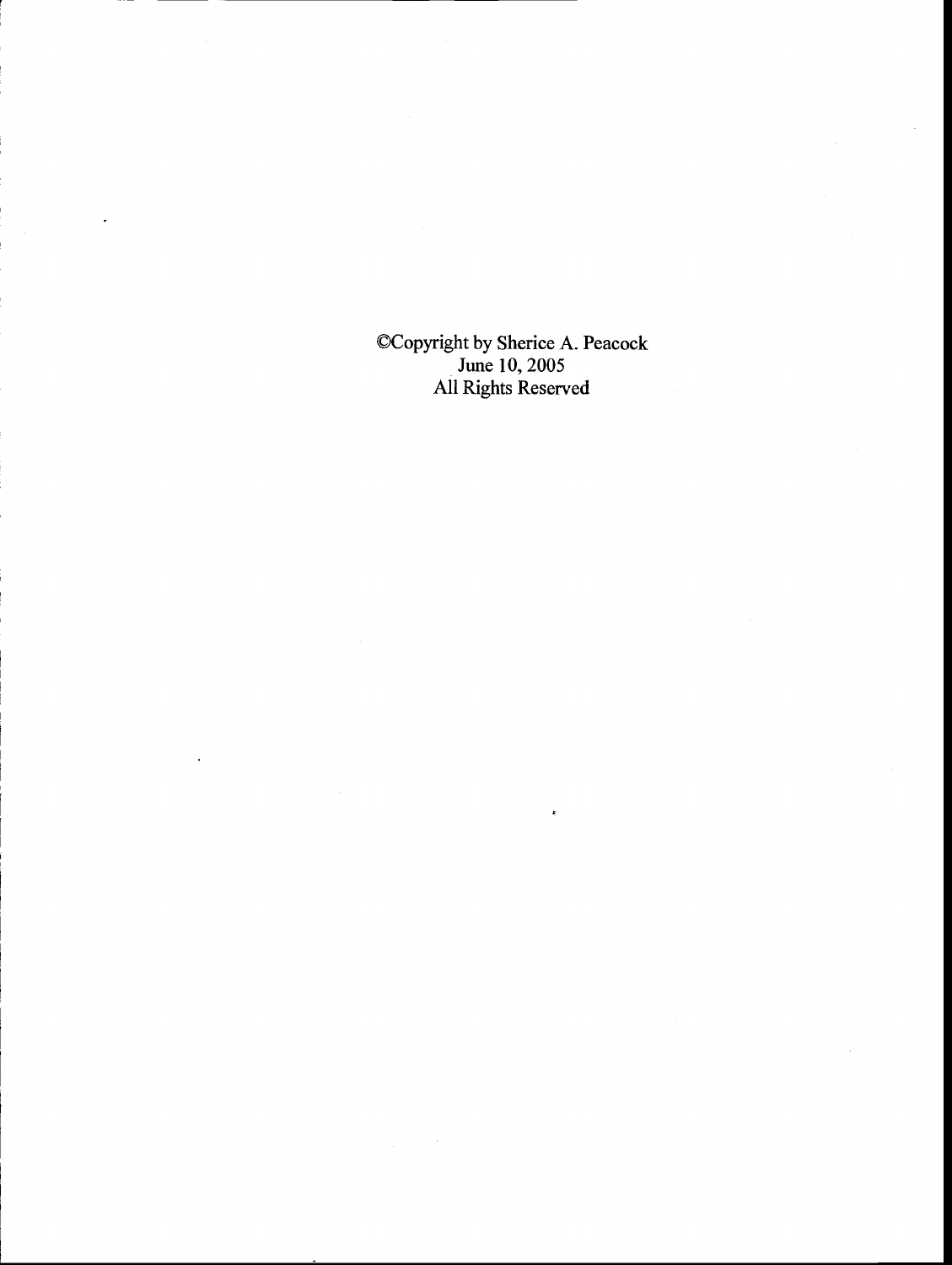©Copyright by Sherice A. Peacock
June 10, 2005
All Rights Reserved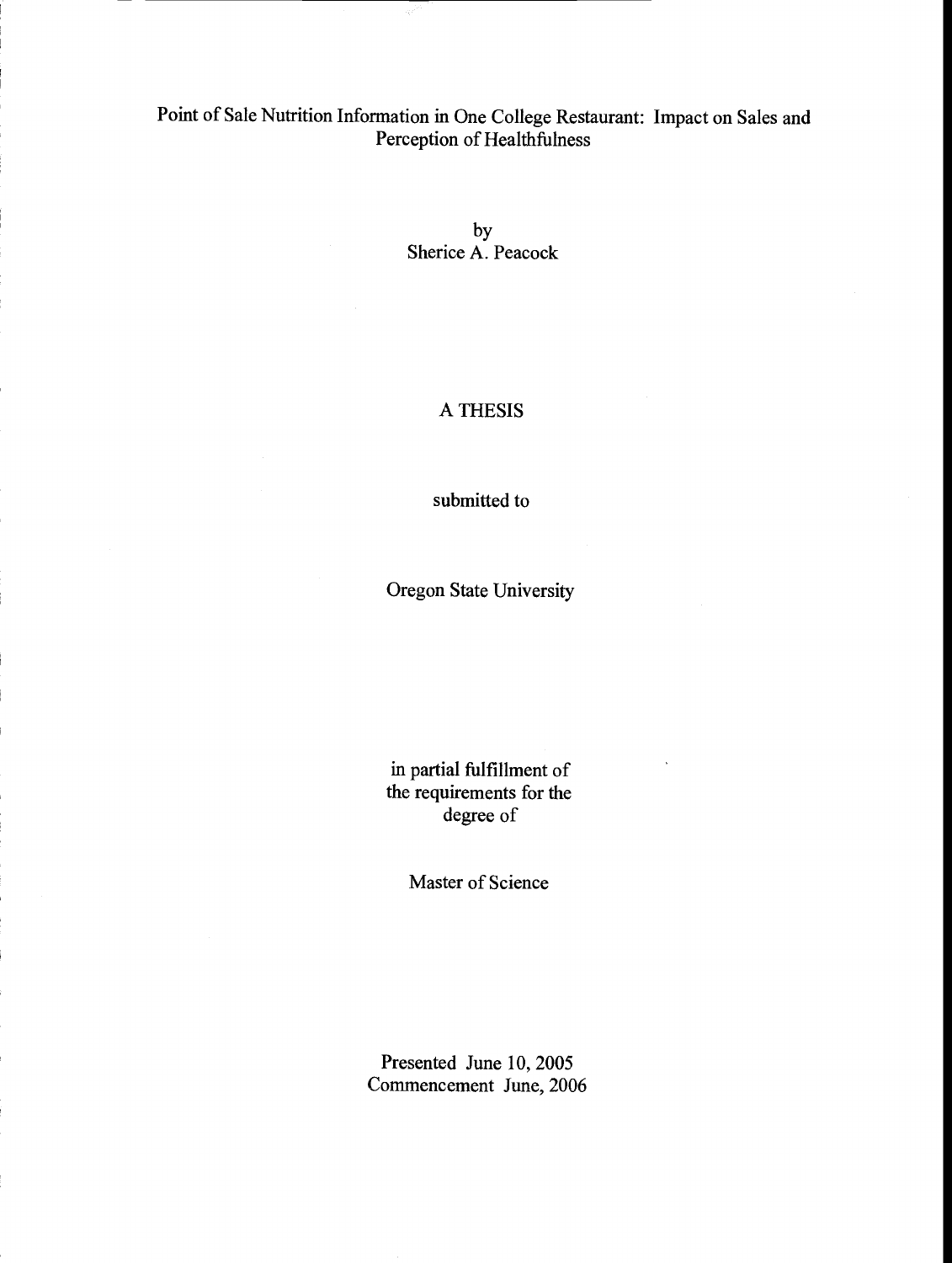# Point of Sale Nutrition Information in One College Restaurant: Impact on Sales and Perception of Healthfulness

by
Sherice A. Peacock

A THESIS

submitted to

Oregon State University

in partial fulfillment of
the requirements for the
degree of

Master of Science

Presented June 10, 2005
Commencement June, 2006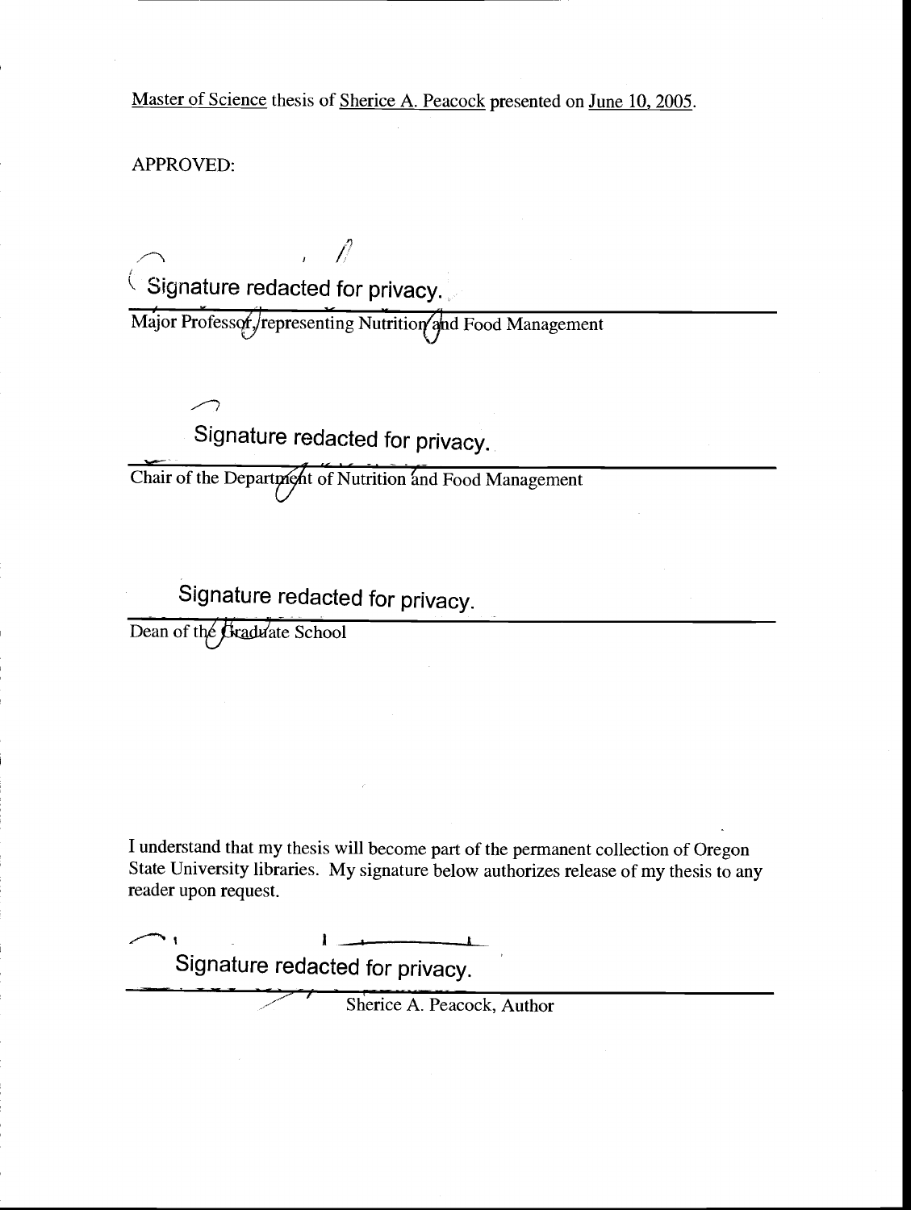Master of Science thesis of Sherice A. Peacock presented on June 10, 2005.

APPROVED:

Signature redacted for privacy.

Major Professor, representing Nutrition and Food Management

Signature redacted for privacy.

Chair of the Department of Nutrition and Food Management

Signature redacted for privacy.

Dean of the Graduate School

I understand that my thesis will become part of the permanent collection of Oregon State University libraries. My signature below authorizes release of my thesis to any reader upon request.

Signature redacted for privacy.

Sherice A. Peacock, Author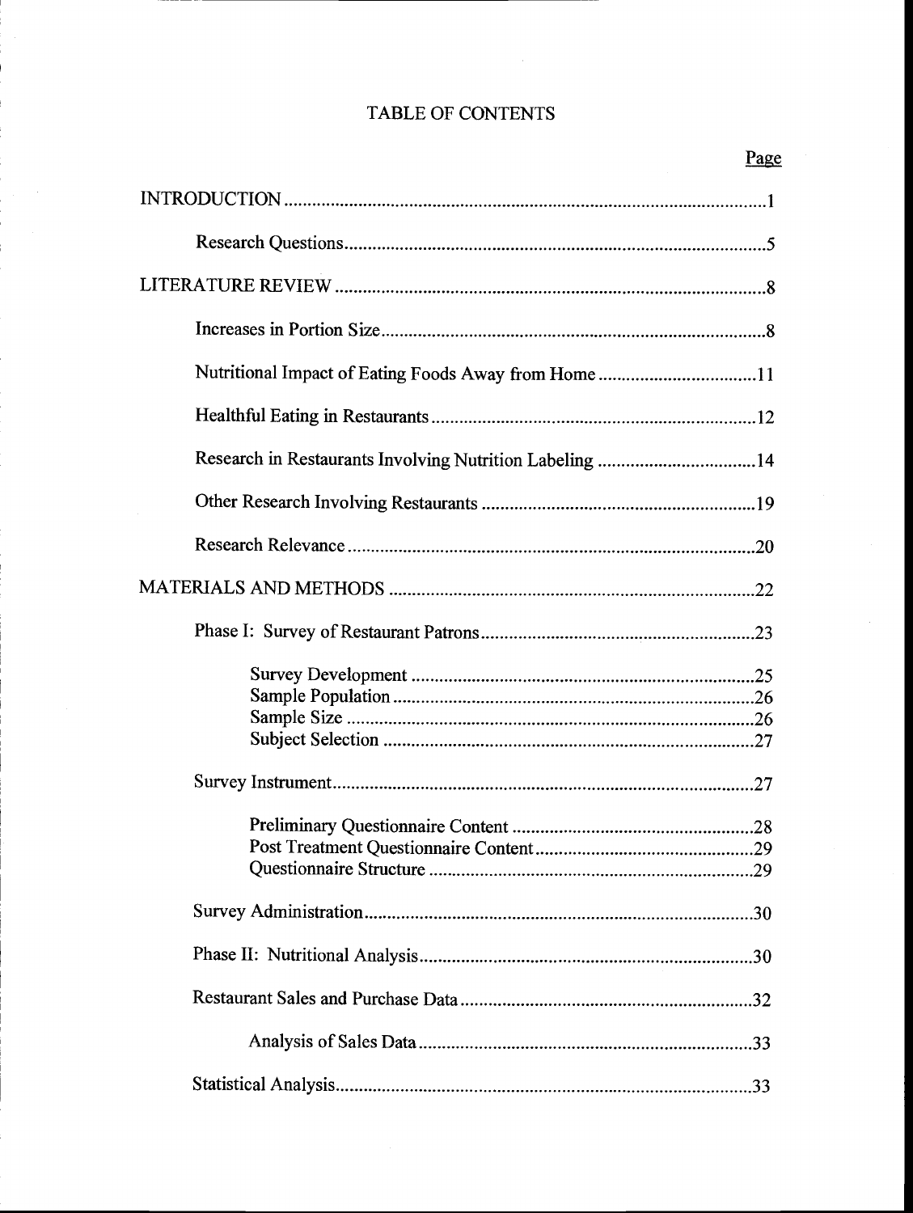# TABLE OF CONTENTS

| | Page |
|---|---|
| INTRODUCTION | 1 |
| Research Questions | 5 |
| LITERATURE REVIEW | 8 |
| Increases in Portion Size | 8 |
| Nutritional Impact of Eating Foods Away from Home | 11 |
| Healthful Eating in Restaurants | 12 |
| Research in Restaurants Involving Nutrition Labeling | 14 |
| Other Research Involving Restaurants | 19 |
| Research Relevance | 20 |
| MATERIALS AND METHODS | 22 |
| Phase I: Survey of Restaurant Patrons | 23 |
| Survey Development | 25 |
| Sample Population | 26 |
| Sample Size | 26 |
| Subject Selection | 27 |
| Survey Instrument | 27 |
| Preliminary Questionnaire Content | 28 |
| Post Treatment Questionnaire Content | 29 |
| Questionnaire Structure | 29 |
| Survey Administration | 30 |
| Phase II: Nutritional Analysis | 30 |
| Restaurant Sales and Purchase Data | 32 |
| Analysis of Sales Data | 33 |
| Statistical Analysis | 33 |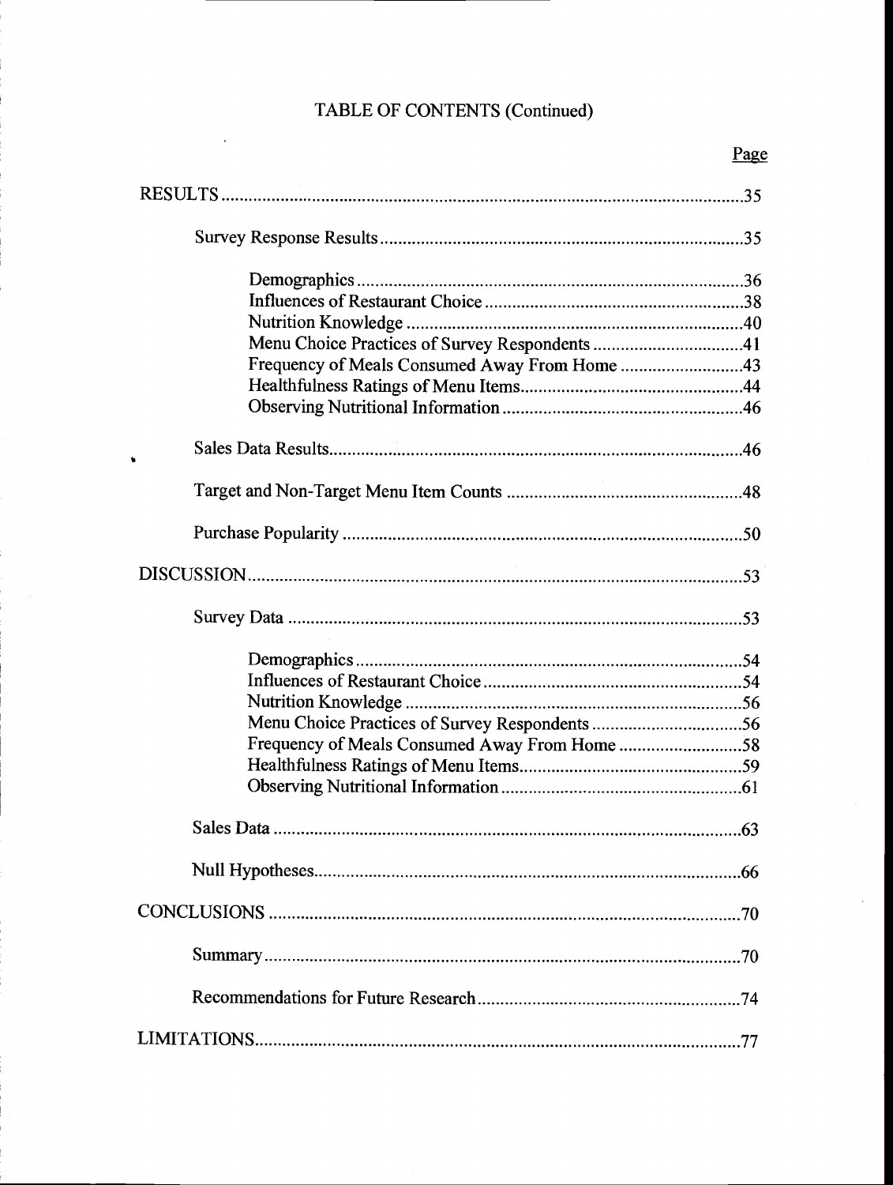# TABLE OF CONTENTS (Continued)

| | Page |
|---|---|
| RESULTS | 35 |
| Survey Response Results | 35 |
| Demographics | 36 |
| Influences of Restaurant Choice | 38 |
| Nutrition Knowledge | 40 |
| Menu Choice Practices of Survey Respondents | 41 |
| Frequency of Meals Consumed Away From Home | 43 |
| Healthfulness Ratings of Menu Items | 44 |
| Observing Nutritional Information | 46 |
| Sales Data Results | 46 |
| Target and Non-Target Menu Item Counts | 48 |
| Purchase Popularity | 50 |
| DISCUSSION | 53 |
| Survey Data | 53 |
| Demographics | 54 |
| Influences of Restaurant Choice | 54 |
| Nutrition Knowledge | 56 |
| Menu Choice Practices of Survey Respondents | 56 |
| Frequency of Meals Consumed Away From Home | 58 |
| Healthfulness Ratings of Menu Items | 59 |
| Observing Nutritional Information | 61 |
| Sales Data | 63 |
| Null Hypotheses | 66 |
| CONCLUSIONS | 70 |
| Summary | 70 |
| Recommendations for Future Research | 74 |
| LIMITATIONS | 77 |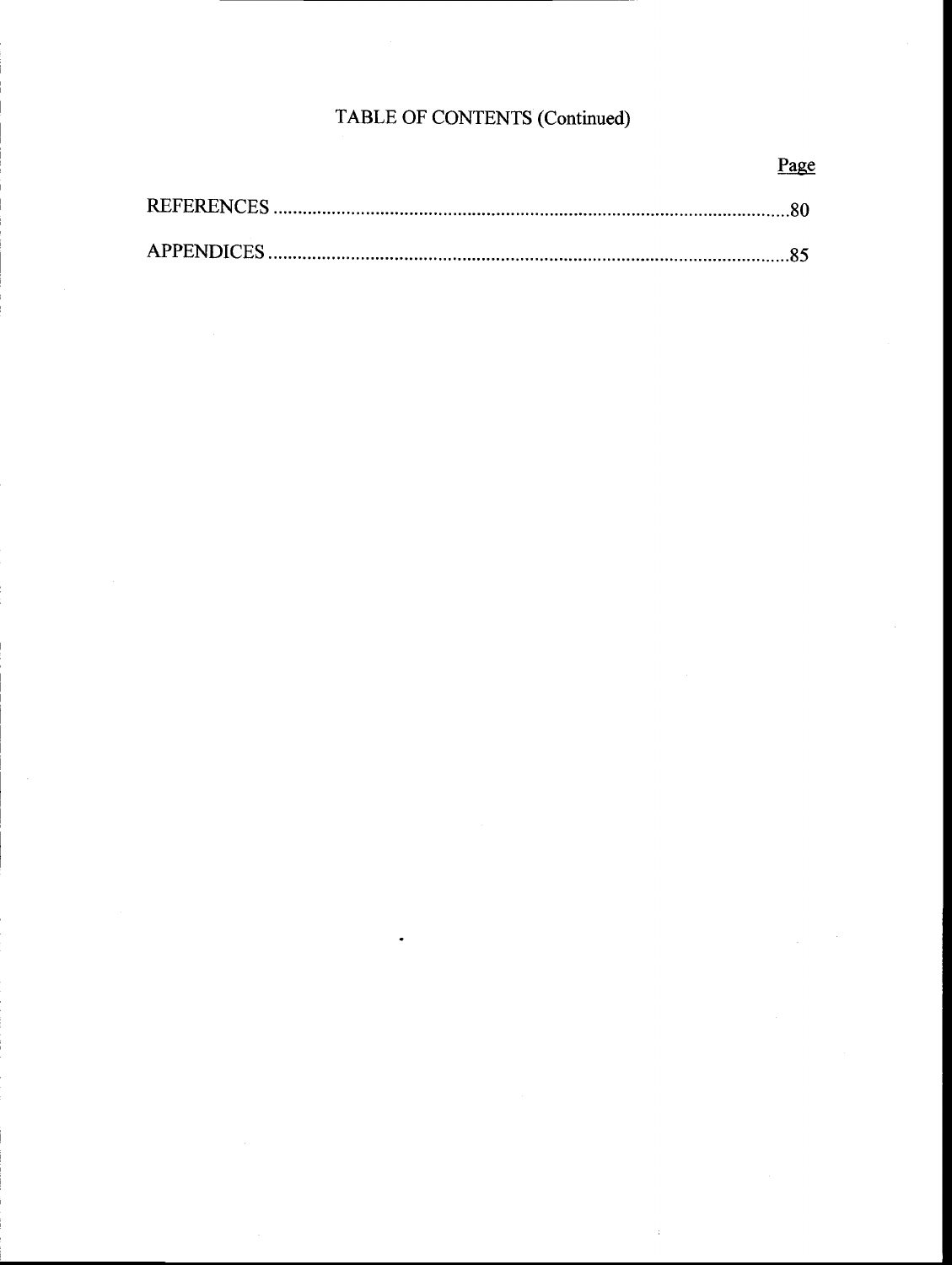TABLE OF CONTENTS (Continued)

| | Page |
| --- | --- |
| REFERENCES | 80 |
| APPENDICES | 85 |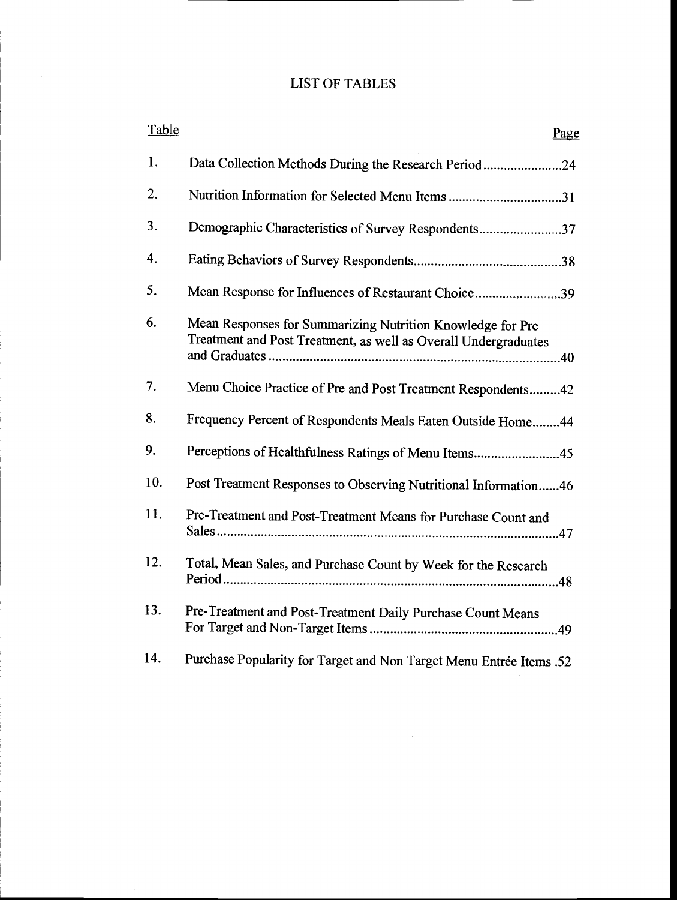# LIST OF TABLES

| Table | | Page |
|---|---|---|
| 1. | Data Collection Methods During the Research Period | 24 |
| 2. | Nutrition Information for Selected Menu Items | 31 |
| 3. | Demographic Characteristics of Survey Respondents | 37 |
| 4. | Eating Behaviors of Survey Respondents | 38 |
| 5. | Mean Response for Influences of Restaurant Choice | 39 |
| 6. | Mean Responses for Summarizing Nutrition Knowledge for Pre Treatment and Post Treatment, as well as Overall Undergraduates and Graduates | 40 |
| 7. | Menu Choice Practice of Pre and Post Treatment Respondents | 42 |
| 8. | Frequency Percent of Respondents Meals Eaten Outside Home | 44 |
| 9. | Perceptions of Healthfulness Ratings of Menu Items | 45 |
| 10. | Post Treatment Responses to Observing Nutritional Information | 46 |
| 11. | Pre-Treatment and Post-Treatment Means for Purchase Count and Sales | 47 |
| 12. | Total, Mean Sales, and Purchase Count by Week for the Research Period | 48 |
| 13. | Pre-Treatment and Post-Treatment Daily Purchase Count Means For Target and Non-Target Items | 49 |
| 14. | Purchase Popularity for Target and Non Target Menu Entrée Items | 52 |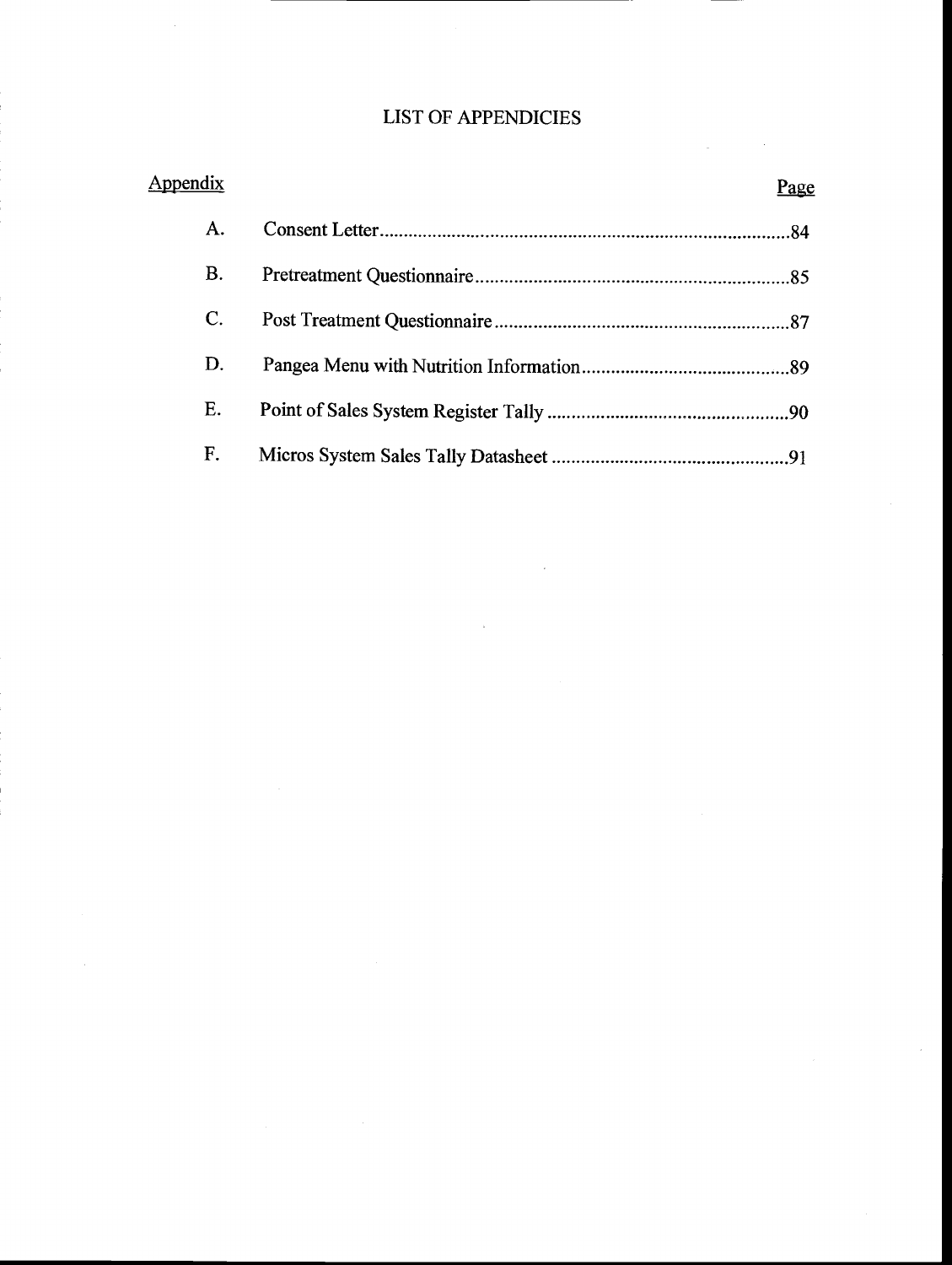# LIST OF APPENDICIES

| Appendix | | Page |
|---|---|---|
| A. | Consent Letter | 84 |
| B. | Pretreatment Questionnaire | 85 |
| C. | Post Treatment Questionnaire | 87 |
| D. | Pangea Menu with Nutrition Information | 89 |
| E. | Point of Sales System Register Tally | 90 |
| F. | Micros System Sales Tally Datasheet | 91 |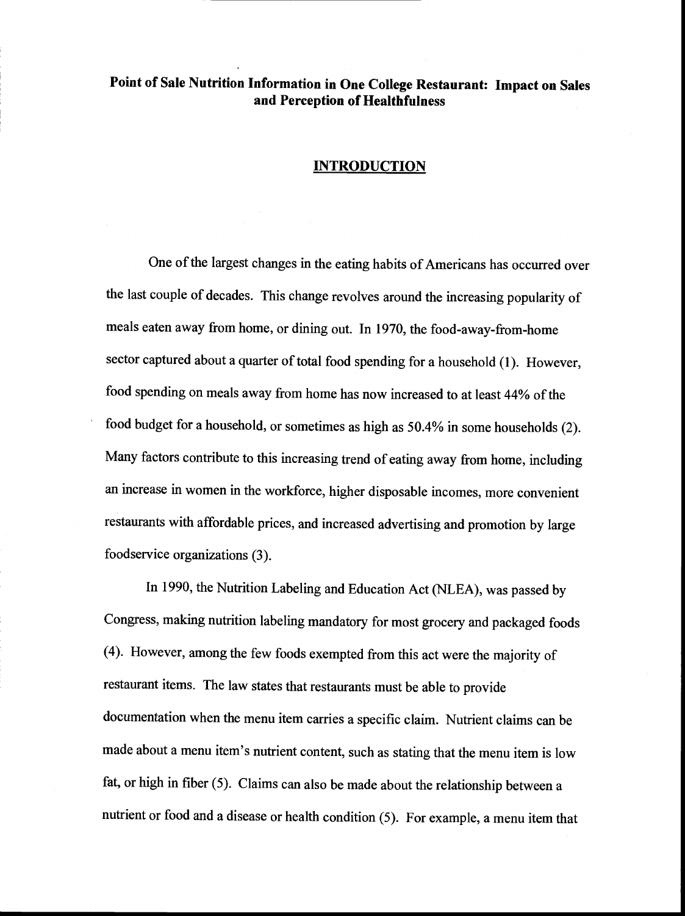# Point of Sale Nutrition Information in One College Restaurant: Impact on Sales and Perception of Healthfulness

## INTRODUCTION

One of the largest changes in the eating habits of Americans has occurred over the last couple of decades. This change revolves around the increasing popularity of meals eaten away from home, or dining out. In 1970, the food-away-from-home sector captured about a quarter of total food spending for a household (1). However, food spending on meals away from home has now increased to at least 44% of the food budget for a household, or sometimes as high as 50.4% in some households (2). Many factors contribute to this increasing trend of eating away from home, including an increase in women in the workforce, higher disposable incomes, more convenient restaurants with affordable prices, and increased advertising and promotion by large foodservice organizations (3).

In 1990, the Nutrition Labeling and Education Act (NLEA), was passed by Congress, making nutrition labeling mandatory for most grocery and packaged foods (4). However, among the few foods exempted from this act were the majority of restaurant items. The law states that restaurants must be able to provide documentation when the menu item carries a specific claim. Nutrient claims can be made about a menu item's nutrient content, such as stating that the menu item is low fat, or high in fiber (5). Claims can also be made about the relationship between a nutrient or food and a disease or health condition (5). For example, a menu item that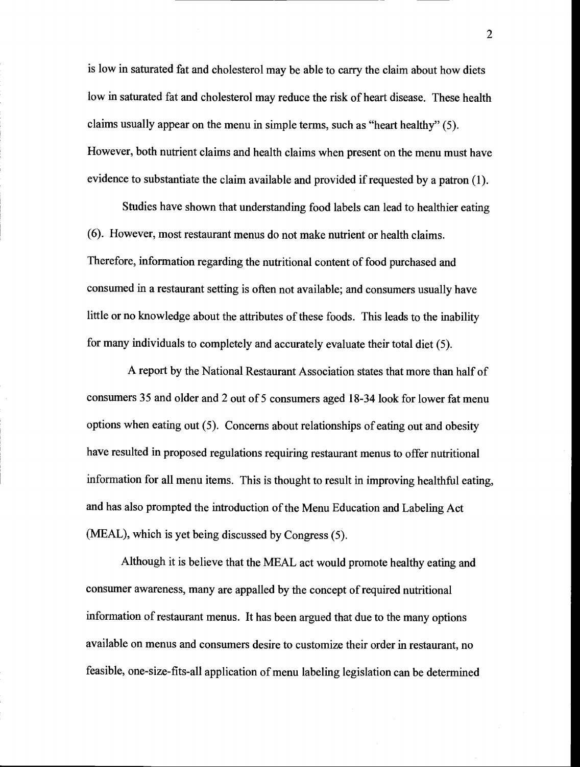is low in saturated fat and cholesterol may be able to carry the claim about how diets low in saturated fat and cholesterol may reduce the risk of heart disease. These health claims usually appear on the menu in simple terms, such as "heart healthy" (5). However, both nutrient claims and health claims when present on the menu must have evidence to substantiate the claim available and provided if requested by a patron (1).

Studies have shown that understanding food labels can lead to healthier eating (6). However, most restaurant menus do not make nutrient or health claims. Therefore, information regarding the nutritional content of food purchased and consumed in a restaurant setting is often not available; and consumers usually have little or no knowledge about the attributes of these foods. This leads to the inability for many individuals to completely and accurately evaluate their total diet (5).

A report by the National Restaurant Association states that more than half of consumers 35 and older and 2 out of 5 consumers aged 18-34 look for lower fat menu options when eating out (5). Concerns about relationships of eating out and obesity have resulted in proposed regulations requiring restaurant menus to offer nutritional information for all menu items. This is thought to result in improving healthful eating, and has also prompted the introduction of the Menu Education and Labeling Act (MEAL), which is yet being discussed by Congress (5).

Although it is believe that the MEAL act would promote healthy eating and consumer awareness, many are appalled by the concept of required nutritional information of restaurant menus. It has been argued that due to the many options available on menus and consumers desire to customize their order in restaurant, no feasible, one-size-fits-all application of menu labeling legislation can be determined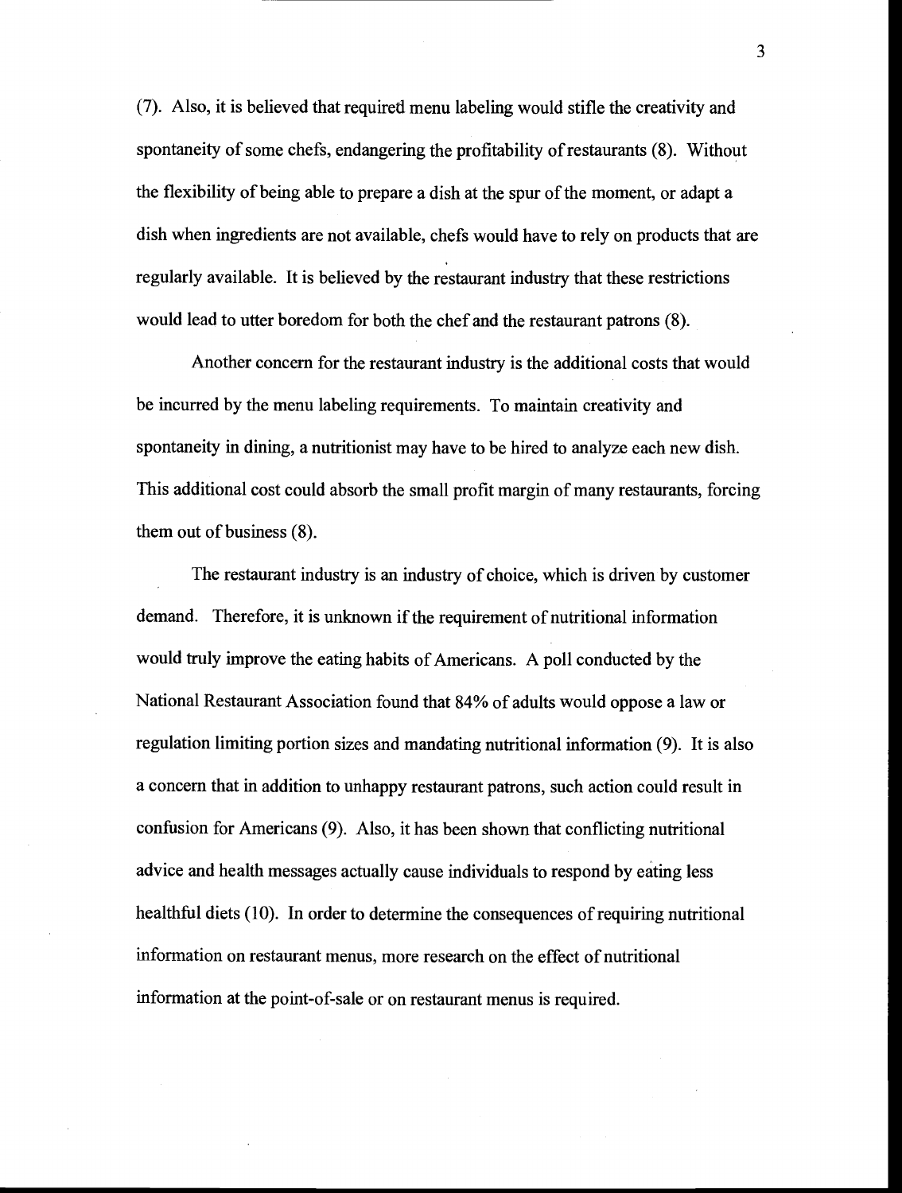(7). Also, it is believed that required menu labeling would stifle the creativity and spontaneity of some chefs, endangering the profitability of restaurants (8). Without the flexibility of being able to prepare a dish at the spur of the moment, or adapt a dish when ingredients are not available, chefs would have to rely on products that are regularly available. It is believed by the restaurant industry that these restrictions would lead to utter boredom for both the chef and the restaurant patrons (8).

Another concern for the restaurant industry is the additional costs that would be incurred by the menu labeling requirements. To maintain creativity and spontaneity in dining, a nutritionist may have to be hired to analyze each new dish. This additional cost could absorb the small profit margin of many restaurants, forcing them out of business (8).

The restaurant industry is an industry of choice, which is driven by customer demand. Therefore, it is unknown if the requirement of nutritional information would truly improve the eating habits of Americans. A poll conducted by the National Restaurant Association found that 84% of adults would oppose a law or regulation limiting portion sizes and mandating nutritional information (9). It is also a concern that in addition to unhappy restaurant patrons, such action could result in confusion for Americans (9). Also, it has been shown that conflicting nutritional advice and health messages actually cause individuals to respond by eating less healthful diets (10). In order to determine the consequences of requiring nutritional information on restaurant menus, more research on the effect of nutritional information at the point-of-sale or on restaurant menus is required.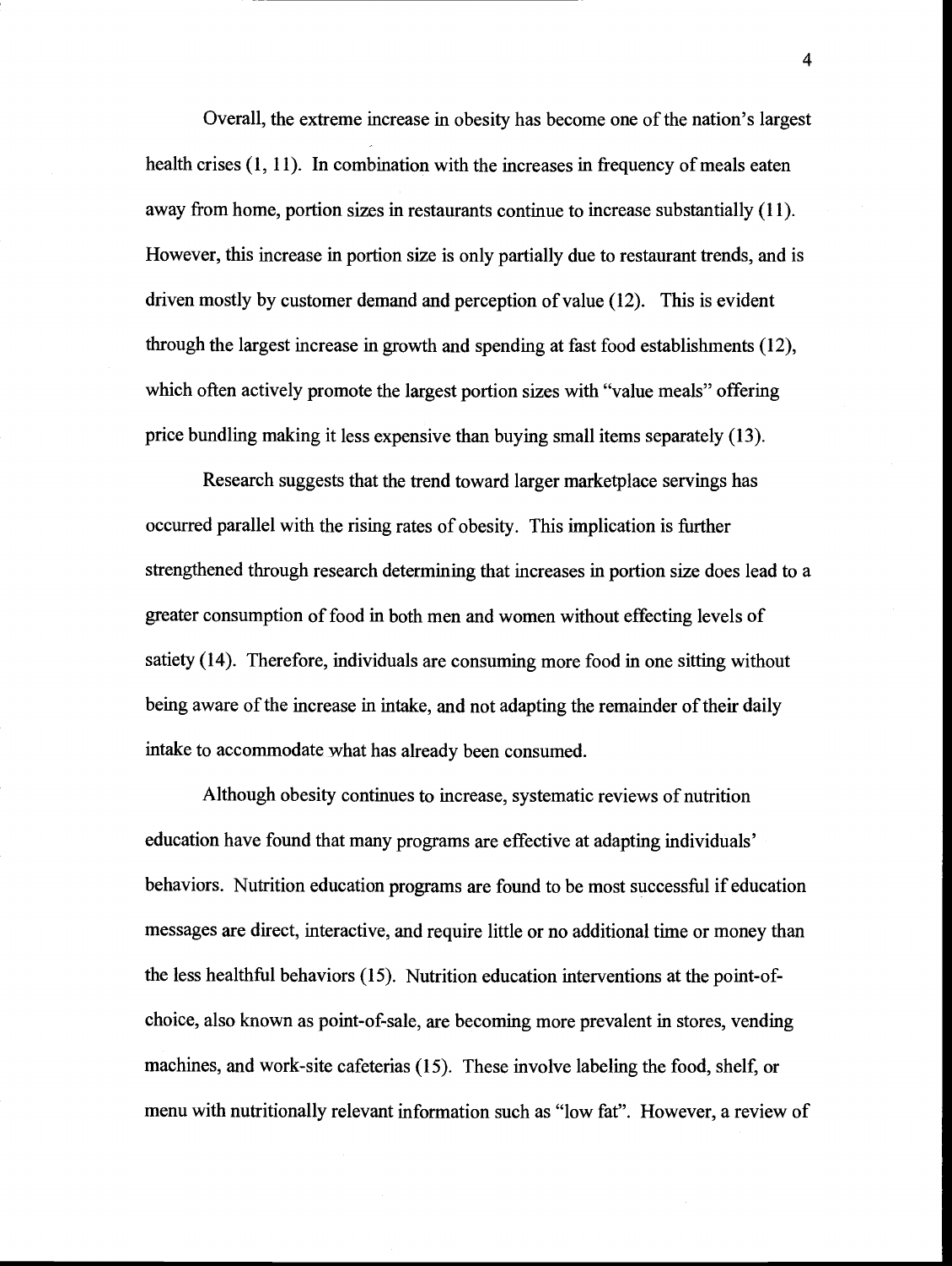Overall, the extreme increase in obesity has become one of the nation's largest health crises (1, 11). In combination with the increases in frequency of meals eaten away from home, portion sizes in restaurants continue to increase substantially (11). However, this increase in portion size is only partially due to restaurant trends, and is driven mostly by customer demand and perception of value (12). This is evident through the largest increase in growth and spending at fast food establishments (12), which often actively promote the largest portion sizes with "value meals" offering price bundling making it less expensive than buying small items separately (13).

Research suggests that the trend toward larger marketplace servings has occurred parallel with the rising rates of obesity. This implication is further strengthened through research determining that increases in portion size does lead to a greater consumption of food in both men and women without effecting levels of satiety (14). Therefore, individuals are consuming more food in one sitting without being aware of the increase in intake, and not adapting the remainder of their daily intake to accommodate what has already been consumed.

Although obesity continues to increase, systematic reviews of nutrition education have found that many programs are effective at adapting individuals' behaviors. Nutrition education programs are found to be most successful if education messages are direct, interactive, and require little or no additional time or money than the less healthful behaviors (15). Nutrition education interventions at the point-of-choice, also known as point-of-sale, are becoming more prevalent in stores, vending machines, and work-site cafeterias (15). These involve labeling the food, shelf, or menu with nutritionally relevant information such as "low fat". However, a review of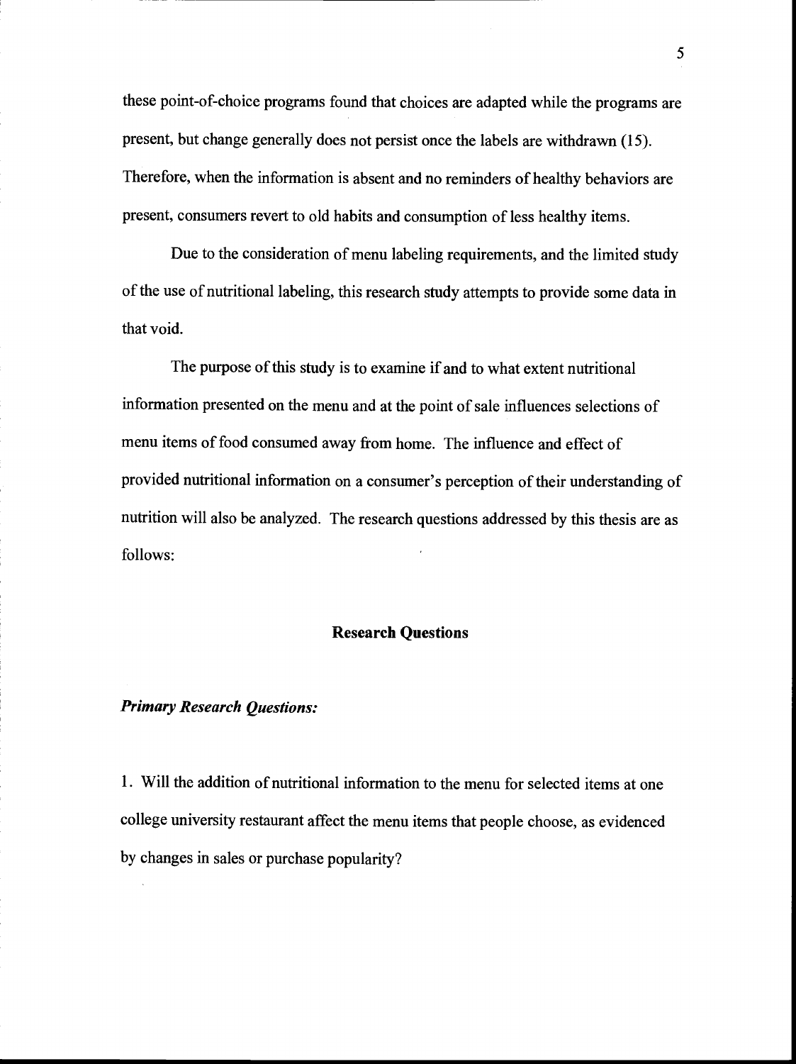these point-of-choice programs found that choices are adapted while the programs are present, but change generally does not persist once the labels are withdrawn (15). Therefore, when the information is absent and no reminders of healthy behaviors are present, consumers revert to old habits and consumption of less healthy items.

Due to the consideration of menu labeling requirements, and the limited study of the use of nutritional labeling, this research study attempts to provide some data in that void.

The purpose of this study is to examine if and to what extent nutritional information presented on the menu and at the point of sale influences selections of menu items of food consumed away from home. The influence and effect of provided nutritional information on a consumer's perception of their understanding of nutrition will also be analyzed. The research questions addressed by this thesis are as follows:

## Research Questions

### *Primary Research Questions:*

1. Will the addition of nutritional information to the menu for selected items at one college university restaurant affect the menu items that people choose, as evidenced by changes in sales or purchase popularity?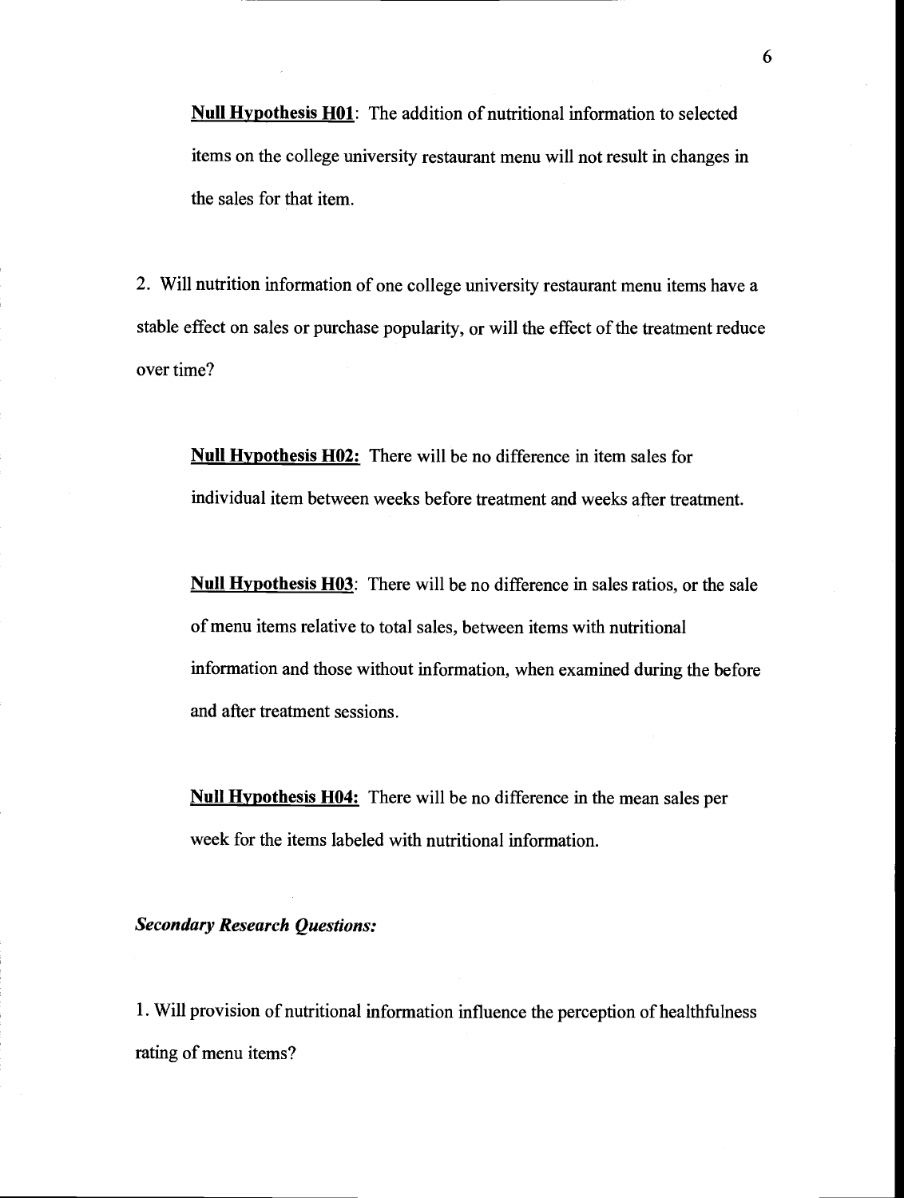**<u>Null Hypothesis H01</u>**: The addition of nutritional information to selected items on the college university restaurant menu will not result in changes in the sales for that item.

2. Will nutrition information of one college university restaurant menu items have a stable effect on sales or purchase popularity, or will the effect of the treatment reduce over time?

**<u>Null Hypothesis H02:</u>** There will be no difference in item sales for individual item between weeks before treatment and weeks after treatment.

**<u>Null Hypothesis H03</u>**: There will be no difference in sales ratios, or the sale of menu items relative to total sales, between items with nutritional information and those without information, when examined during the before and after treatment sessions.

**<u>Null Hypothesis H04:</u>** There will be no difference in the mean sales per week for the items labeled with nutritional information.

***Secondary Research Questions:***

1. Will provision of nutritional information influence the perception of healthfulness rating of menu items?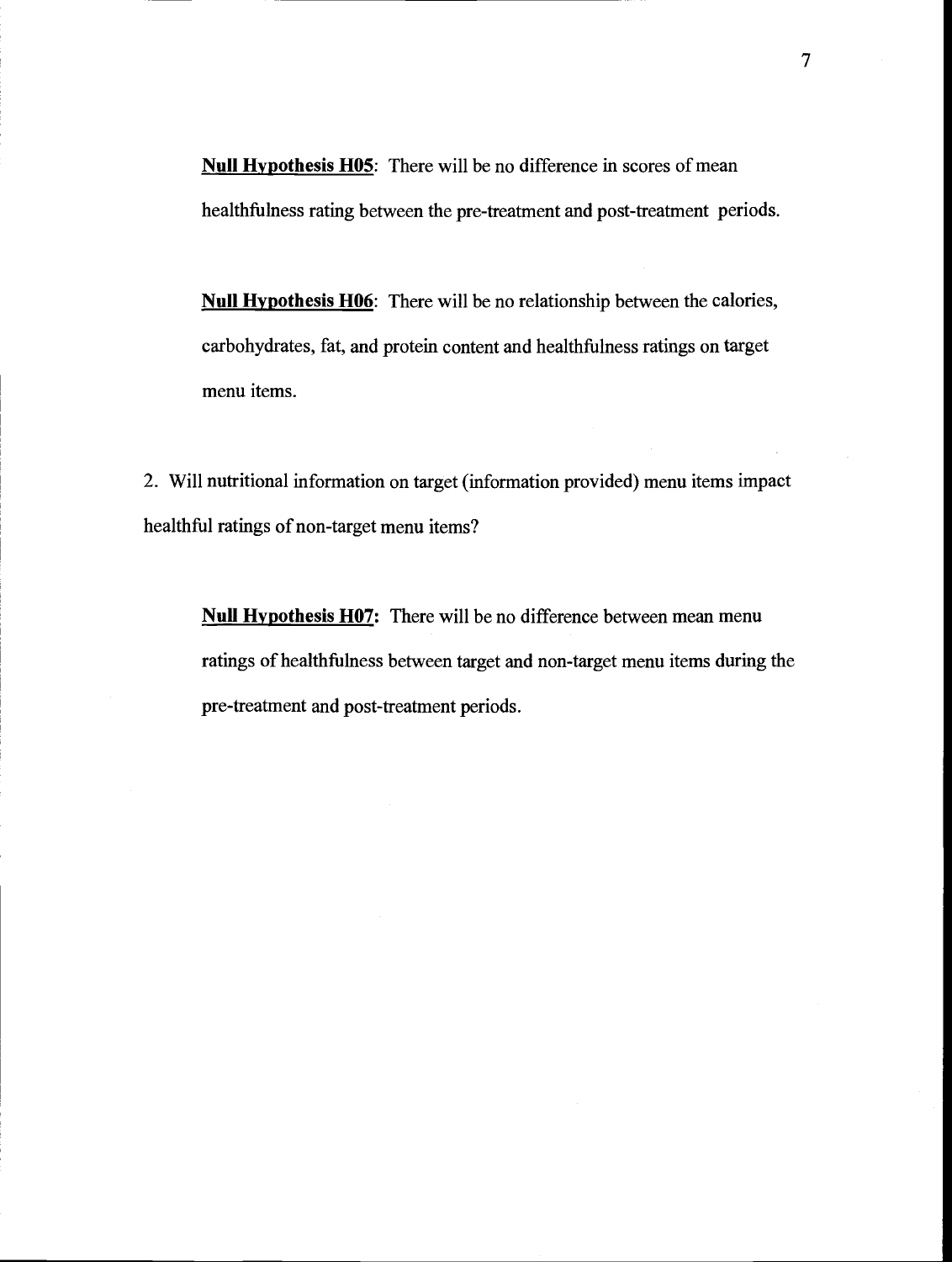**Null Hypothesis H05**: There will be no difference in scores of mean healthfulness rating between the pre-treatment and post-treatment periods.

**Null Hypothesis H06**: There will be no relationship between the calories, carbohydrates, fat, and protein content and healthfulness ratings on target menu items.

2. Will nutritional information on target (information provided) menu items impact healthful ratings of non-target menu items?

**Null Hypothesis H07:** There will be no difference between mean menu ratings of healthfulness between target and non-target menu items during the pre-treatment and post-treatment periods.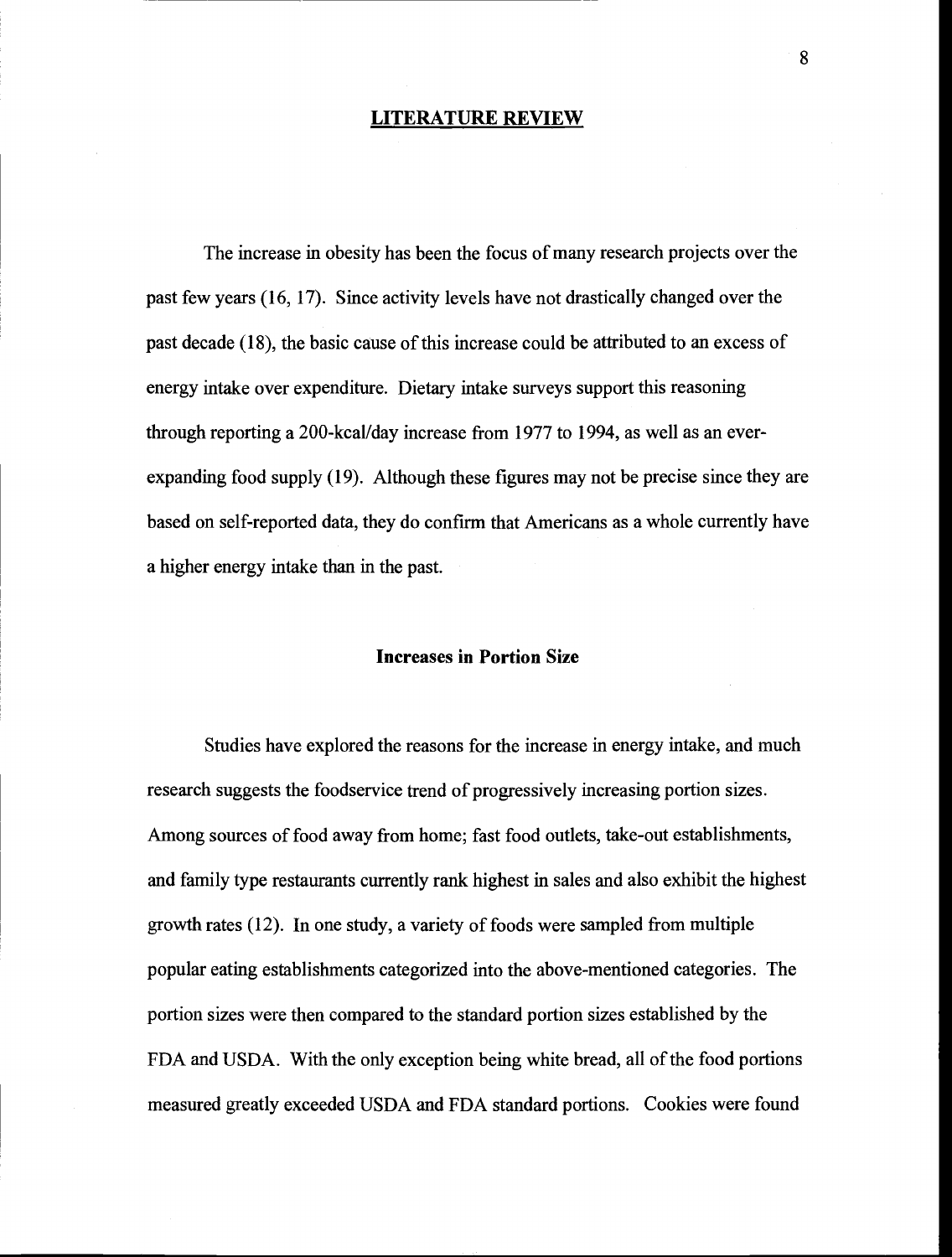## LITERATURE REVIEW

The increase in obesity has been the focus of many research projects over the past few years (16, 17). Since activity levels have not drastically changed over the past decade (18), the basic cause of this increase could be attributed to an excess of energy intake over expenditure. Dietary intake surveys support this reasoning through reporting a 200-kcal/day increase from 1977 to 1994, as well as an ever-expanding food supply (19). Although these figures may not be precise since they are based on self-reported data, they do confirm that Americans as a whole currently have a higher energy intake than in the past.

### Increases in Portion Size

Studies have explored the reasons for the increase in energy intake, and much research suggests the foodservice trend of progressively increasing portion sizes. Among sources of food away from home; fast food outlets, take-out establishments, and family type restaurants currently rank highest in sales and also exhibit the highest growth rates (12). In one study, a variety of foods were sampled from multiple popular eating establishments categorized into the above-mentioned categories. The portion sizes were then compared to the standard portion sizes established by the FDA and USDA. With the only exception being white bread, all of the food portions measured greatly exceeded USDA and FDA standard portions. Cookies were found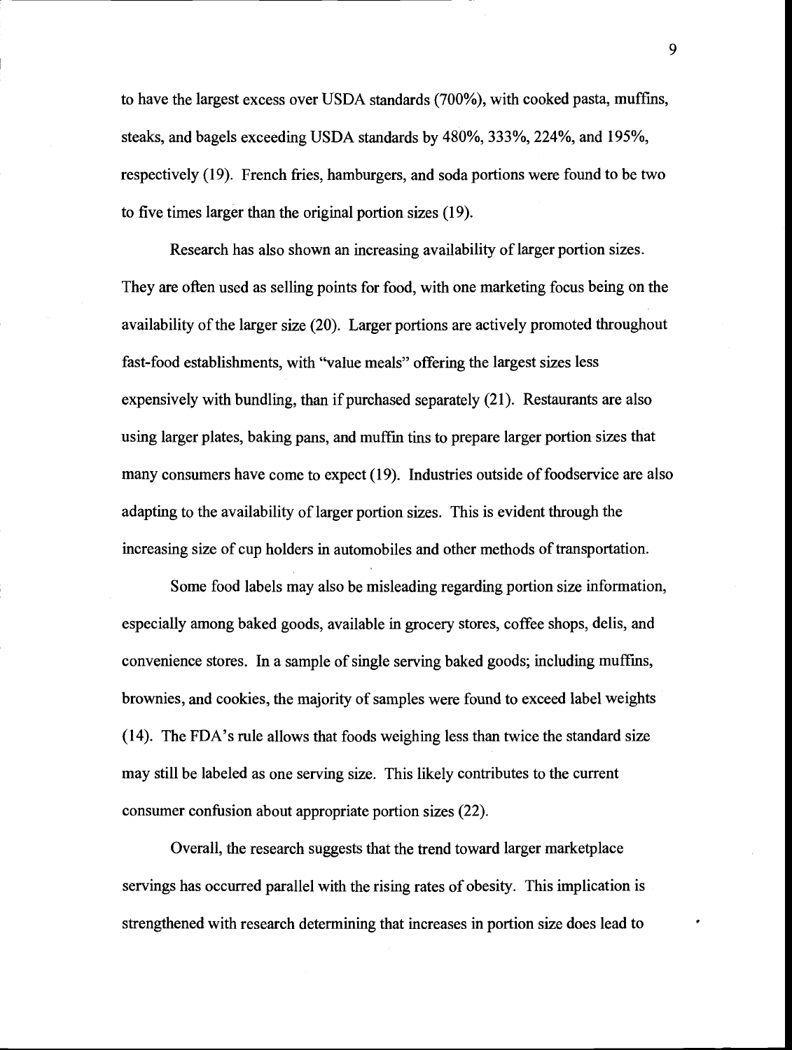to have the largest excess over USDA standards (700%), with cooked pasta, muffins, steaks, and bagels exceeding USDA standards by 480%, 333%, 224%, and 195%, respectively (19). French fries, hamburgers, and soda portions were found to be two to five times larger than the original portion sizes (19).

Research has also shown an increasing availability of larger portion sizes. They are often used as selling points for food, with one marketing focus being on the availability of the larger size (20). Larger portions are actively promoted throughout fast-food establishments, with "value meals" offering the largest sizes less expensively with bundling, than if purchased separately (21). Restaurants are also using larger plates, baking pans, and muffin tins to prepare larger portion sizes that many consumers have come to expect (19). Industries outside of foodservice are also adapting to the availability of larger portion sizes. This is evident through the increasing size of cup holders in automobiles and other methods of transportation.

Some food labels may also be misleading regarding portion size information, especially among baked goods, available in grocery stores, coffee shops, delis, and convenience stores. In a sample of single serving baked goods; including muffins, brownies, and cookies, the majority of samples were found to exceed label weights (14). The FDA's rule allows that foods weighing less than twice the standard size may still be labeled as one serving size. This likely contributes to the current consumer confusion about appropriate portion sizes (22).

Overall, the research suggests that the trend toward larger marketplace servings has occurred parallel with the rising rates of obesity. This implication is strengthened with research determining that increases in portion size does lead to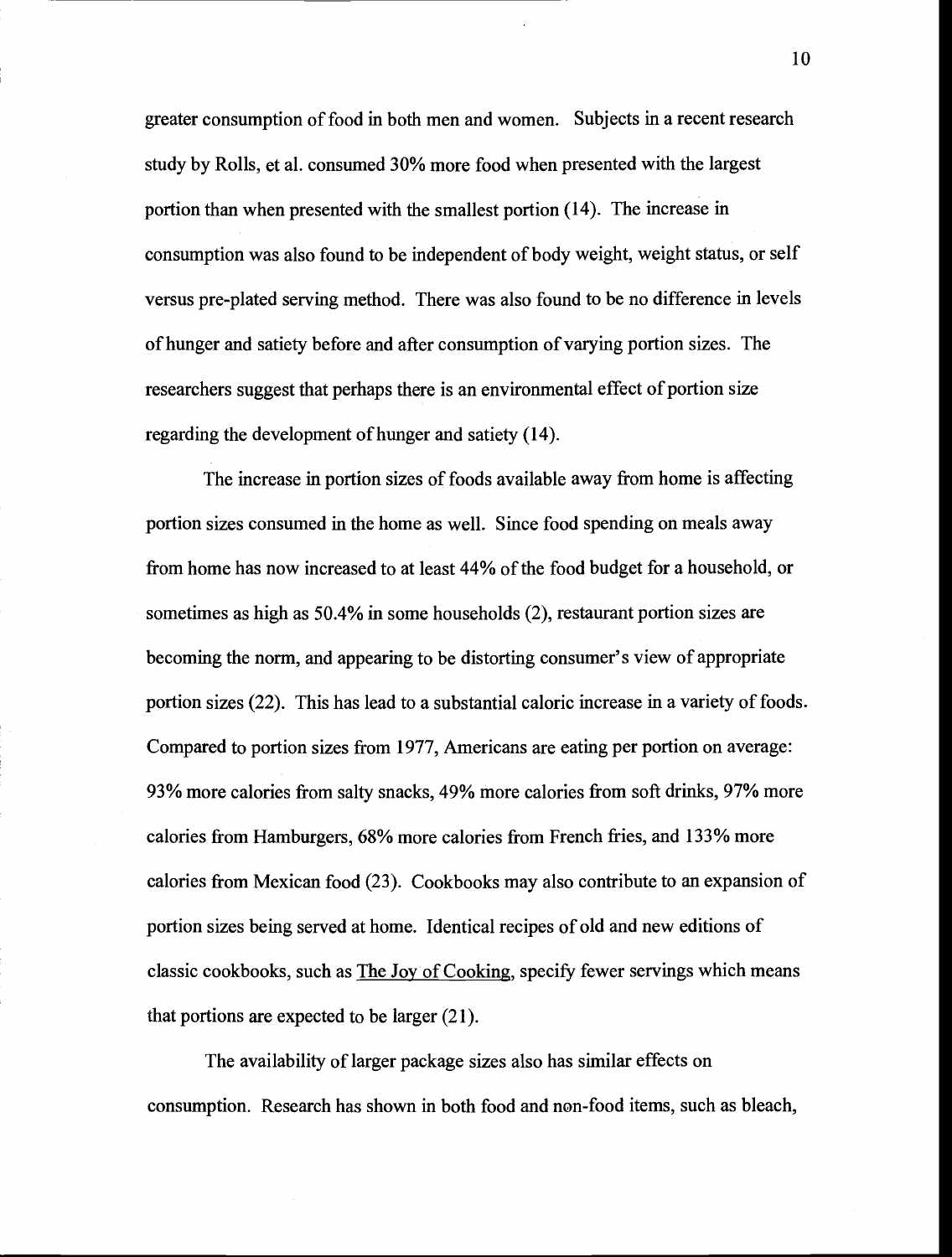greater consumption of food in both men and women. Subjects in a recent research study by Rolls, et al. consumed 30% more food when presented with the largest portion than when presented with the smallest portion (14). The increase in consumption was also found to be independent of body weight, weight status, or self versus pre-plated serving method. There was also found to be no difference in levels of hunger and satiety before and after consumption of varying portion sizes. The researchers suggest that perhaps there is an environmental effect of portion size regarding the development of hunger and satiety (14).

The increase in portion sizes of foods available away from home is affecting portion sizes consumed in the home as well. Since food spending on meals away from home has now increased to at least 44% of the food budget for a household, or sometimes as high as 50.4% in some households (2), restaurant portion sizes are becoming the norm, and appearing to be distorting consumer's view of appropriate portion sizes (22). This has lead to a substantial caloric increase in a variety of foods. Compared to portion sizes from 1977, Americans are eating per portion on average: 93% more calories from salty snacks, 49% more calories from soft drinks, 97% more calories from Hamburgers, 68% more calories from French fries, and 133% more calories from Mexican food (23). Cookbooks may also contribute to an expansion of portion sizes being served at home. Identical recipes of old and new editions of classic cookbooks, such as The Joy of Cooking, specify fewer servings which means that portions are expected to be larger (21).

The availability of larger package sizes also has similar effects on consumption. Research has shown in both food and non-food items, such as bleach,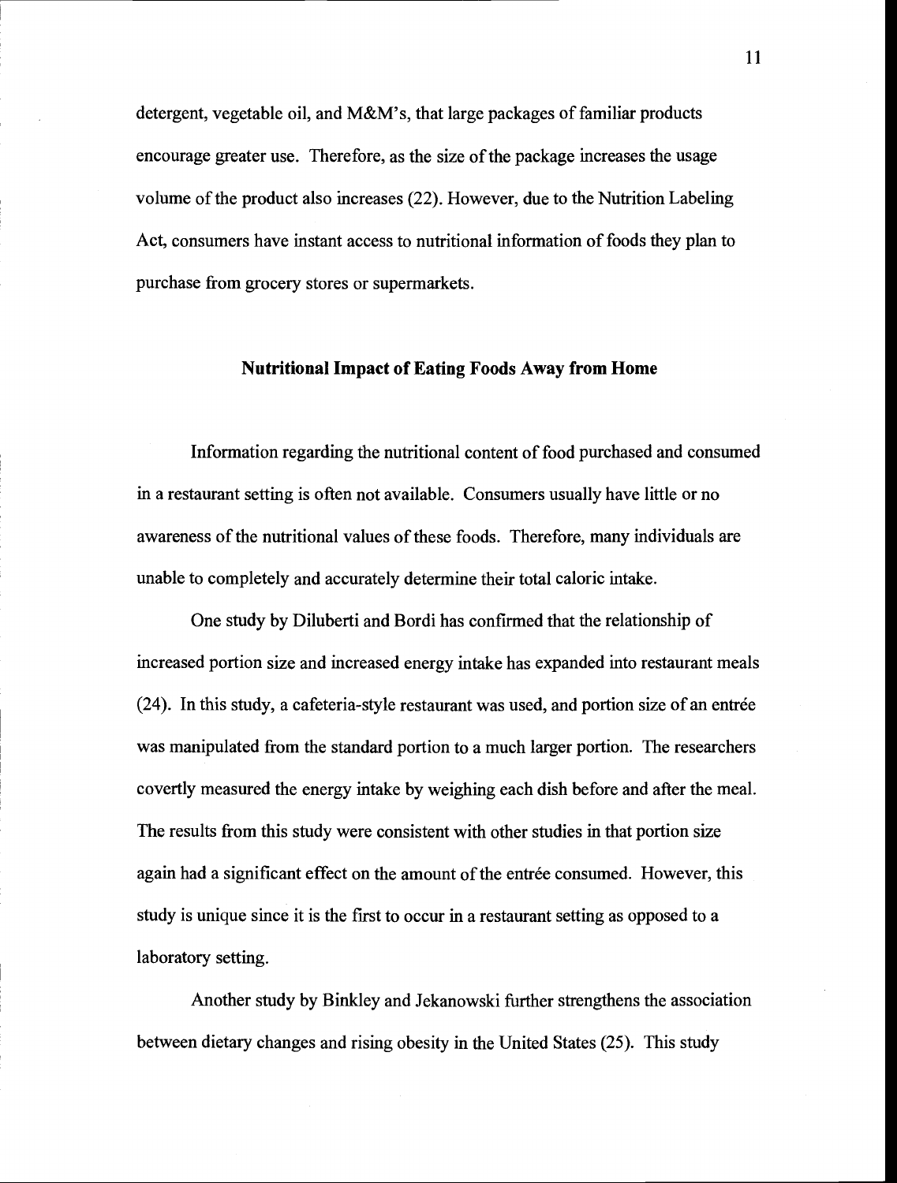detergent, vegetable oil, and M&M's, that large packages of familiar products encourage greater use. Therefore, as the size of the package increases the usage volume of the product also increases (22). However, due to the Nutrition Labeling Act, consumers have instant access to nutritional information of foods they plan to purchase from grocery stores or supermarkets.

## Nutritional Impact of Eating Foods Away from Home

Information regarding the nutritional content of food purchased and consumed in a restaurant setting is often not available. Consumers usually have little or no awareness of the nutritional values of these foods. Therefore, many individuals are unable to completely and accurately determine their total caloric intake.

One study by Diluberti and Bordi has confirmed that the relationship of increased portion size and increased energy intake has expanded into restaurant meals (24). In this study, a cafeteria-style restaurant was used, and portion size of an entrée was manipulated from the standard portion to a much larger portion. The researchers covertly measured the energy intake by weighing each dish before and after the meal. The results from this study were consistent with other studies in that portion size again had a significant effect on the amount of the entrée consumed. However, this study is unique since it is the first to occur in a restaurant setting as opposed to a laboratory setting.

Another study by Binkley and Jekanowski further strengthens the association between dietary changes and rising obesity in the United States (25). This study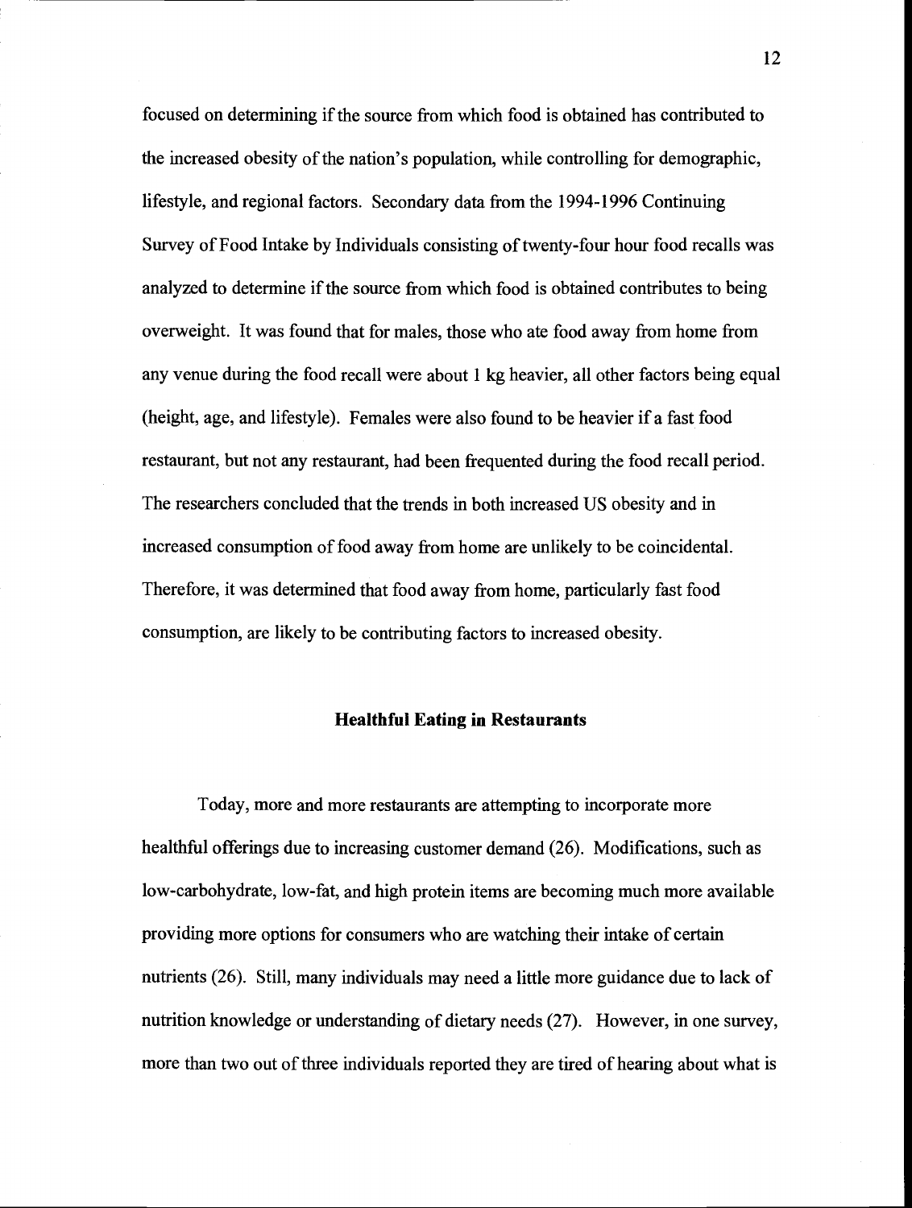focused on determining if the source from which food is obtained has contributed to the increased obesity of the nation's population, while controlling for demographic, lifestyle, and regional factors. Secondary data from the 1994-1996 Continuing Survey of Food Intake by Individuals consisting of twenty-four hour food recalls was analyzed to determine if the source from which food is obtained contributes to being overweight. It was found that for males, those who ate food away from home from any venue during the food recall were about 1 kg heavier, all other factors being equal (height, age, and lifestyle). Females were also found to be heavier if a fast food restaurant, but not any restaurant, had been frequented during the food recall period. The researchers concluded that the trends in both increased US obesity and in increased consumption of food away from home are unlikely to be coincidental. Therefore, it was determined that food away from home, particularly fast food consumption, are likely to be contributing factors to increased obesity.

## Healthful Eating in Restaurants

Today, more and more restaurants are attempting to incorporate more healthful offerings due to increasing customer demand (26). Modifications, such as low-carbohydrate, low-fat, and high protein items are becoming much more available providing more options for consumers who are watching their intake of certain nutrients (26). Still, many individuals may need a little more guidance due to lack of nutrition knowledge or understanding of dietary needs (27). However, in one survey, more than two out of three individuals reported they are tired of hearing about what is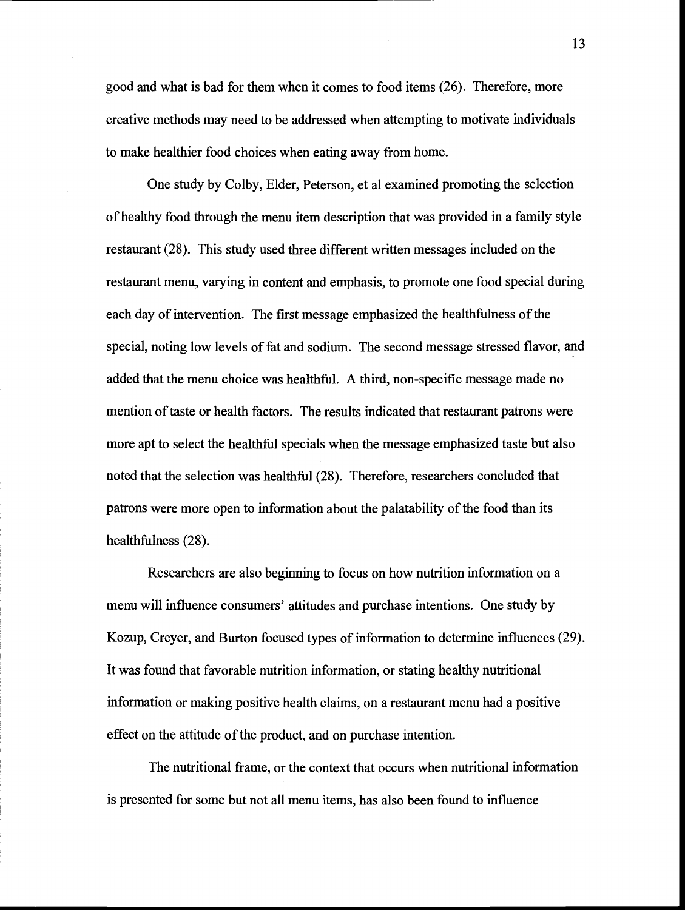good and what is bad for them when it comes to food items (26). Therefore, more creative methods may need to be addressed when attempting to motivate individuals to make healthier food choices when eating away from home.

One study by Colby, Elder, Peterson, et al examined promoting the selection of healthy food through the menu item description that was provided in a family style restaurant (28). This study used three different written messages included on the restaurant menu, varying in content and emphasis, to promote one food special during each day of intervention. The first message emphasized the healthfulness of the special, noting low levels of fat and sodium. The second message stressed flavor, and added that the menu choice was healthful. A third, non-specific message made no mention of taste or health factors. The results indicated that restaurant patrons were more apt to select the healthful specials when the message emphasized taste but also noted that the selection was healthful (28). Therefore, researchers concluded that patrons were more open to information about the palatability of the food than its healthfulness (28).

Researchers are also beginning to focus on how nutrition information on a menu will influence consumers' attitudes and purchase intentions. One study by Kozup, Creyer, and Burton focused types of information to determine influences (29). It was found that favorable nutrition information, or stating healthy nutritional information or making positive health claims, on a restaurant menu had a positive effect on the attitude of the product, and on purchase intention.

The nutritional frame, or the context that occurs when nutritional information is presented for some but not all menu items, has also been found to influence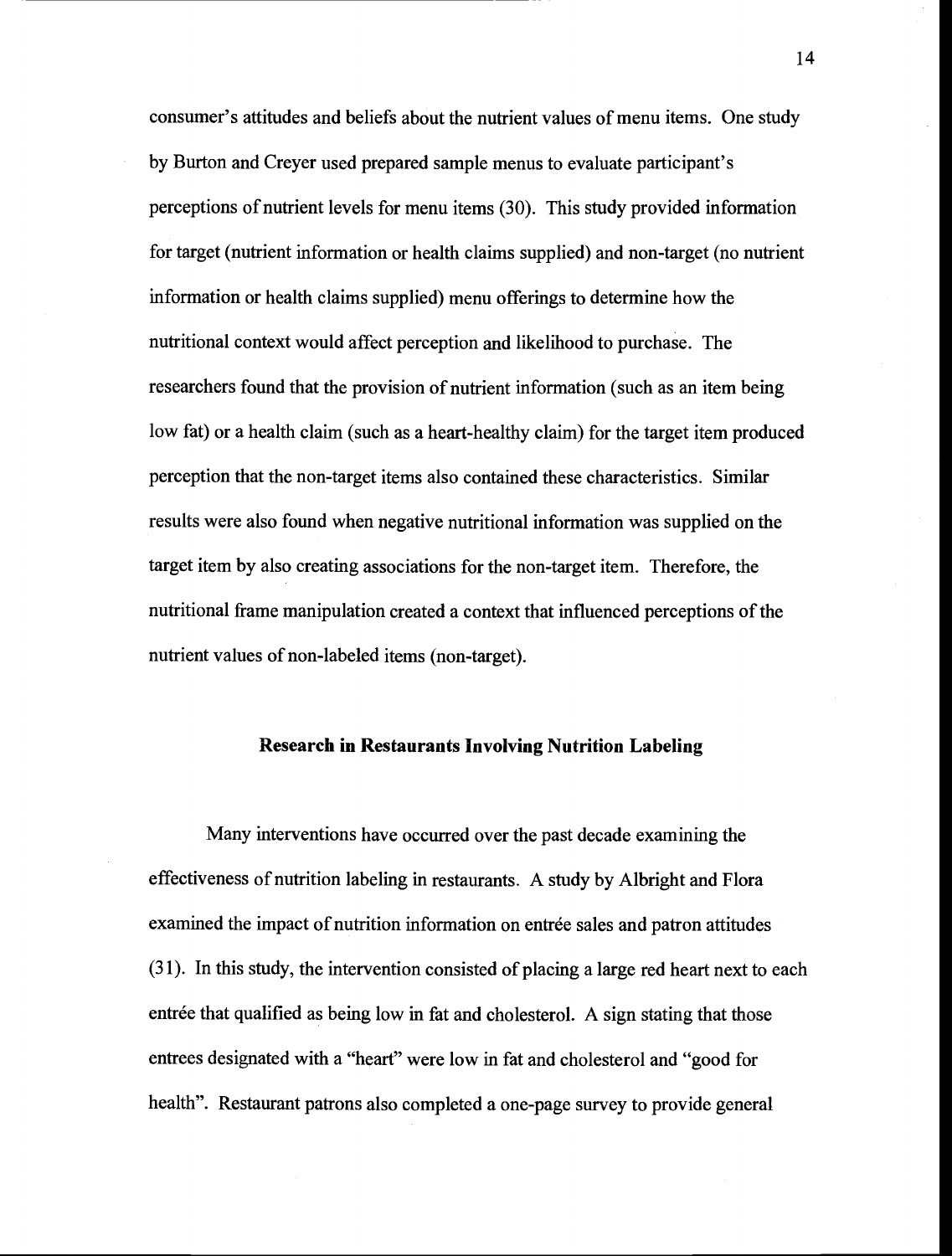consumer's attitudes and beliefs about the nutrient values of menu items. One study by Burton and Creyer used prepared sample menus to evaluate participant's perceptions of nutrient levels for menu items (30). This study provided information for target (nutrient information or health claims supplied) and non-target (no nutrient information or health claims supplied) menu offerings to determine how the nutritional context would affect perception and likelihood to purchase. The researchers found that the provision of nutrient information (such as an item being low fat) or a health claim (such as a heart-healthy claim) for the target item produced perception that the non-target items also contained these characteristics. Similar results were also found when negative nutritional information was supplied on the target item by also creating associations for the non-target item. Therefore, the nutritional frame manipulation created a context that influenced perceptions of the nutrient values of non-labeled items (non-target).

## Research in Restaurants Involving Nutrition Labeling

Many interventions have occurred over the past decade examining the effectiveness of nutrition labeling in restaurants. A study by Albright and Flora examined the impact of nutrition information on entrée sales and patron attitudes (31). In this study, the intervention consisted of placing a large red heart next to each entrée that qualified as being low in fat and cholesterol. A sign stating that those entrees designated with a "heart" were low in fat and cholesterol and "good for health". Restaurant patrons also completed a one-page survey to provide general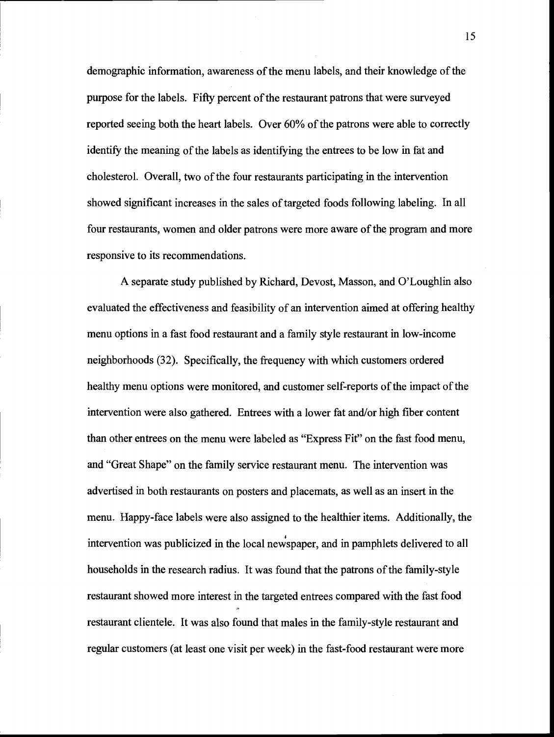demographic information, awareness of the menu labels, and their knowledge of the purpose for the labels. Fifty percent of the restaurant patrons that were surveyed reported seeing both the heart labels. Over 60% of the patrons were able to correctly identify the meaning of the labels as identifying the entrees to be low in fat and cholesterol. Overall, two of the four restaurants participating in the intervention showed significant increases in the sales of targeted foods following labeling. In all four restaurants, women and older patrons were more aware of the program and more responsive to its recommendations.

A separate study published by Richard, Devost, Masson, and O'Loughlin also evaluated the effectiveness and feasibility of an intervention aimed at offering healthy menu options in a fast food restaurant and a family style restaurant in low-income neighborhoods (32). Specifically, the frequency with which customers ordered healthy menu options were monitored, and customer self-reports of the impact of the intervention were also gathered. Entrees with a lower fat and/or high fiber content than other entrees on the menu were labeled as "Express Fit" on the fast food menu, and "Great Shape" on the family service restaurant menu. The intervention was advertised in both restaurants on posters and placemats, as well as an insert in the menu. Happy-face labels were also assigned to the healthier items. Additionally, the intervention was publicized in the local newspaper, and in pamphlets delivered to all households in the research radius. It was found that the patrons of the family-style restaurant showed more interest in the targeted entrees compared with the fast food restaurant clientele. It was also found that males in the family-style restaurant and regular customers (at least one visit per week) in the fast-food restaurant were more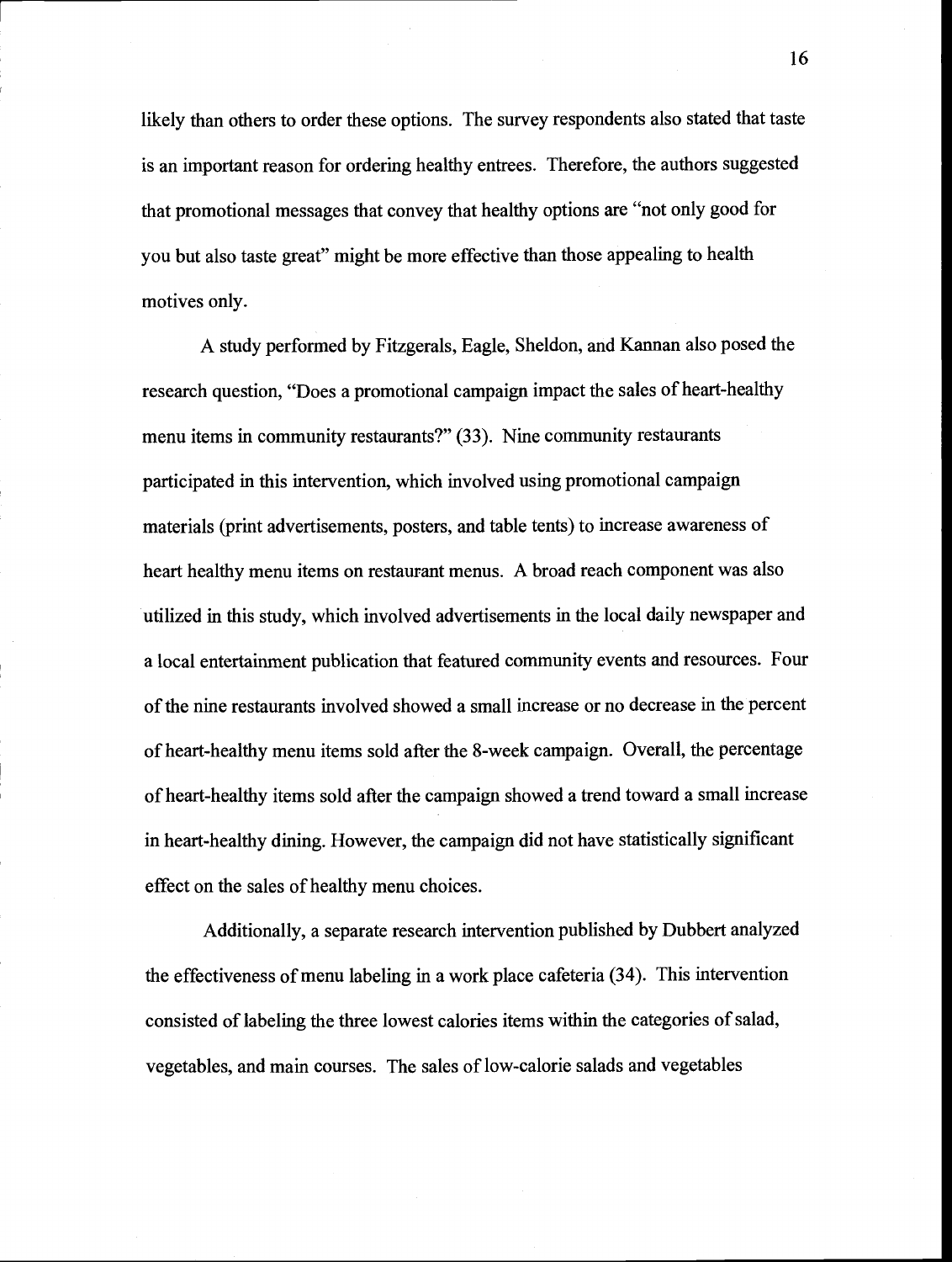likely than others to order these options. The survey respondents also stated that taste is an important reason for ordering healthy entrees. Therefore, the authors suggested that promotional messages that convey that healthy options are "not only good for you but also taste great" might be more effective than those appealing to health motives only.

A study performed by Fitzgerals, Eagle, Sheldon, and Kannan also posed the research question, "Does a promotional campaign impact the sales of heart-healthy menu items in community restaurants?" (33). Nine community restaurants participated in this intervention, which involved using promotional campaign materials (print advertisements, posters, and table tents) to increase awareness of heart healthy menu items on restaurant menus. A broad reach component was also utilized in this study, which involved advertisements in the local daily newspaper and a local entertainment publication that featured community events and resources. Four of the nine restaurants involved showed a small increase or no decrease in the percent of heart-healthy menu items sold after the 8-week campaign. Overall, the percentage of heart-healthy items sold after the campaign showed a trend toward a small increase in heart-healthy dining. However, the campaign did not have statistically significant effect on the sales of healthy menu choices.

Additionally, a separate research intervention published by Dubbert analyzed the effectiveness of menu labeling in a work place cafeteria (34). This intervention consisted of labeling the three lowest calories items within the categories of salad, vegetables, and main courses. The sales of low-calorie salads and vegetables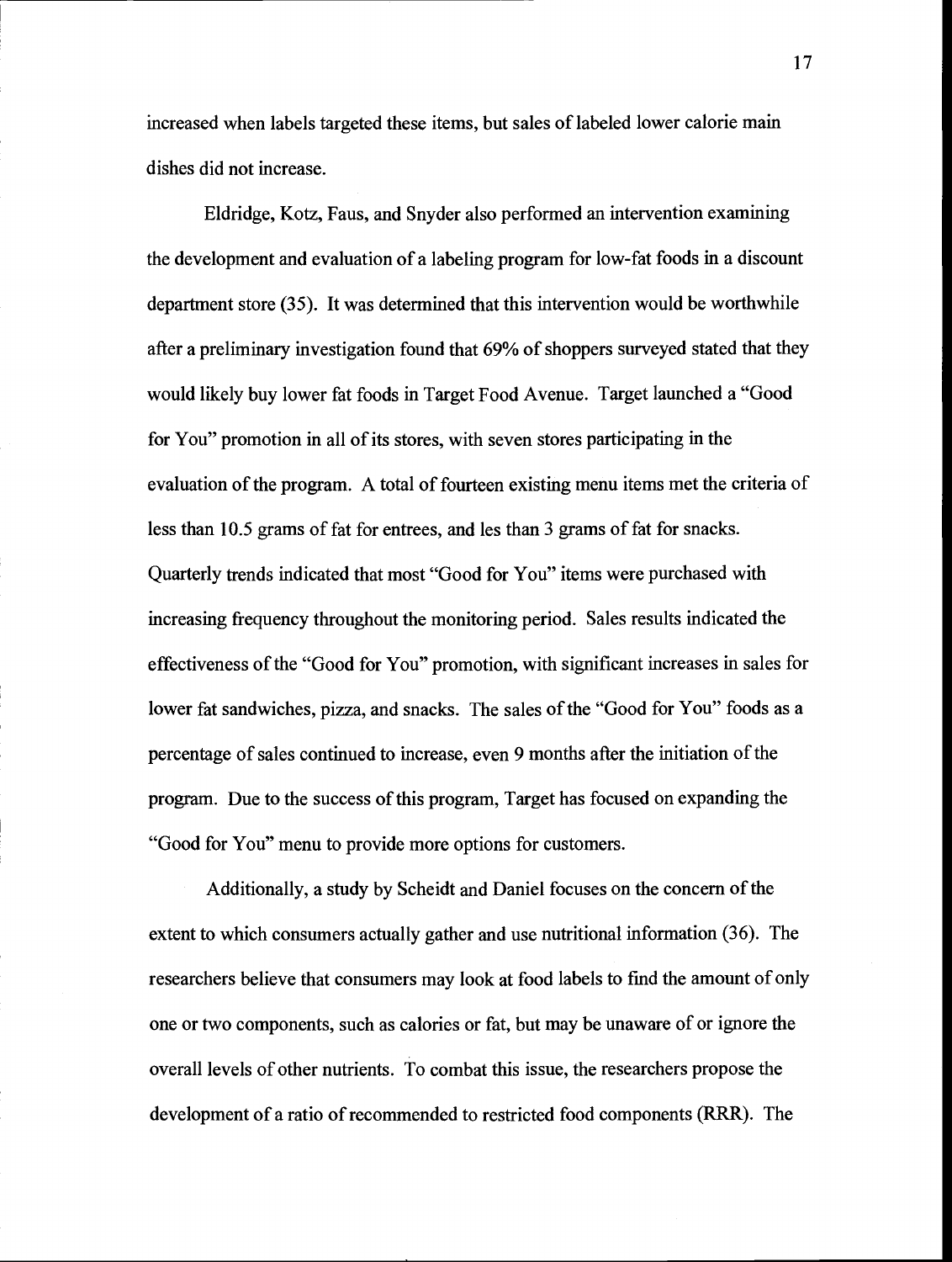increased when labels targeted these items, but sales of labeled lower calorie main dishes did not increase.

Eldridge, Kotz, Faus, and Snyder also performed an intervention examining the development and evaluation of a labeling program for low-fat foods in a discount department store (35). It was determined that this intervention would be worthwhile after a preliminary investigation found that 69% of shoppers surveyed stated that they would likely buy lower fat foods in Target Food Avenue. Target launched a "Good for You" promotion in all of its stores, with seven stores participating in the evaluation of the program. A total of fourteen existing menu items met the criteria of less than 10.5 grams of fat for entrees, and les than 3 grams of fat for snacks. Quarterly trends indicated that most "Good for You" items were purchased with increasing frequency throughout the monitoring period. Sales results indicated the effectiveness of the "Good for You" promotion, with significant increases in sales for lower fat sandwiches, pizza, and snacks. The sales of the "Good for You" foods as a percentage of sales continued to increase, even 9 months after the initiation of the program. Due to the success of this program, Target has focused on expanding the "Good for You" menu to provide more options for customers.

Additionally, a study by Scheidt and Daniel focuses on the concern of the extent to which consumers actually gather and use nutritional information (36). The researchers believe that consumers may look at food labels to find the amount of only one or two components, such as calories or fat, but may be unaware of or ignore the overall levels of other nutrients. To combat this issue, the researchers propose the development of a ratio of recommended to restricted food components (RRR). The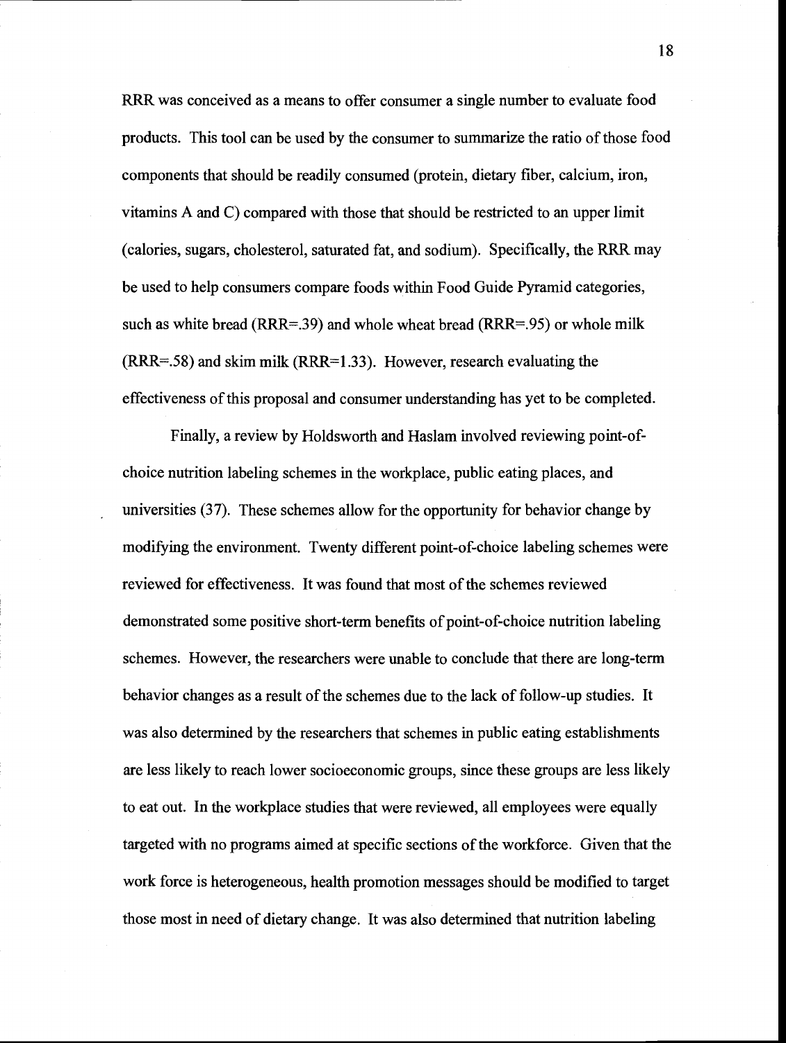RRR was conceived as a means to offer consumer a single number to evaluate food products. This tool can be used by the consumer to summarize the ratio of those food components that should be readily consumed (protein, dietary fiber, calcium, iron, vitamins A and C) compared with those that should be restricted to an upper limit (calories, sugars, cholesterol, saturated fat, and sodium). Specifically, the RRR may be used to help consumers compare foods within Food Guide Pyramid categories, such as white bread (RRR=.39) and whole wheat bread (RRR=.95) or whole milk (RRR=.58) and skim milk (RRR=1.33). However, research evaluating the effectiveness of this proposal and consumer understanding has yet to be completed.

Finally, a review by Holdsworth and Haslam involved reviewing point-of-choice nutrition labeling schemes in the workplace, public eating places, and universities (37). These schemes allow for the opportunity for behavior change by modifying the environment. Twenty different point-of-choice labeling schemes were reviewed for effectiveness. It was found that most of the schemes reviewed demonstrated some positive short-term benefits of point-of-choice nutrition labeling schemes. However, the researchers were unable to conclude that there are long-term behavior changes as a result of the schemes due to the lack of follow-up studies. It was also determined by the researchers that schemes in public eating establishments are less likely to reach lower socioeconomic groups, since these groups are less likely to eat out. In the workplace studies that were reviewed, all employees were equally targeted with no programs aimed at specific sections of the workforce. Given that the work force is heterogeneous, health promotion messages should be modified to target those most in need of dietary change. It was also determined that nutrition labeling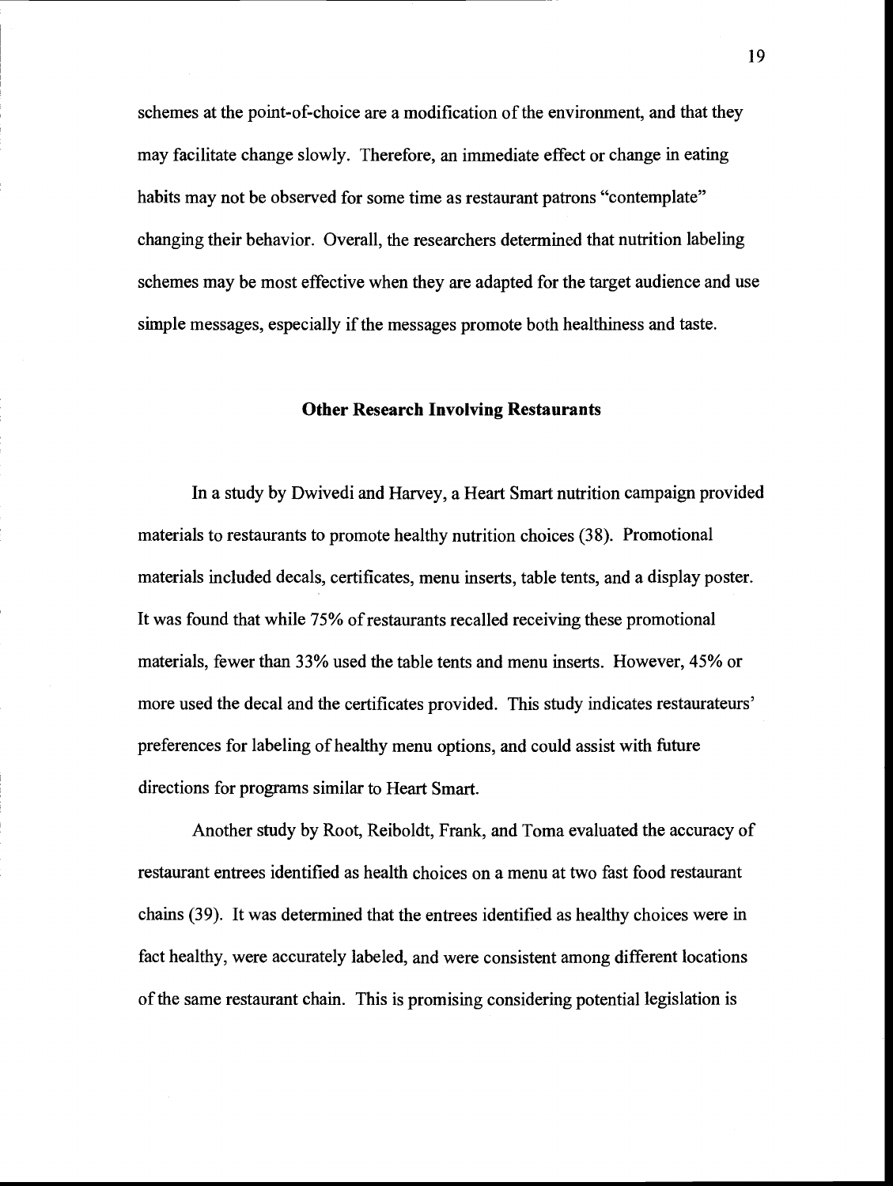schemes at the point-of-choice are a modification of the environment, and that they may facilitate change slowly. Therefore, an immediate effect or change in eating habits may not be observed for some time as restaurant patrons "contemplate" changing their behavior. Overall, the researchers determined that nutrition labeling schemes may be most effective when they are adapted for the target audience and use simple messages, especially if the messages promote both healthiness and taste.

## Other Research Involving Restaurants

In a study by Dwivedi and Harvey, a Heart Smart nutrition campaign provided materials to restaurants to promote healthy nutrition choices (38). Promotional materials included decals, certificates, menu inserts, table tents, and a display poster. It was found that while 75% of restaurants recalled receiving these promotional materials, fewer than 33% used the table tents and menu inserts. However, 45% or more used the decal and the certificates provided. This study indicates restaurateurs' preferences for labeling of healthy menu options, and could assist with future directions for programs similar to Heart Smart.

Another study by Root, Reiboldt, Frank, and Toma evaluated the accuracy of restaurant entrees identified as health choices on a menu at two fast food restaurant chains (39). It was determined that the entrees identified as healthy choices were in fact healthy, were accurately labeled, and were consistent among different locations of the same restaurant chain. This is promising considering potential legislation is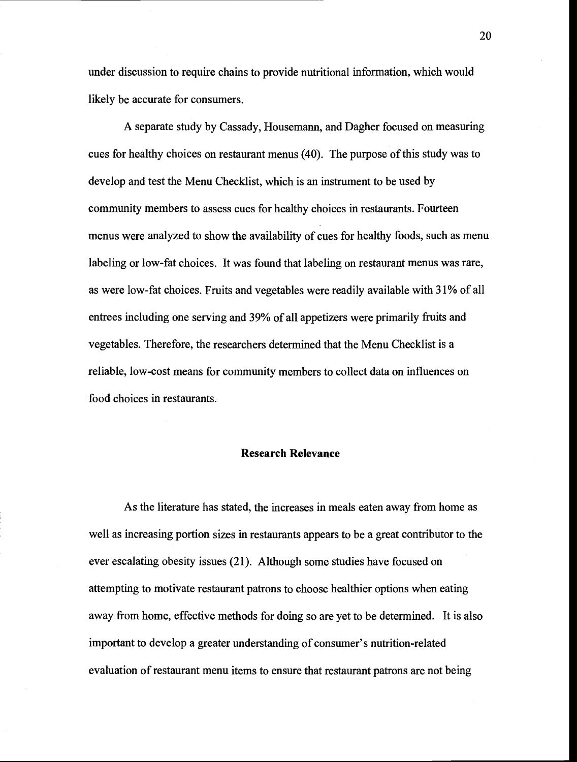under discussion to require chains to provide nutritional information, which would likely be accurate for consumers.

A separate study by Cassady, Housemann, and Dagher focused on measuring cues for healthy choices on restaurant menus (40). The purpose of this study was to develop and test the Menu Checklist, which is an instrument to be used by community members to assess cues for healthy choices in restaurants. Fourteen menus were analyzed to show the availability of cues for healthy foods, such as menu labeling or low-fat choices. It was found that labeling on restaurant menus was rare, as were low-fat choices. Fruits and vegetables were readily available with 31% of all entrees including one serving and 39% of all appetizers were primarily fruits and vegetables. Therefore, the researchers determined that the Menu Checklist is a reliable, low-cost means for community members to collect data on influences on food choices in restaurants.

## Research Relevance

As the literature has stated, the increases in meals eaten away from home as well as increasing portion sizes in restaurants appears to be a great contributor to the ever escalating obesity issues (21). Although some studies have focused on attempting to motivate restaurant patrons to choose healthier options when eating away from home, effective methods for doing so are yet to be determined. It is also important to develop a greater understanding of consumer's nutrition-related evaluation of restaurant menu items to ensure that restaurant patrons are not being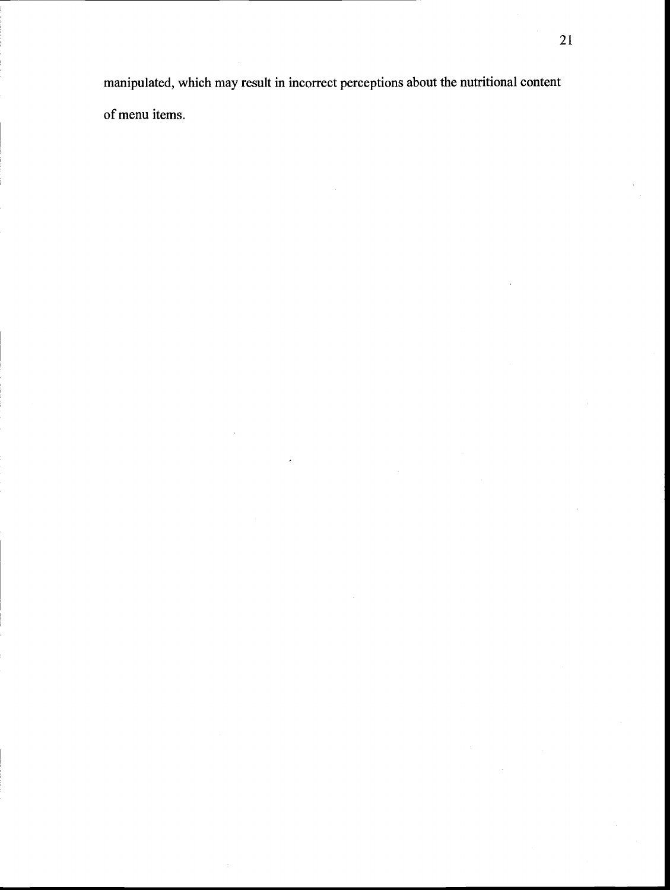manipulated, which may result in incorrect perceptions about the nutritional content of menu items.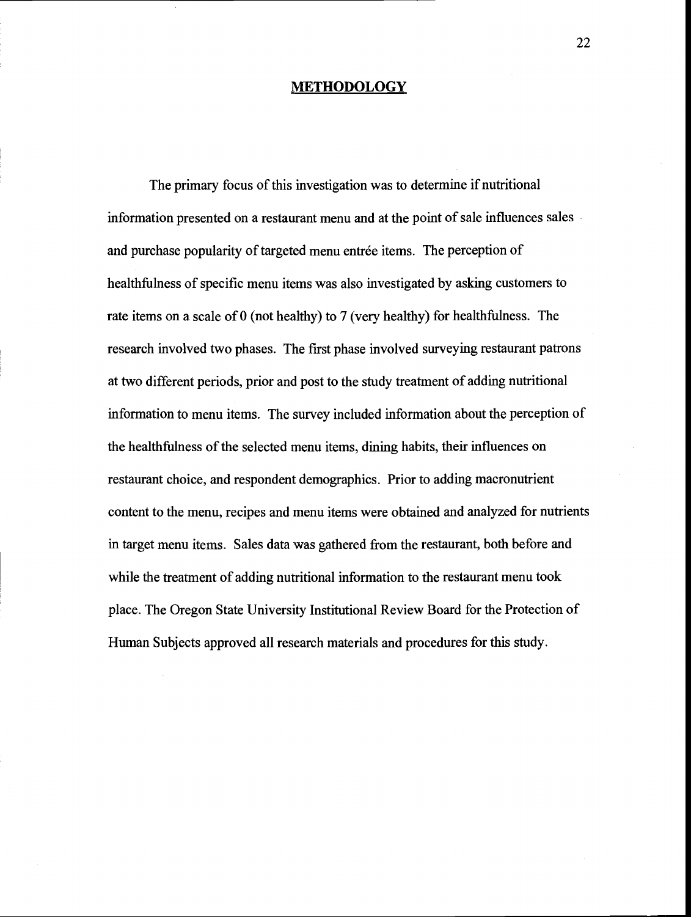# METHODOLOGY

The primary focus of this investigation was to determine if nutritional information presented on a restaurant menu and at the point of sale influences sales and purchase popularity of targeted menu entrée items. The perception of healthfulness of specific menu items was also investigated by asking customers to rate items on a scale of 0 (not healthy) to 7 (very healthy) for healthfulness. The research involved two phases. The first phase involved surveying restaurant patrons at two different periods, prior and post to the study treatment of adding nutritional information to menu items. The survey included information about the perception of the healthfulness of the selected menu items, dining habits, their influences on restaurant choice, and respondent demographics. Prior to adding macronutrient content to the menu, recipes and menu items were obtained and analyzed for nutrients in target menu items. Sales data was gathered from the restaurant, both before and while the treatment of adding nutritional information to the restaurant menu took place. The Oregon State University Institutional Review Board for the Protection of Human Subjects approved all research materials and procedures for this study.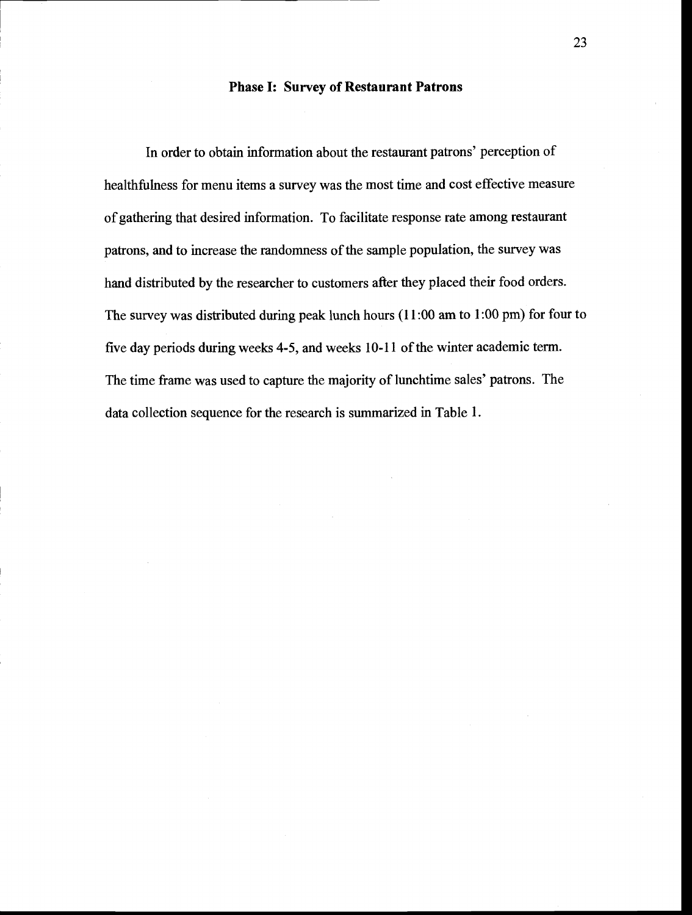## Phase I: Survey of Restaurant Patrons

In order to obtain information about the restaurant patrons' perception of healthfulness for menu items a survey was the most time and cost effective measure of gathering that desired information. To facilitate response rate among restaurant patrons, and to increase the randomness of the sample population, the survey was hand distributed by the researcher to customers after they placed their food orders. The survey was distributed during peak lunch hours (11:00 am to 1:00 pm) for four to five day periods during weeks 4-5, and weeks 10-11 of the winter academic term. The time frame was used to capture the majority of lunchtime sales' patrons. The data collection sequence for the research is summarized in Table 1.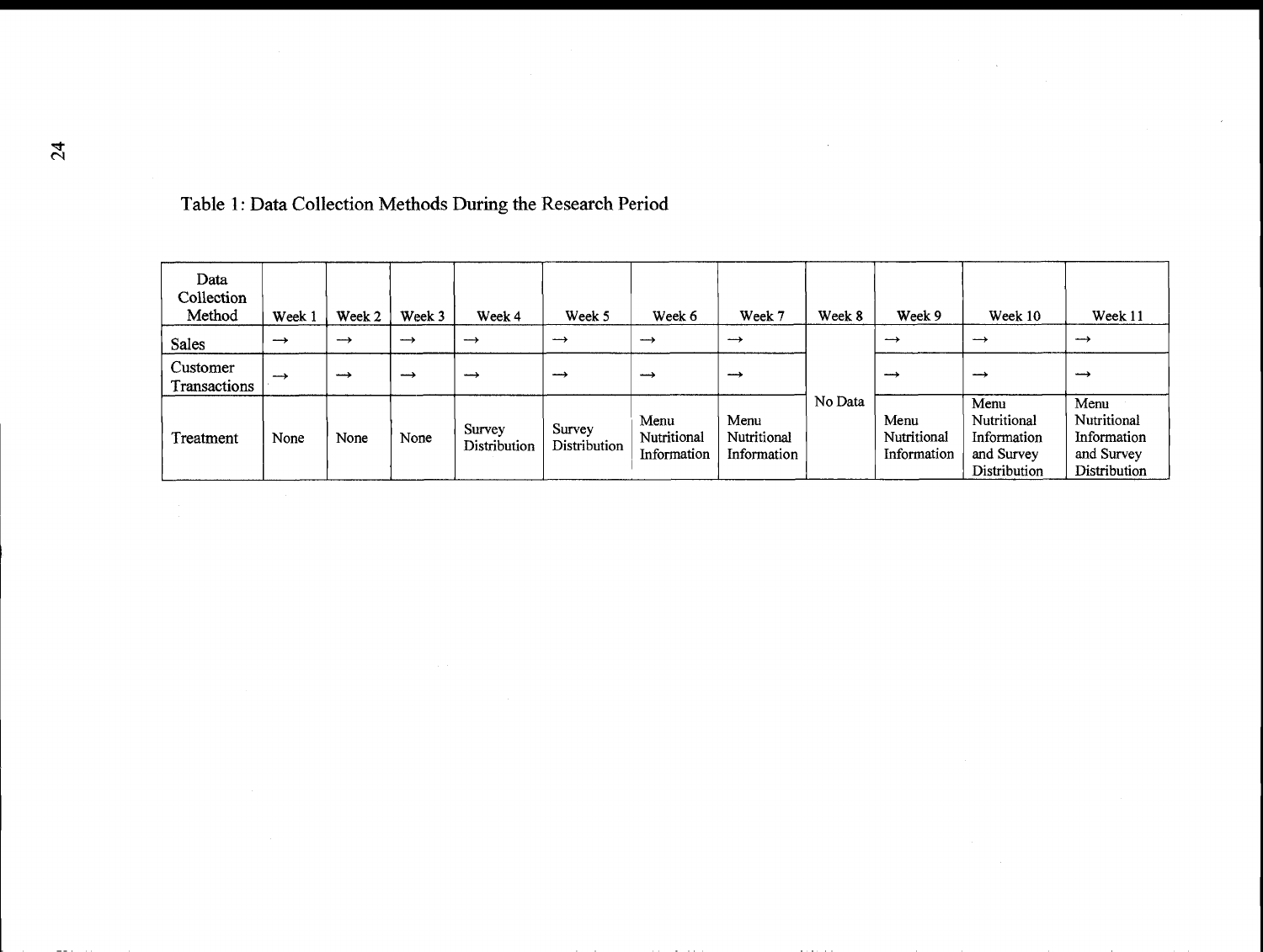Table 1: Data Collection Methods During the Research Period

| Data Collection Method | Week 1 | Week 2 | Week 3 | Week 4 | Week 5 | Week 6 | Week 7 | Week 8 | Week 9 | Week 10 | Week 11 |
|---|---|---|---|---|---|---|---|---|---|---|---|
| Sales | → | → | → | → | → | → | → | No Data | → | → | → |
| Customer Transactions | → | → | → | → | → | → | → | | → | → | → |
| Treatment | None | None | None | Survey Distribution | Survey Distribution | Menu Nutritional Information | Menu Nutritional Information | | Menu Nutritional Information | Menu Nutritional Information and Survey Distribution | Menu Nutritional Information and Survey Distribution |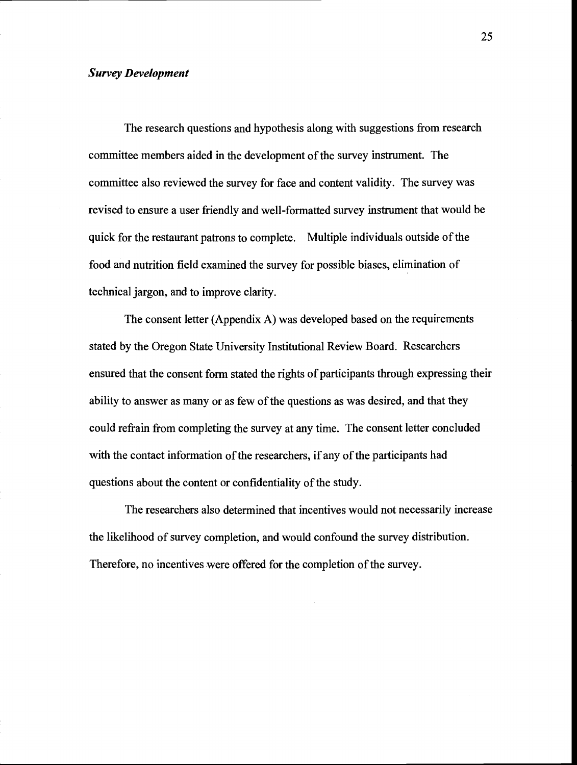***Survey Development***

The research questions and hypothesis along with suggestions from research committee members aided in the development of the survey instrument. The committee also reviewed the survey for face and content validity. The survey was revised to ensure a user friendly and well-formatted survey instrument that would be quick for the restaurant patrons to complete. Multiple individuals outside of the food and nutrition field examined the survey for possible biases, elimination of technical jargon, and to improve clarity.

The consent letter (Appendix A) was developed based on the requirements stated by the Oregon State University Institutional Review Board. Researchers ensured that the consent form stated the rights of participants through expressing their ability to answer as many or as few of the questions as was desired, and that they could refrain from completing the survey at any time. The consent letter concluded with the contact information of the researchers, if any of the participants had questions about the content or confidentiality of the study.

The researchers also determined that incentives would not necessarily increase the likelihood of survey completion, and would confound the survey distribution. Therefore, no incentives were offered for the completion of the survey.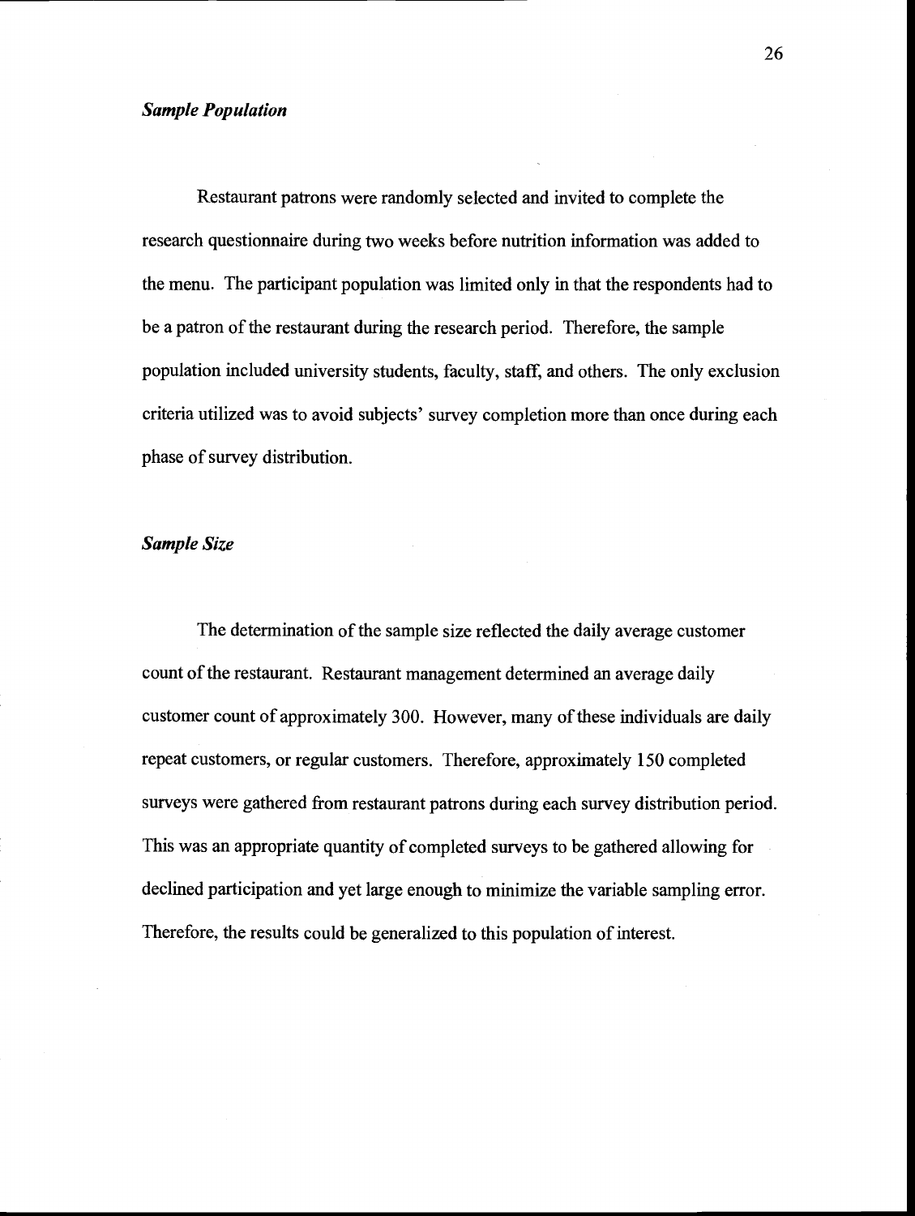### *Sample Population*

Restaurant patrons were randomly selected and invited to complete the research questionnaire during two weeks before nutrition information was added to the menu. The participant population was limited only in that the respondents had to be a patron of the restaurant during the research period. Therefore, the sample population included university students, faculty, staff, and others. The only exclusion criteria utilized was to avoid subjects' survey completion more than once during each phase of survey distribution.

### *Sample Size*

The determination of the sample size reflected the daily average customer count of the restaurant. Restaurant management determined an average daily customer count of approximately 300. However, many of these individuals are daily repeat customers, or regular customers. Therefore, approximately 150 completed surveys were gathered from restaurant patrons during each survey distribution period. This was an appropriate quantity of completed surveys to be gathered allowing for declined participation and yet large enough to minimize the variable sampling error. Therefore, the results could be generalized to this population of interest.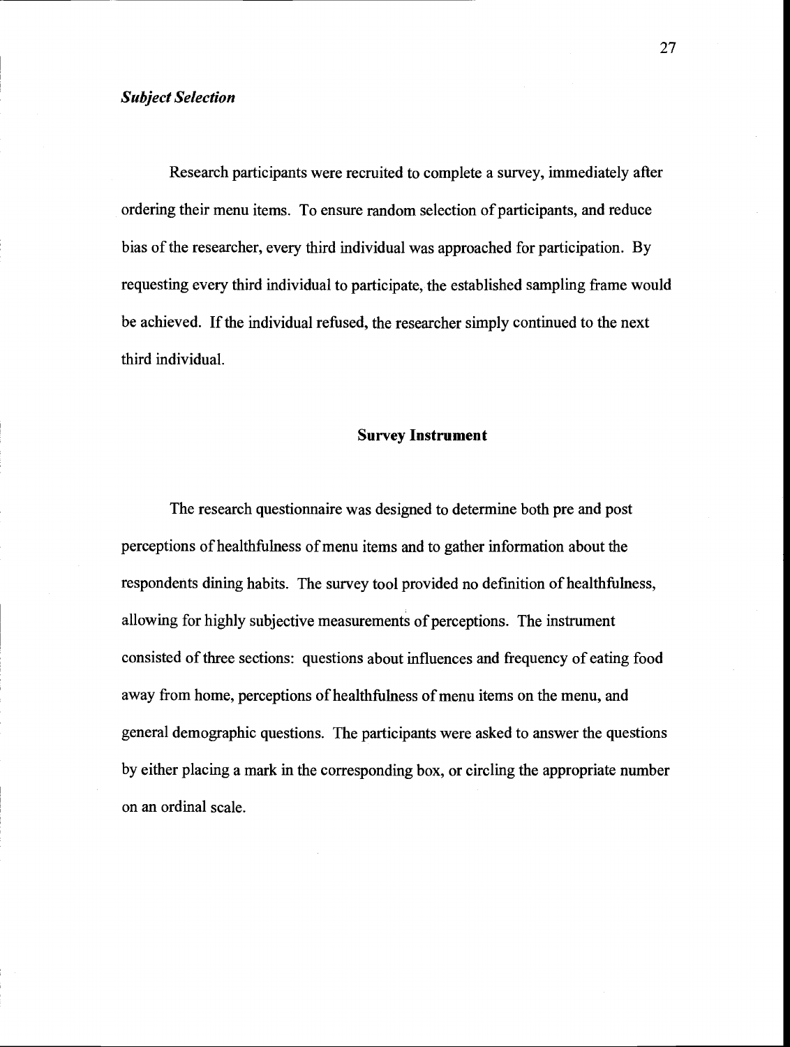***Subject Selection***

Research participants were recruited to complete a survey, immediately after ordering their menu items. To ensure random selection of participants, and reduce bias of the researcher, every third individual was approached for participation. By requesting every third individual to participate, the established sampling frame would be achieved. If the individual refused, the researcher simply continued to the next third individual.

## Survey Instrument

The research questionnaire was designed to determine both pre and post perceptions of healthfulness of menu items and to gather information about the respondents dining habits. The survey tool provided no definition of healthfulness, allowing for highly subjective measurements of perceptions. The instrument consisted of three sections: questions about influences and frequency of eating food away from home, perceptions of healthfulness of menu items on the menu, and general demographic questions. The participants were asked to answer the questions by either placing a mark in the corresponding box, or circling the appropriate number on an ordinal scale.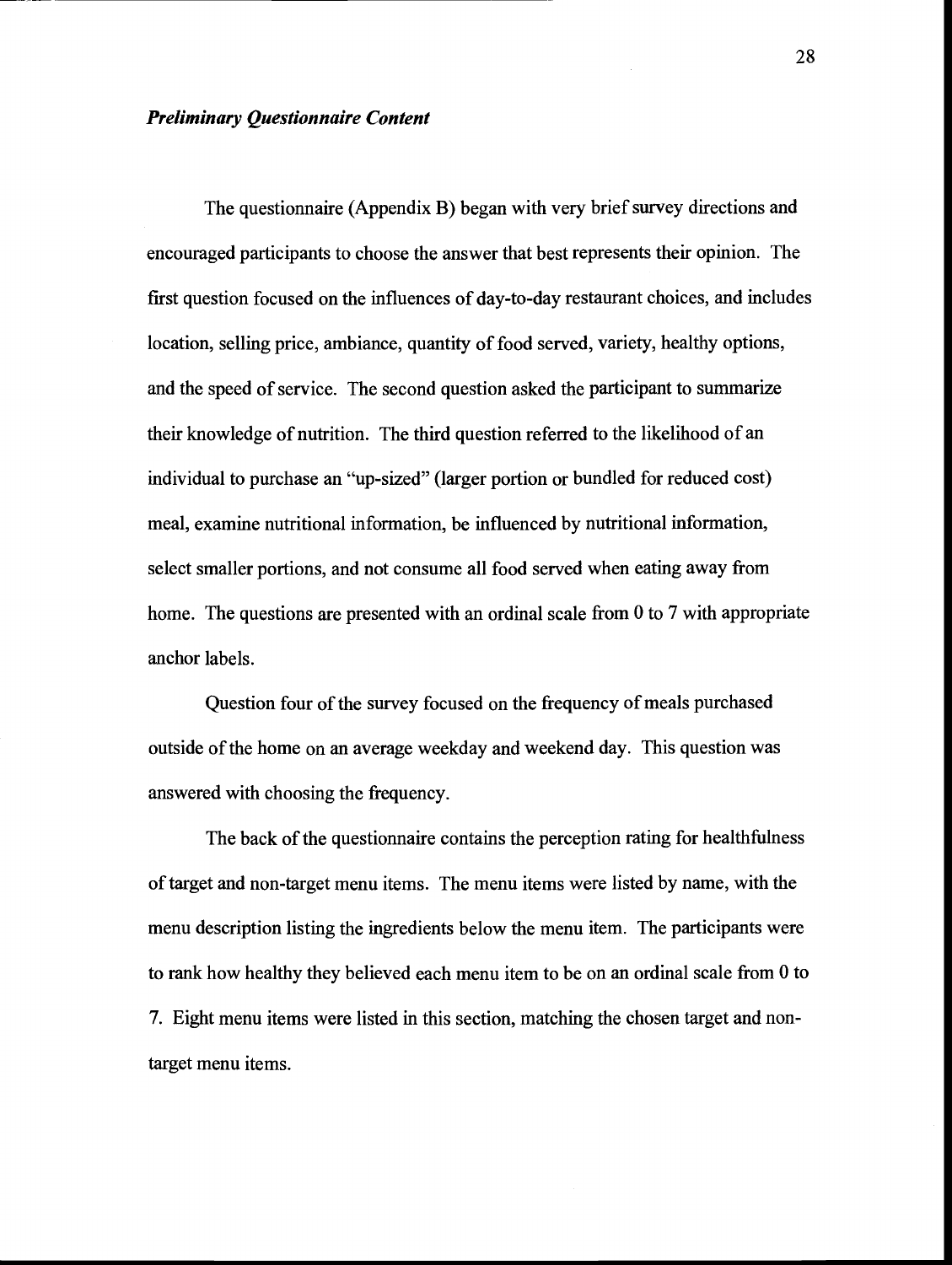***Preliminary Questionnaire Content***

The questionnaire (Appendix B) began with very brief survey directions and encouraged participants to choose the answer that best represents their opinion. The first question focused on the influences of day-to-day restaurant choices, and includes location, selling price, ambiance, quantity of food served, variety, healthy options, and the speed of service. The second question asked the participant to summarize their knowledge of nutrition. The third question referred to the likelihood of an individual to purchase an "up-sized" (larger portion or bundled for reduced cost) meal, examine nutritional information, be influenced by nutritional information, select smaller portions, and not consume all food served when eating away from home. The questions are presented with an ordinal scale from 0 to 7 with appropriate anchor labels.

Question four of the survey focused on the frequency of meals purchased outside of the home on an average weekday and weekend day. This question was answered with choosing the frequency.

The back of the questionnaire contains the perception rating for healthfulness of target and non-target menu items. The menu items were listed by name, with the menu description listing the ingredients below the menu item. The participants were to rank how healthy they believed each menu item to be on an ordinal scale from 0 to 7. Eight menu items were listed in this section, matching the chosen target and non-target menu items.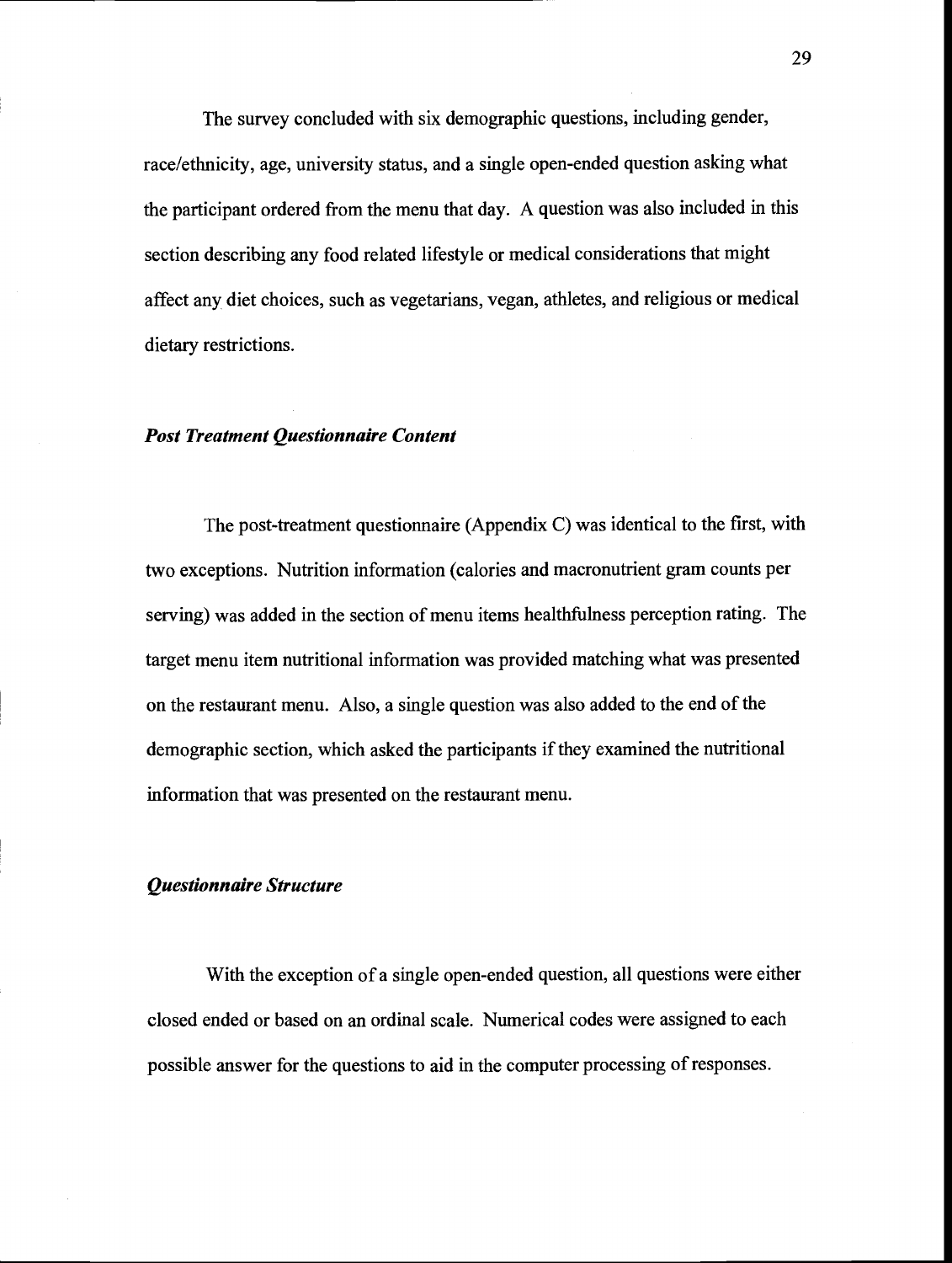The survey concluded with six demographic questions, including gender, race/ethnicity, age, university status, and a single open-ended question asking what the participant ordered from the menu that day. A question was also included in this section describing any food related lifestyle or medical considerations that might affect any diet choices, such as vegetarians, vegan, athletes, and religious or medical dietary restrictions.

### *Post Treatment Questionnaire Content*

The post-treatment questionnaire (Appendix C) was identical to the first, with two exceptions. Nutrition information (calories and macronutrient gram counts per serving) was added in the section of menu items healthfulness perception rating. The target menu item nutritional information was provided matching what was presented on the restaurant menu. Also, a single question was also added to the end of the demographic section, which asked the participants if they examined the nutritional information that was presented on the restaurant menu.

### *Questionnaire Structure*

With the exception of a single open-ended question, all questions were either closed ended or based on an ordinal scale. Numerical codes were assigned to each possible answer for the questions to aid in the computer processing of responses.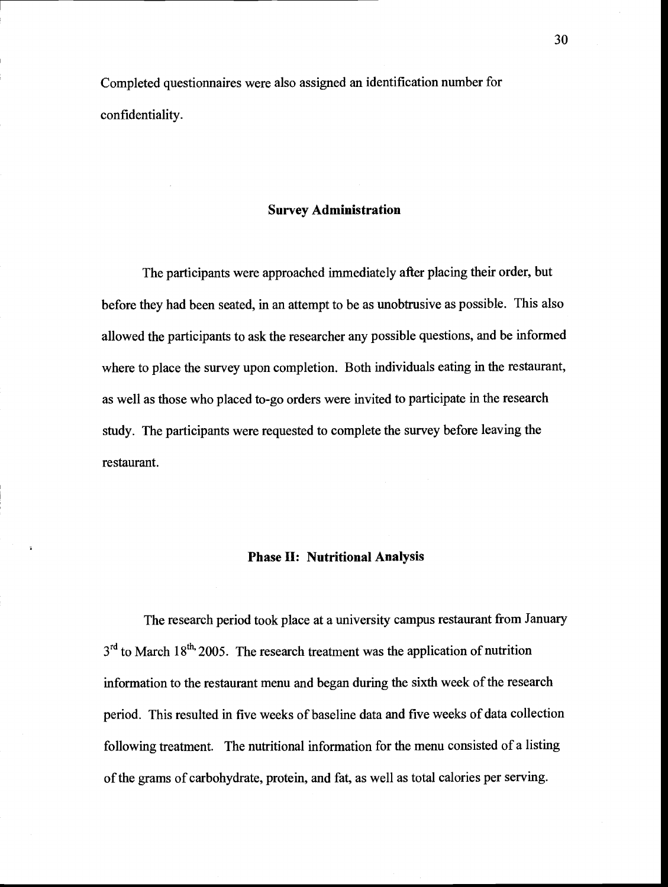Completed questionnaires were also assigned an identification number for confidentiality.

## Survey Administration

The participants were approached immediately after placing their order, but before they had been seated, in an attempt to be as unobtrusive as possible. This also allowed the participants to ask the researcher any possible questions, and be informed where to place the survey upon completion. Both individuals eating in the restaurant, as well as those who placed to-go orders were invited to participate in the research study. The participants were requested to complete the survey before leaving the restaurant.

## Phase II: Nutritional Analysis

The research period took place at a university campus restaurant from January 3rd to March 18th, 2005. The research treatment was the application of nutrition information to the restaurant menu and began during the sixth week of the research period. This resulted in five weeks of baseline data and five weeks of data collection following treatment. The nutritional information for the menu consisted of a listing of the grams of carbohydrate, protein, and fat, as well as total calories per serving.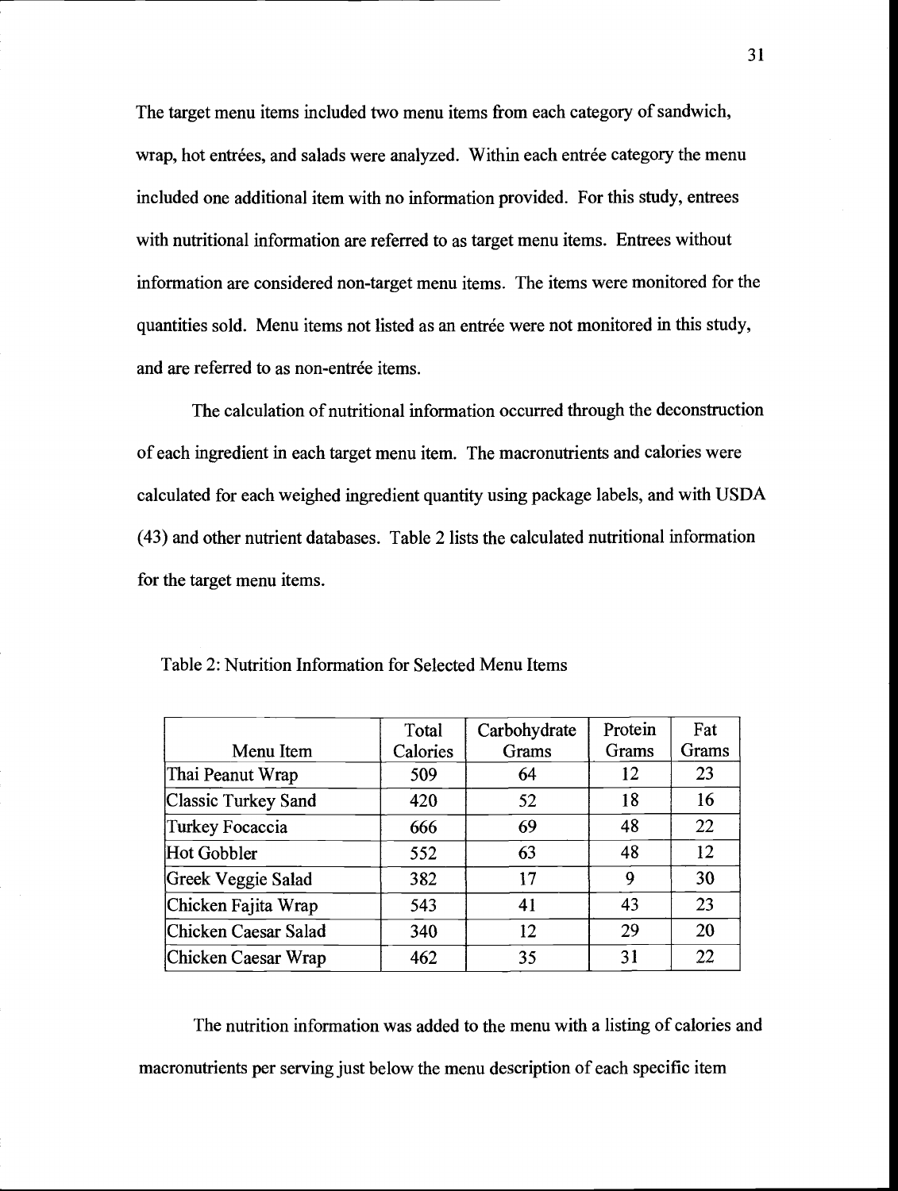The target menu items included two menu items from each category of sandwich, wrap, hot entrées, and salads were analyzed. Within each entrée category the menu included one additional item with no information provided. For this study, entrees with nutritional information are referred to as target menu items. Entrees without information are considered non-target menu items. The items were monitored for the quantities sold. Menu items not listed as an entrée were not monitored in this study, and are referred to as non-entrée items.

The calculation of nutritional information occurred through the deconstruction of each ingredient in each target menu item. The macronutrients and calories were calculated for each weighed ingredient quantity using package labels, and with USDA (43) and other nutrient databases. Table 2 lists the calculated nutritional information for the target menu items.

Table 2: Nutrition Information for Selected Menu Items

| Menu Item | Total Calories | Carbohydrate Grams | Protein Grams | Fat Grams |
|---|---|---|---|---|
| Thai Peanut Wrap | 509 | 64 | 12 | 23 |
| Classic Turkey Sand | 420 | 52 | 18 | 16 |
| Turkey Focaccia | 666 | 69 | 48 | 22 |
| Hot Gobbler | 552 | 63 | 48 | 12 |
| Greek Veggie Salad | 382 | 17 | 9 | 30 |
| Chicken Fajita Wrap | 543 | 41 | 43 | 23 |
| Chicken Caesar Salad | 340 | 12 | 29 | 20 |
| Chicken Caesar Wrap | 462 | 35 | 31 | 22 |

The nutrition information was added to the menu with a listing of calories and macronutrients per serving just below the menu description of each specific item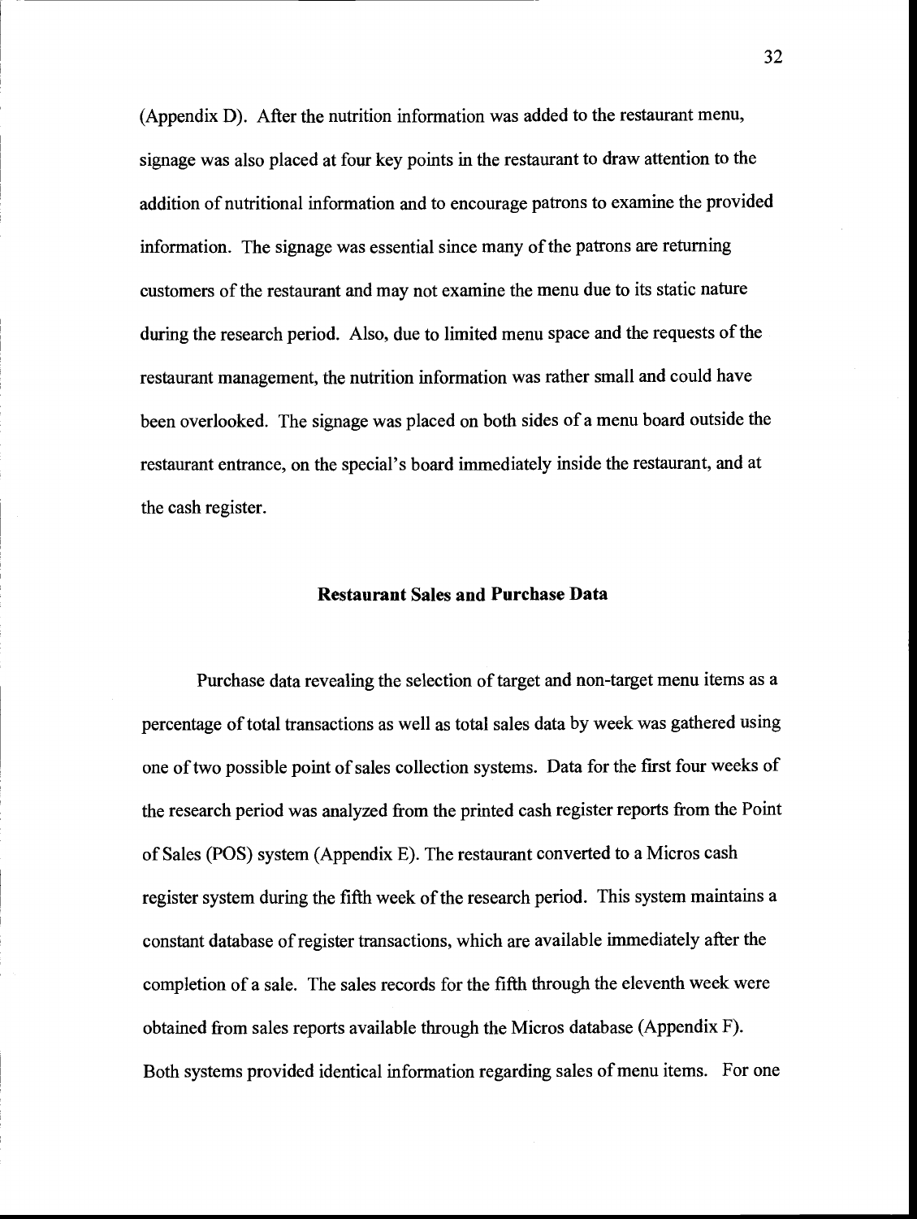(Appendix D). After the nutrition information was added to the restaurant menu, signage was also placed at four key points in the restaurant to draw attention to the addition of nutritional information and to encourage patrons to examine the provided information. The signage was essential since many of the patrons are returning customers of the restaurant and may not examine the menu due to its static nature during the research period. Also, due to limited menu space and the requests of the restaurant management, the nutrition information was rather small and could have been overlooked. The signage was placed on both sides of a menu board outside the restaurant entrance, on the special's board immediately inside the restaurant, and at the cash register.

## Restaurant Sales and Purchase Data

Purchase data revealing the selection of target and non-target menu items as a percentage of total transactions as well as total sales data by week was gathered using one of two possible point of sales collection systems. Data for the first four weeks of the research period was analyzed from the printed cash register reports from the Point of Sales (POS) system (Appendix E). The restaurant converted to a Micros cash register system during the fifth week of the research period. This system maintains a constant database of register transactions, which are available immediately after the completion of a sale. The sales records for the fifth through the eleventh week were obtained from sales reports available through the Micros database (Appendix F). Both systems provided identical information regarding sales of menu items. For one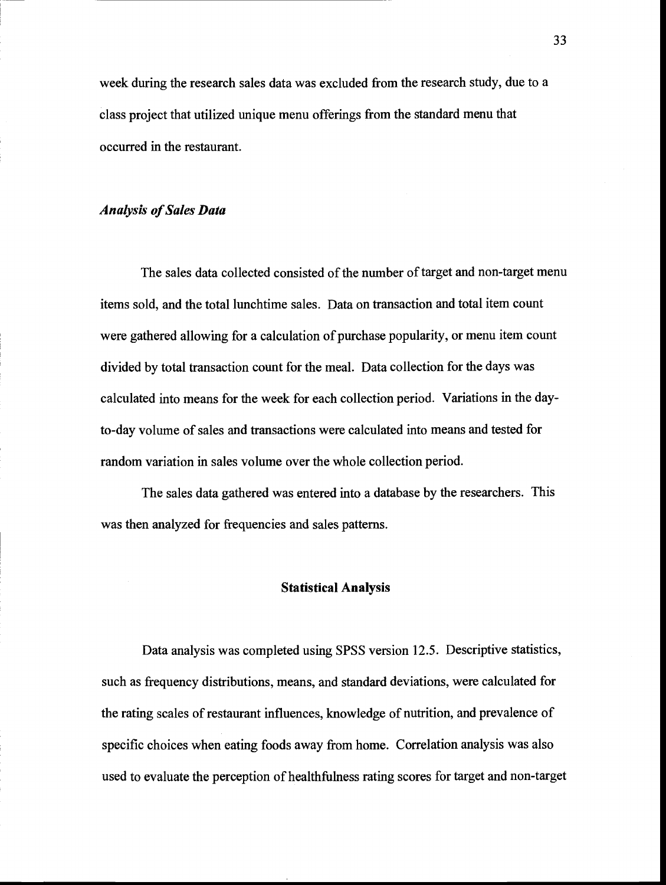week during the research sales data was excluded from the research study, due to a class project that utilized unique menu offerings from the standard menu that occurred in the restaurant.

### *Analysis of Sales Data*

The sales data collected consisted of the number of target and non-target menu items sold, and the total lunchtime sales. Data on transaction and total item count were gathered allowing for a calculation of purchase popularity, or menu item count divided by total transaction count for the meal. Data collection for the days was calculated into means for the week for each collection period. Variations in the day-to-day volume of sales and transactions were calculated into means and tested for random variation in sales volume over the whole collection period.

The sales data gathered was entered into a database by the researchers. This was then analyzed for frequencies and sales patterns.

## Statistical Analysis

Data analysis was completed using SPSS version 12.5. Descriptive statistics, such as frequency distributions, means, and standard deviations, were calculated for the rating scales of restaurant influences, knowledge of nutrition, and prevalence of specific choices when eating foods away from home. Correlation analysis was also used to evaluate the perception of healthfulness rating scores for target and non-target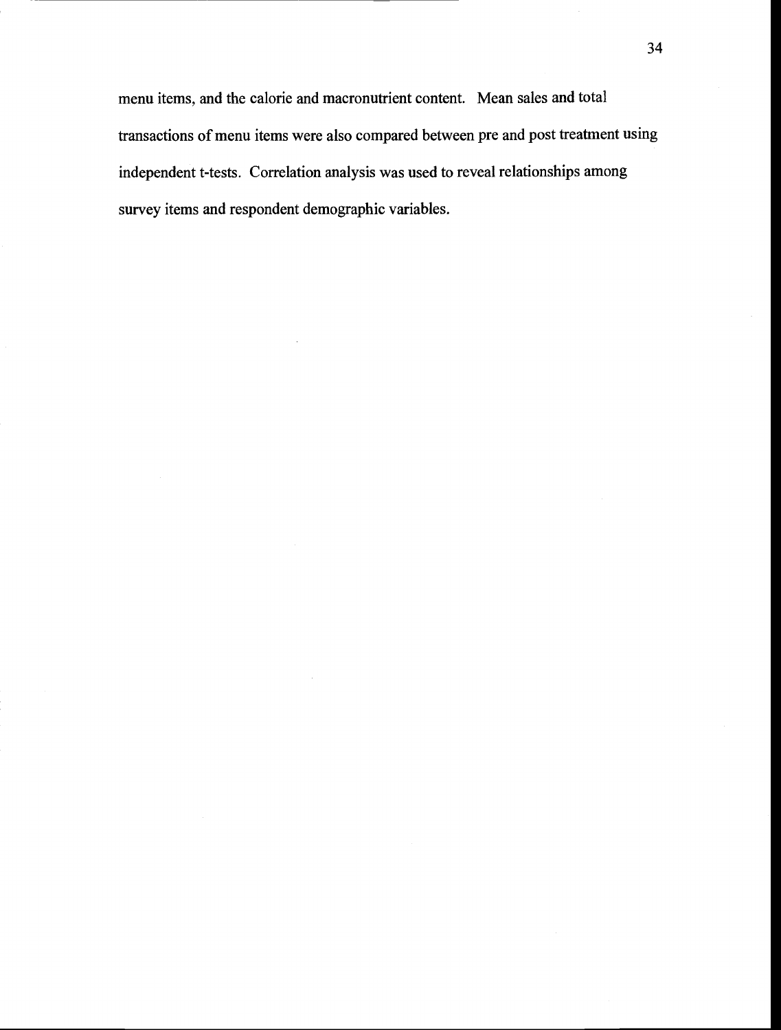menu items, and the calorie and macronutrient content. Mean sales and total transactions of menu items were also compared between pre and post treatment using independent t-tests. Correlation analysis was used to reveal relationships among survey items and respondent demographic variables.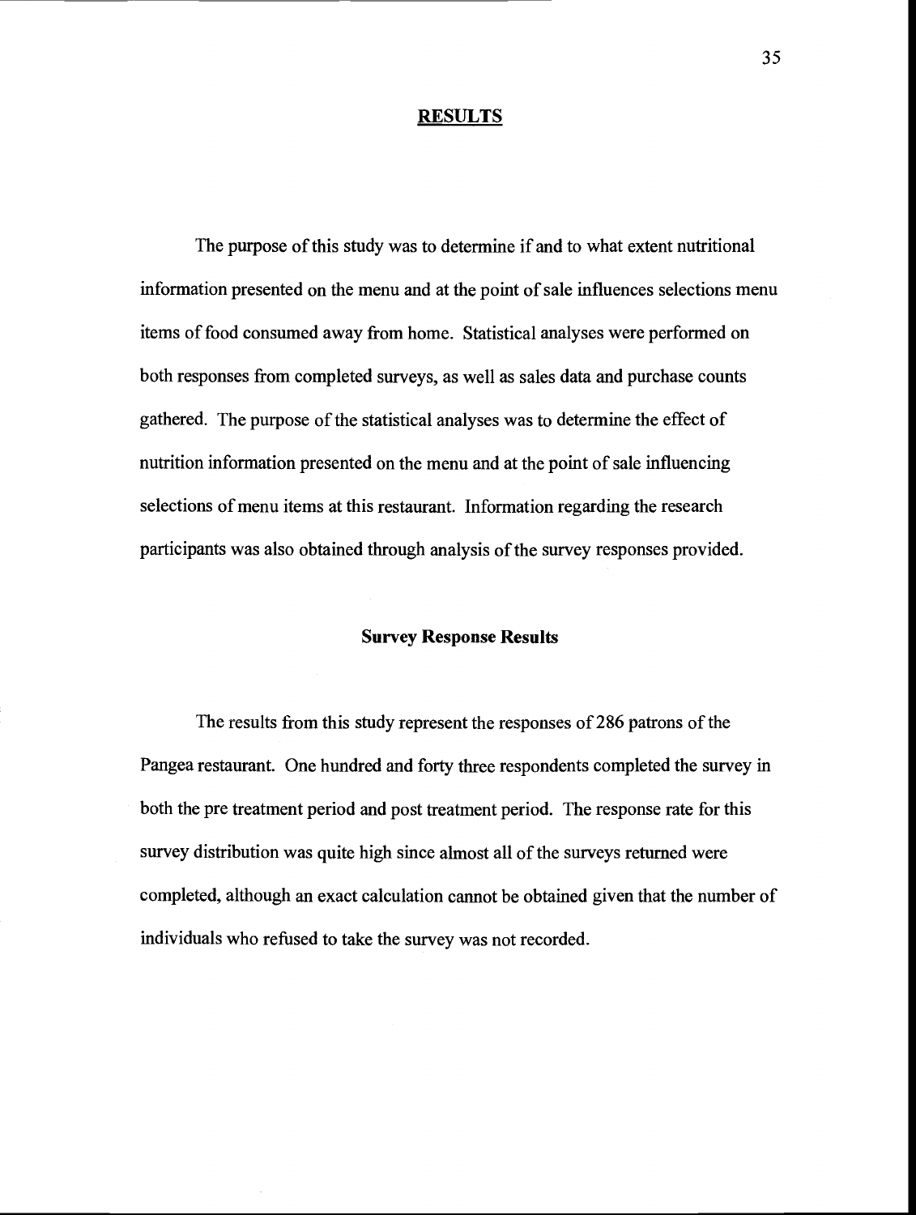# RESULTS

The purpose of this study was to determine if and to what extent nutritional information presented on the menu and at the point of sale influences selections menu items of food consumed away from home. Statistical analyses were performed on both responses from completed surveys, as well as sales data and purchase counts gathered. The purpose of the statistical analyses was to determine the effect of nutrition information presented on the menu and at the point of sale influencing selections of menu items at this restaurant. Information regarding the research participants was also obtained through analysis of the survey responses provided.

## Survey Response Results

The results from this study represent the responses of 286 patrons of the Pangea restaurant. One hundred and forty three respondents completed the survey in both the pre treatment period and post treatment period. The response rate for this survey distribution was quite high since almost all of the surveys returned were completed, although an exact calculation cannot be obtained given that the number of individuals who refused to take the survey was not recorded.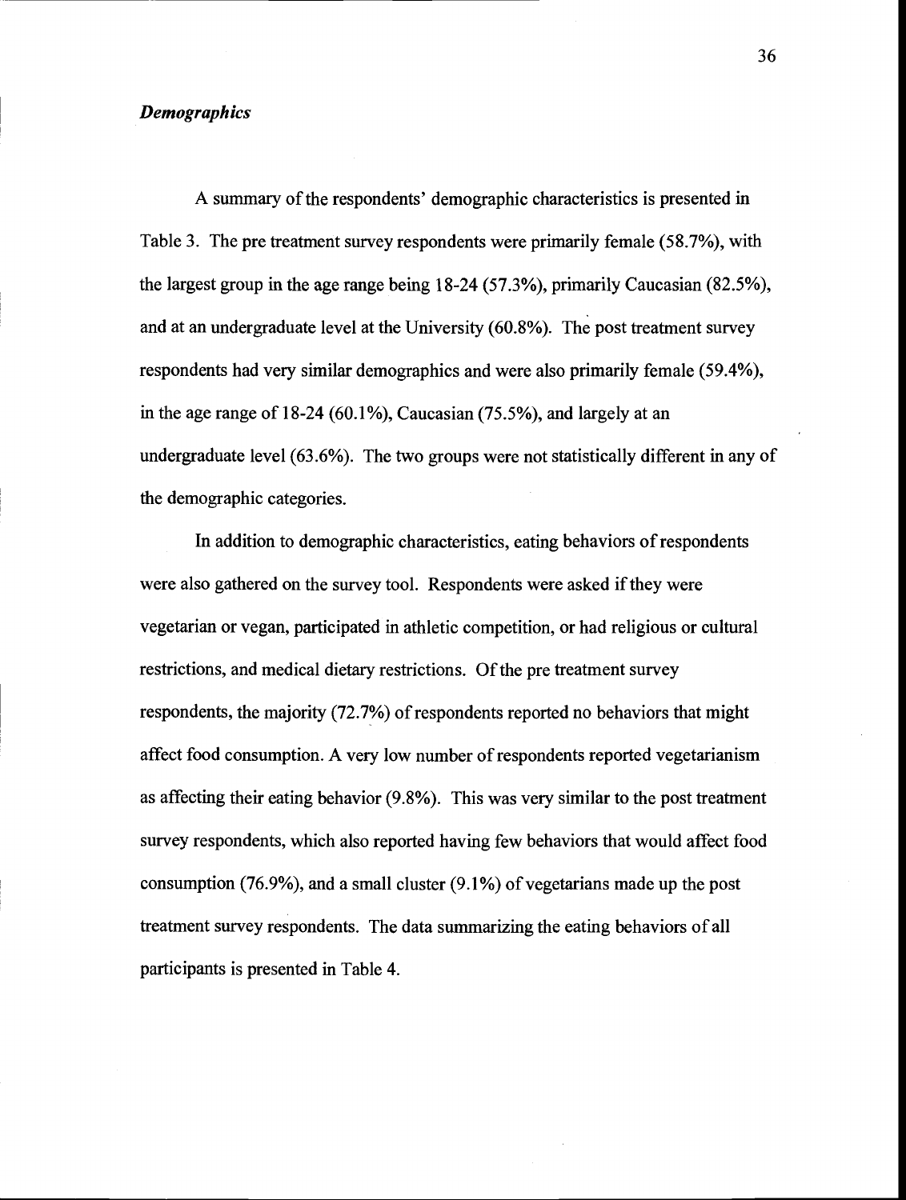### *Demographics*

A summary of the respondents' demographic characteristics is presented in Table 3. The pre treatment survey respondents were primarily female (58.7%), with the largest group in the age range being 18-24 (57.3%), primarily Caucasian (82.5%), and at an undergraduate level at the University (60.8%). The post treatment survey respondents had very similar demographics and were also primarily female (59.4%), in the age range of 18-24 (60.1%), Caucasian (75.5%), and largely at an undergraduate level (63.6%). The two groups were not statistically different in any of the demographic categories.

In addition to demographic characteristics, eating behaviors of respondents were also gathered on the survey tool. Respondents were asked if they were vegetarian or vegan, participated in athletic competition, or had religious or cultural restrictions, and medical dietary restrictions. Of the pre treatment survey respondents, the majority (72.7%) of respondents reported no behaviors that might affect food consumption. A very low number of respondents reported vegetarianism as affecting their eating behavior (9.8%). This was very similar to the post treatment survey respondents, which also reported having few behaviors that would affect food consumption (76.9%), and a small cluster (9.1%) of vegetarians made up the post treatment survey respondents. The data summarizing the eating behaviors of all participants is presented in Table 4.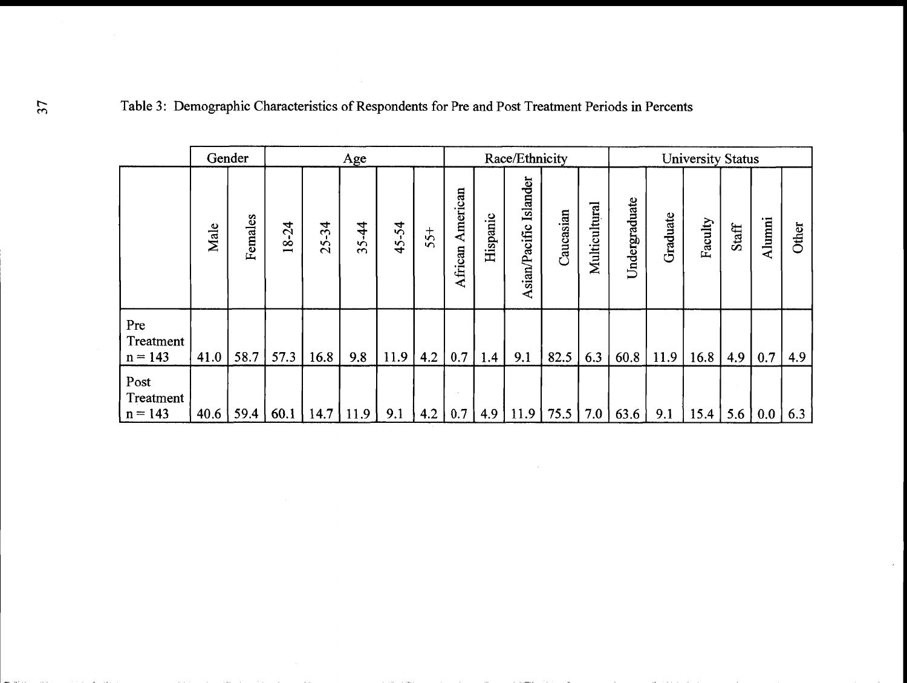Table 3: Demographic Characteristics of Respondents for Pre and Post Treatment Periods in Percents

| | Gender | | Age | | | | | Race/Ethnicity | | | | | University Status | | | | | |
|---|---|---|---|---|---|---|---|---|---|---|---|---|---|---|---|---|---|---|
| | Male | Females | 18-24 | 25-34 | 35-44 | 45-54 | 55+ | African American | Hispanic | Asian/Pacific Islander | Caucasian | Multicultural | Undergraduate | Graduate | Faculty | Staff | Alumni | Other |
| Pre Treatment n = 143 | 41.0 | 58.7 | 57.3 | 16.8 | 9.8 | 11.9 | 4.2 | 0.7 | 1.4 | 9.1 | 82.5 | 6.3 | 60.8 | 11.9 | 16.8 | 4.9 | 0.7 | 4.9 |
| Post Treatment n = 143 | 40.6 | 59.4 | 60.1 | 14.7 | 11.9 | 9.1 | 4.2 | 0.7 | 4.9 | 11.9 | 75.5 | 7.0 | 63.6 | 9.1 | 15.4 | 5.6 | 0.0 | 6.3 |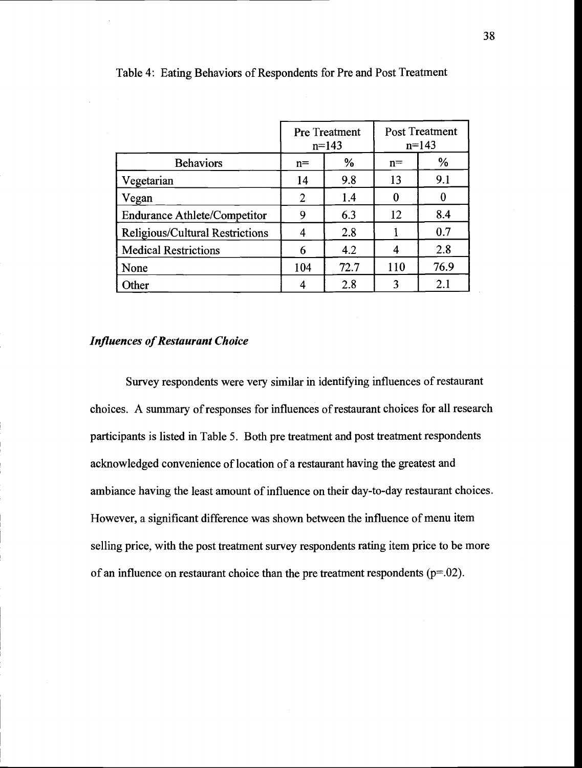Table 4: Eating Behaviors of Respondents for Pre and Post Treatment

| | Pre Treatment n=143 | | Post Treatment n=143 | |
|---|---|---|---|---|
| Behaviors | n= | % | n= | % |
| Vegetarian | 14 | 9.8 | 13 | 9.1 |
| Vegan | 2 | 1.4 | 0 | 0 |
| Endurance Athlete/Competitor | 9 | 6.3 | 12 | 8.4 |
| Religious/Cultural Restrictions | 4 | 2.8 | 1 | 0.7 |
| Medical Restrictions | 6 | 4.2 | 4 | 2.8 |
| None | 104 | 72.7 | 110 | 76.9 |
| Other | 4 | 2.8 | 3 | 2.1 |

### *Influences of Restaurant Choice*

Survey respondents were very similar in identifying influences of restaurant choices. A summary of responses for influences of restaurant choices for all research participants is listed in Table 5. Both pre treatment and post treatment respondents acknowledged convenience of location of a restaurant having the greatest and ambiance having the least amount of influence on their day-to-day restaurant choices. However, a significant difference was shown between the influence of menu item selling price, with the post treatment survey respondents rating item price to be more of an influence on restaurant choice than the pre treatment respondents ($p=.02$).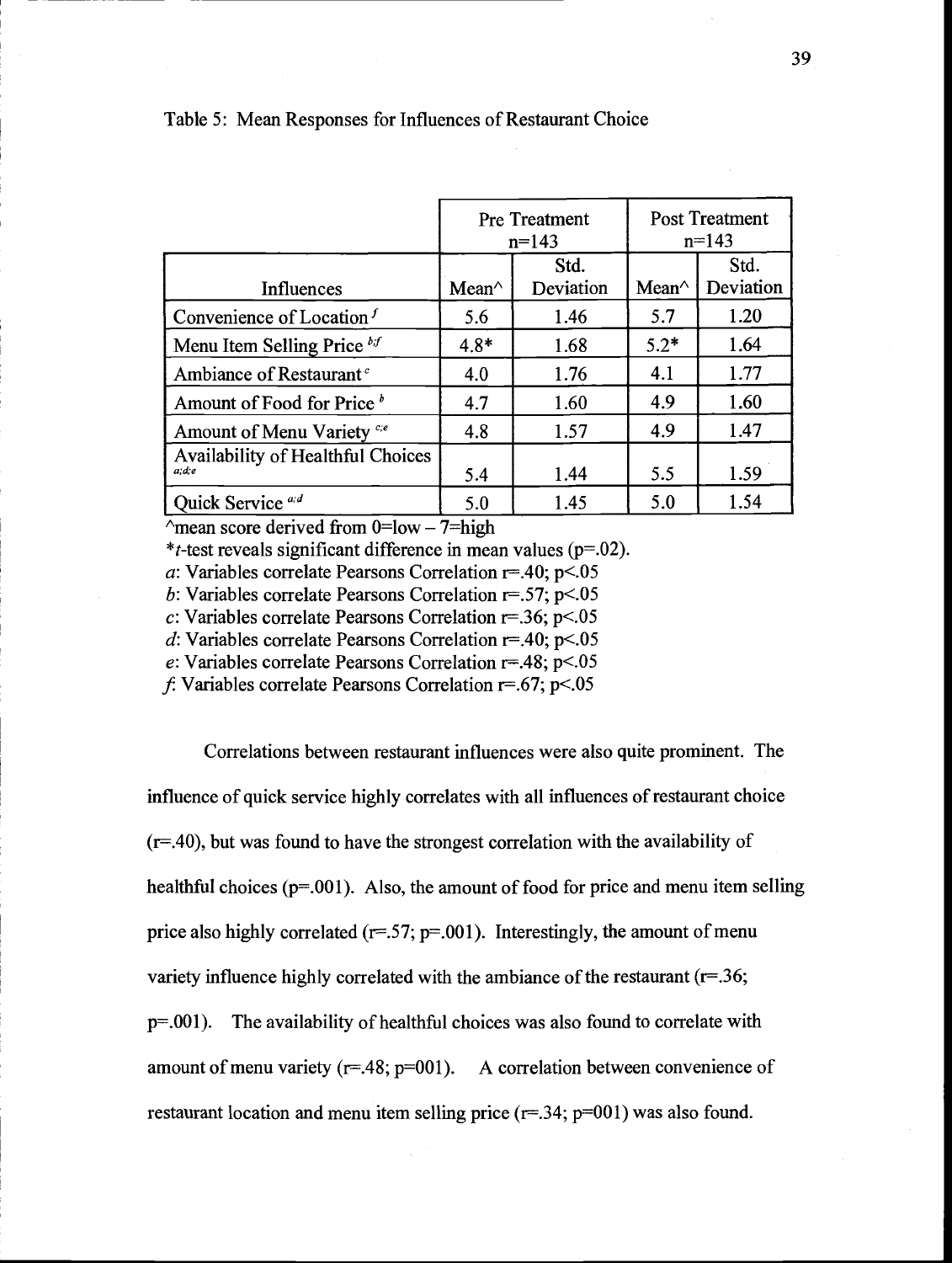Table 5: Mean Responses for Influences of Restaurant Choice

| | Pre Treatment n=143 | | Post Treatment n=143 | |
|---|---|---|---|---|
| Influences | Mean^ | Std. Deviation | Mean^ | Std. Deviation |
| Convenience of Location [f] | 5.6 | 1.46 | 5.7 | 1.20 |
| Menu Item Selling Price [b;f] | 4.8* | 1.68 | 5.2* | 1.64 |
| Ambiance of Restaurant [c] | 4.0 | 1.76 | 4.1 | 1.77 |
| Amount of Food for Price [b] | 4.7 | 1.60 | 4.9 | 1.60 |
| Amount of Menu Variety [c;e] | 4.8 | 1.57 | 4.9 | 1.47 |
| Availability of Healthful Choices [a;d;e] | 5.4 | 1.44 | 5.5 | 1.59 |
| Quick Service [a;d] | 5.0 | 1.45 | 5.0 | 1.54 |

^mean score derived from 0=low – 7=high

**t*-test reveals significant difference in mean values (p=.02).

*a*: Variables correlate Pearsons Correlation r=.40; p<.05

*b*: Variables correlate Pearsons Correlation r=.57; p<.05

*c*: Variables correlate Pearsons Correlation r=.36; p<.05

*d*: Variables correlate Pearsons Correlation r=.40; p<.05

*e*: Variables correlate Pearsons Correlation r=.48; p<.05

*f*: Variables correlate Pearsons Correlation r=.67; p<.05

Correlations between restaurant influences were also quite prominent. The influence of quick service highly correlates with all influences of restaurant choice (r=.40), but was found to have the strongest correlation with the availability of healthful choices (p=.001). Also, the amount of food for price and menu item selling price also highly correlated (r=.57; p=.001). Interestingly, the amount of menu variety influence highly correlated with the ambiance of the restaurant (r=.36; p=.001). The availability of healthful choices was also found to correlate with amount of menu variety (r=.48; p=001). A correlation between convenience of restaurant location and menu item selling price (r=.34; p=001) was also found.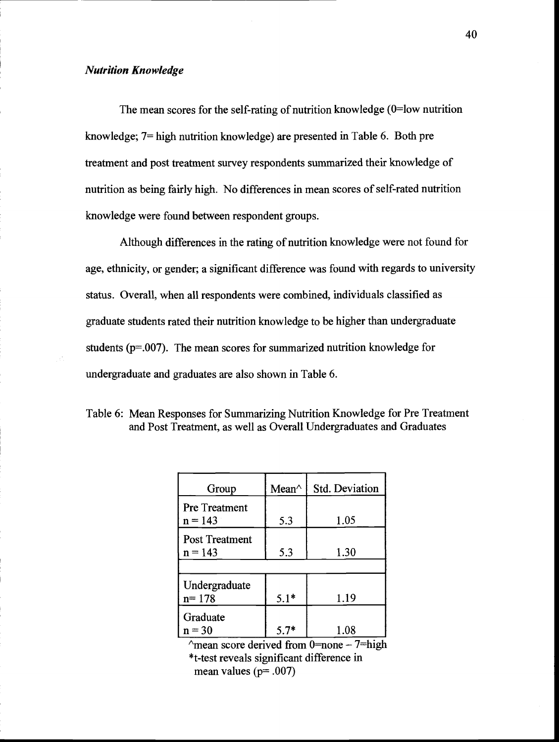### *Nutrition Knowledge*

The mean scores for the self-rating of nutrition knowledge (0=low nutrition knowledge; 7= high nutrition knowledge) are presented in Table 6. Both pre treatment and post treatment survey respondents summarized their knowledge of nutrition as being fairly high. No differences in mean scores of self-rated nutrition knowledge were found between respondent groups.

Although differences in the rating of nutrition knowledge were not found for age, ethnicity, or gender; a significant difference was found with regards to university status. Overall, when all respondents were combined, individuals classified as graduate students rated their nutrition knowledge to be higher than undergraduate students (p=.007). The mean scores for summarized nutrition knowledge for undergraduate and graduates are also shown in Table 6.

Table 6: Mean Responses for Summarizing Nutrition Knowledge for Pre Treatment and Post Treatment, as well as Overall Undergraduates and Graduates

| Group | Mean^ | Std. Deviation |
|---|---|---|
| Pre Treatment n = 143 | 5.3 | 1.05 |
| Post Treatment n = 143 | 5.3 | 1.30 |
| | | |
| Undergraduate n= 178 | 5.1* | 1.19 |
| Graduate n = 30 | 5.7* | 1.08 |

^mean score derived from 0=none – 7=high
*t-test reveals significant difference in mean values (p= .007)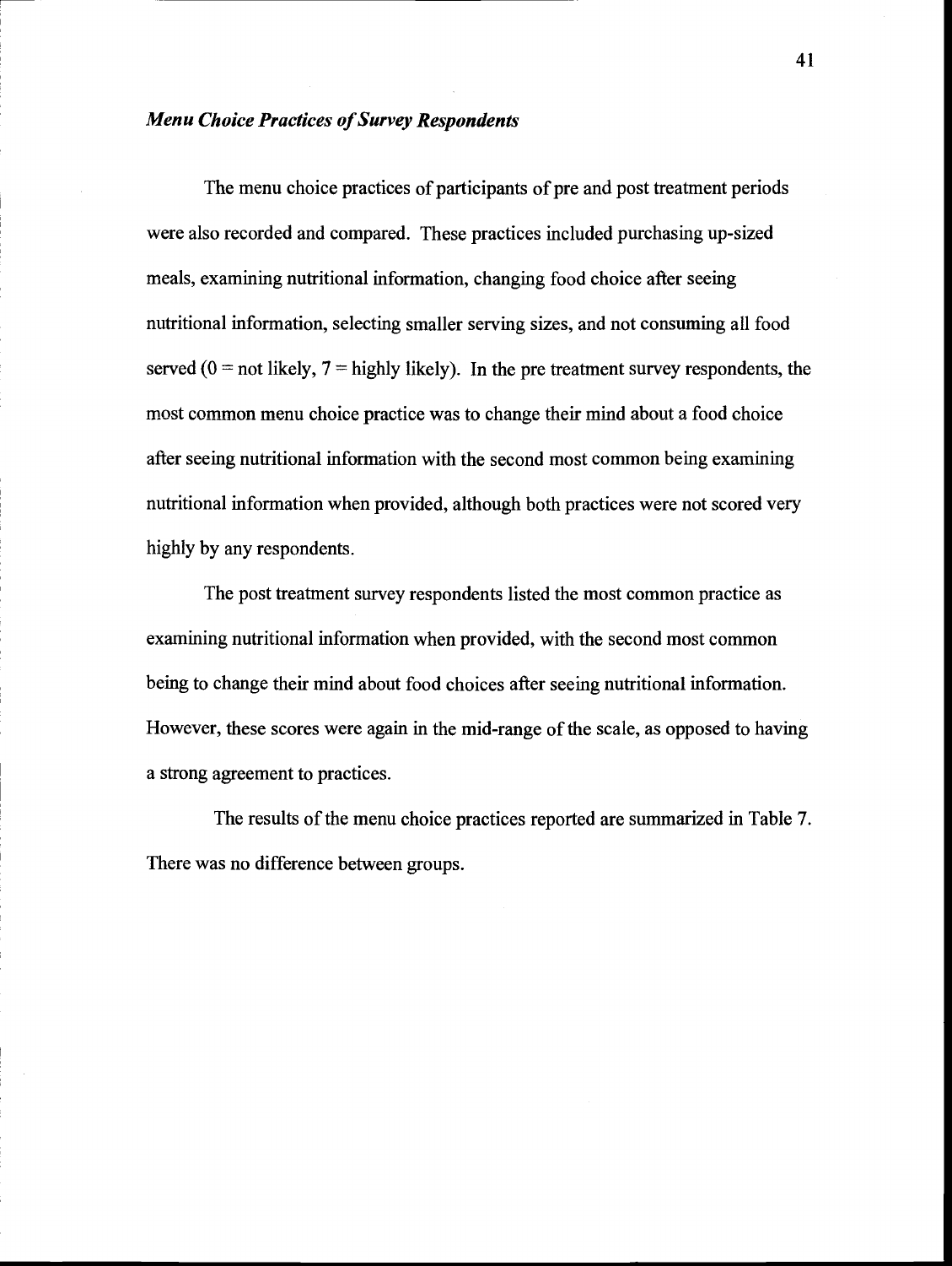### *Menu Choice Practices of Survey Respondents*

The menu choice practices of participants of pre and post treatment periods were also recorded and compared. These practices included purchasing up-sized meals, examining nutritional information, changing food choice after seeing nutritional information, selecting smaller serving sizes, and not consuming all food served (0 = not likely, 7 = highly likely). In the pre treatment survey respondents, the most common menu choice practice was to change their mind about a food choice after seeing nutritional information with the second most common being examining nutritional information when provided, although both practices were not scored very highly by any respondents.

The post treatment survey respondents listed the most common practice as examining nutritional information when provided, with the second most common being to change their mind about food choices after seeing nutritional information. However, these scores were again in the mid-range of the scale, as opposed to having a strong agreement to practices.

The results of the menu choice practices reported are summarized in Table 7. There was no difference between groups.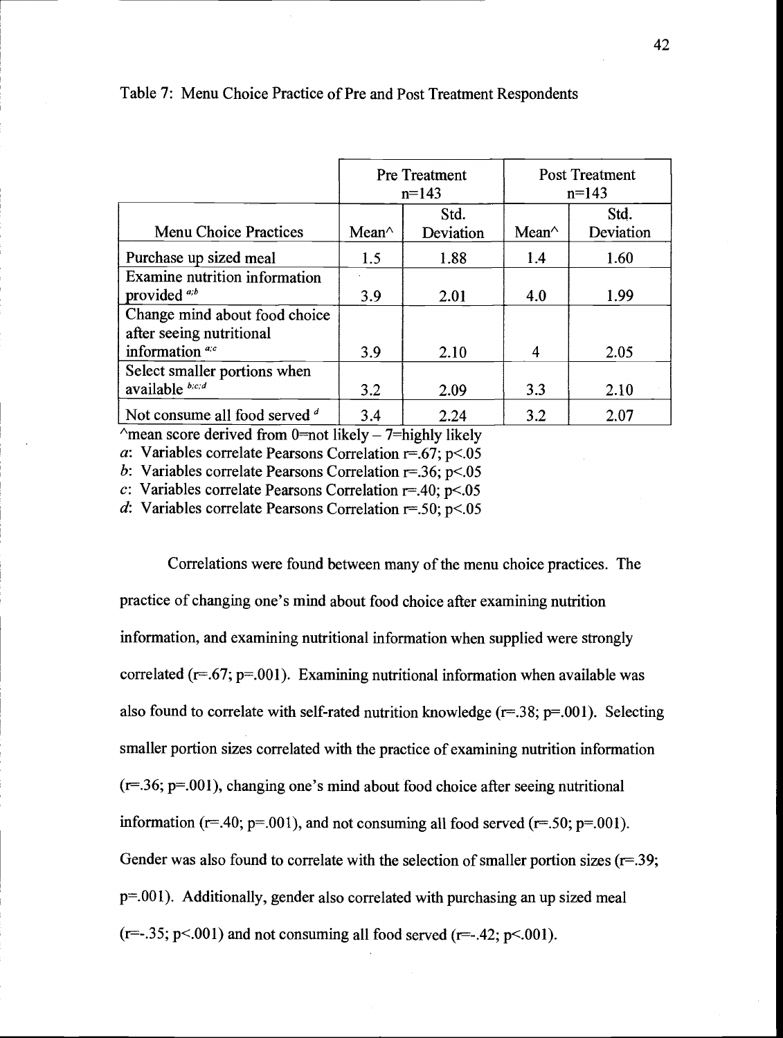Table 7: Menu Choice Practice of Pre and Post Treatment Respondents

| | Pre Treatment n=143 | | Post Treatment n=143 | |
|---|---|---|---|---|
| Menu Choice Practices | Mean^ | Std. Deviation | Mean^ | Std. Deviation |
| Purchase up sized meal | 1.5 | 1.88 | 1.4 | 1.60 |
| Examine nutrition information provided [a;b] | 3.9 | 2.01 | 4.0 | 1.99 |
| Change mind about food choice after seeing nutritional information [a;c] | 3.9 | 2.10 | 4 | 2.05 |
| Select smaller portions when available [b;c;d] | 3.2 | 2.09 | 3.3 | 2.10 |
| Not consume all food served [d] | 3.4 | 2.24 | 3.2 | 2.07 |

^mean score derived from 0=not likely – 7=highly likely

*a*: Variables correlate Pearsons Correlation $r=.67$; $p<.05$

*b*: Variables correlate Pearsons Correlation $r=.36$; $p<.05$

*c*: Variables correlate Pearsons Correlation $r=.40$; $p<.05$

*d*: Variables correlate Pearsons Correlation $r=.50$; $p<.05$

Correlations were found between many of the menu choice practices. The practice of changing one's mind about food choice after examining nutrition information, and examining nutritional information when supplied were strongly correlated ($r=.67$; $p=.001$). Examining nutritional information when available was also found to correlate with self-rated nutrition knowledge ($r=.38$; $p=.001$). Selecting smaller portion sizes correlated with the practice of examining nutrition information ($r=.36$; $p=.001$), changing one's mind about food choice after seeing nutritional information ($r=.40$; $p=.001$), and not consuming all food served ($r=.50$; $p=.001$). Gender was also found to correlate with the selection of smaller portion sizes ($r=.39$; $p=.001$). Additionally, gender also correlated with purchasing an up sized meal ($r=-.35$; $p<.001$) and not consuming all food served ($r=-.42$; $p<.001$).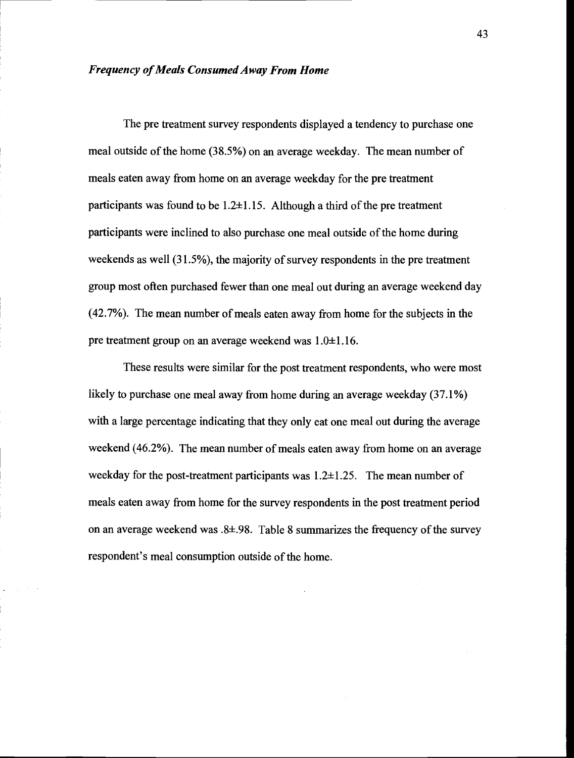### *Frequency of Meals Consumed Away From Home*

The pre treatment survey respondents displayed a tendency to purchase one meal outside of the home (38.5%) on an average weekday. The mean number of meals eaten away from home on an average weekday for the pre treatment participants was found to be 1.2±1.15. Although a third of the pre treatment participants were inclined to also purchase one meal outside of the home during weekends as well (31.5%), the majority of survey respondents in the pre treatment group most often purchased fewer than one meal out during an average weekend day (42.7%). The mean number of meals eaten away from home for the subjects in the pre treatment group on an average weekend was 1.0±1.16.

These results were similar for the post treatment respondents, who were most likely to purchase one meal away from home during an average weekday (37.1%) with a large percentage indicating that they only eat one meal out during the average weekend (46.2%). The mean number of meals eaten away from home on an average weekday for the post-treatment participants was 1.2±1.25. The mean number of meals eaten away from home for the survey respondents in the post treatment period on an average weekend was .8±.98. Table 8 summarizes the frequency of the survey respondent's meal consumption outside of the home.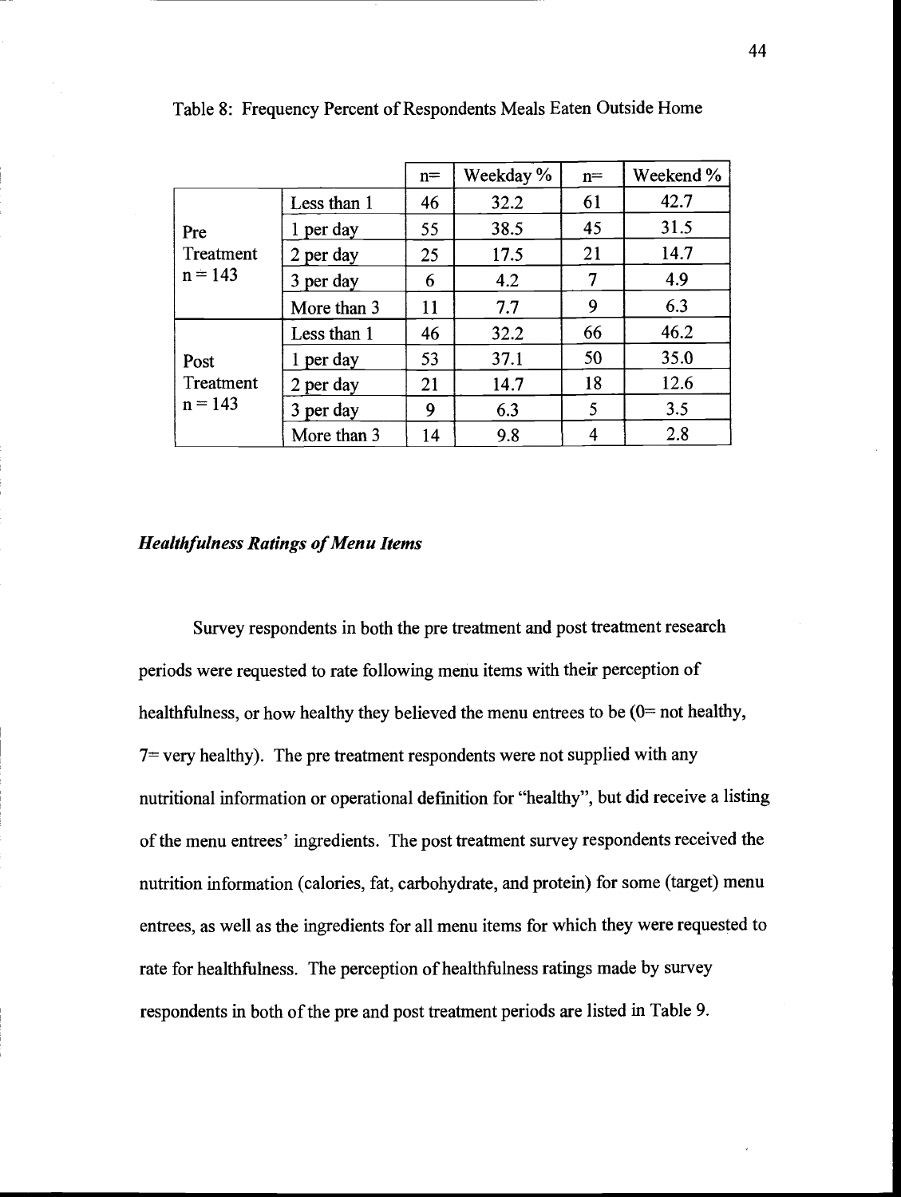Table 8: Frequency Percent of Respondents Meals Eaten Outside Home

| | | n= | Weekday % | n= | Weekend % |
|---|---|---|---|---|---|
| Pre Treatment n = 143 | Less than 1 | 46 | 32.2 | 61 | 42.7 |
| | 1 per day | 55 | 38.5 | 45 | 31.5 |
| | 2 per day | 25 | 17.5 | 21 | 14.7 |
| | 3 per day | 6 | 4.2 | 7 | 4.9 |
| | More than 3 | 11 | 7.7 | 9 | 6.3 |
| Post Treatment n = 143 | Less than 1 | 46 | 32.2 | 66 | 46.2 |
| | 1 per day | 53 | 37.1 | 50 | 35.0 |
| | 2 per day | 21 | 14.7 | 18 | 12.6 |
| | 3 per day | 9 | 6.3 | 5 | 3.5 |
| | More than 3 | 14 | 9.8 | 4 | 2.8 |

### *Healthfulness Ratings of Menu Items*

Survey respondents in both the pre treatment and post treatment research periods were requested to rate following menu items with their perception of healthfulness, or how healthy they believed the menu entrees to be (0= not healthy, 7= very healthy). The pre treatment respondents were not supplied with any nutritional information or operational definition for "healthy", but did receive a listing of the menu entrees' ingredients. The post treatment survey respondents received the nutrition information (calories, fat, carbohydrate, and protein) for some (target) menu entrees, as well as the ingredients for all menu items for which they were requested to rate for healthfulness. The perception of healthfulness ratings made by survey respondents in both of the pre and post treatment periods are listed in Table 9.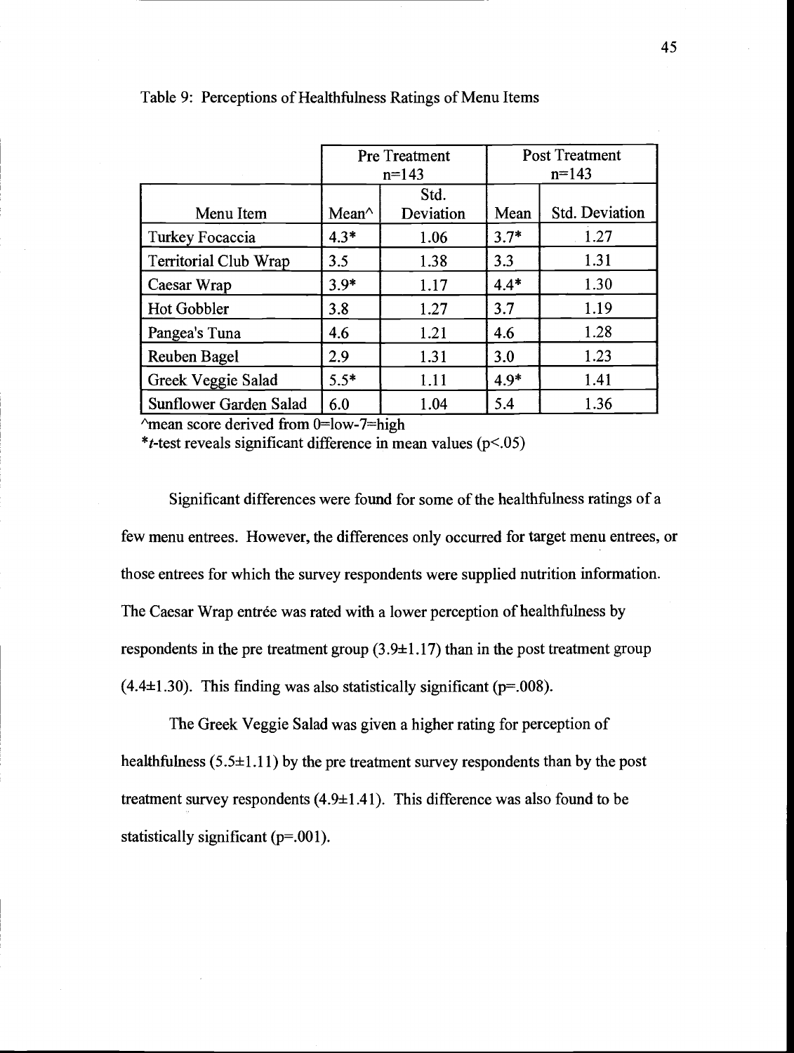Table 9: Perceptions of Healthfulness Ratings of Menu Items

| | Pre Treatment n=143 | | Post Treatment n=143 | |
|---|---|---|---|---|
| Menu Item | Mean^ | Std. Deviation | Mean | Std. Deviation |
| Turkey Focaccia | 4.3* | 1.06 | 3.7* | 1.27 |
| Territorial Club Wrap | 3.5 | 1.38 | 3.3 | 1.31 |
| Caesar Wrap | 3.9* | 1.17 | 4.4* | 1.30 |
| Hot Gobbler | 3.8 | 1.27 | 3.7 | 1.19 |
| Pangea's Tuna | 4.6 | 1.21 | 4.6 | 1.28 |
| Reuben Bagel | 2.9 | 1.31 | 3.0 | 1.23 |
| Greek Veggie Salad | 5.5* | 1.11 | 4.9* | 1.41 |
| Sunflower Garden Salad | 6.0 | 1.04 | 5.4 | 1.36 |

^mean score derived from 0=low-7=high

**t*-test reveals significant difference in mean values ($p<.05$)

Significant differences were found for some of the healthfulness ratings of a few menu entrees. However, the differences only occurred for target menu entrees, or those entrees for which the survey respondents were supplied nutrition information. The Caesar Wrap entrée was rated with a lower perception of healthfulness by respondents in the pre treatment group ($3.9 \pm 1.17$) than in the post treatment group ($4.4 \pm 1.30$). This finding was also statistically significant ($p=.008$).

The Greek Veggie Salad was given a higher rating for perception of healthfulness ($5.5 \pm 1.11$) by the pre treatment survey respondents than by the post treatment survey respondents ($4.9 \pm 1.41$). This difference was also found to be statistically significant ($p=.001$).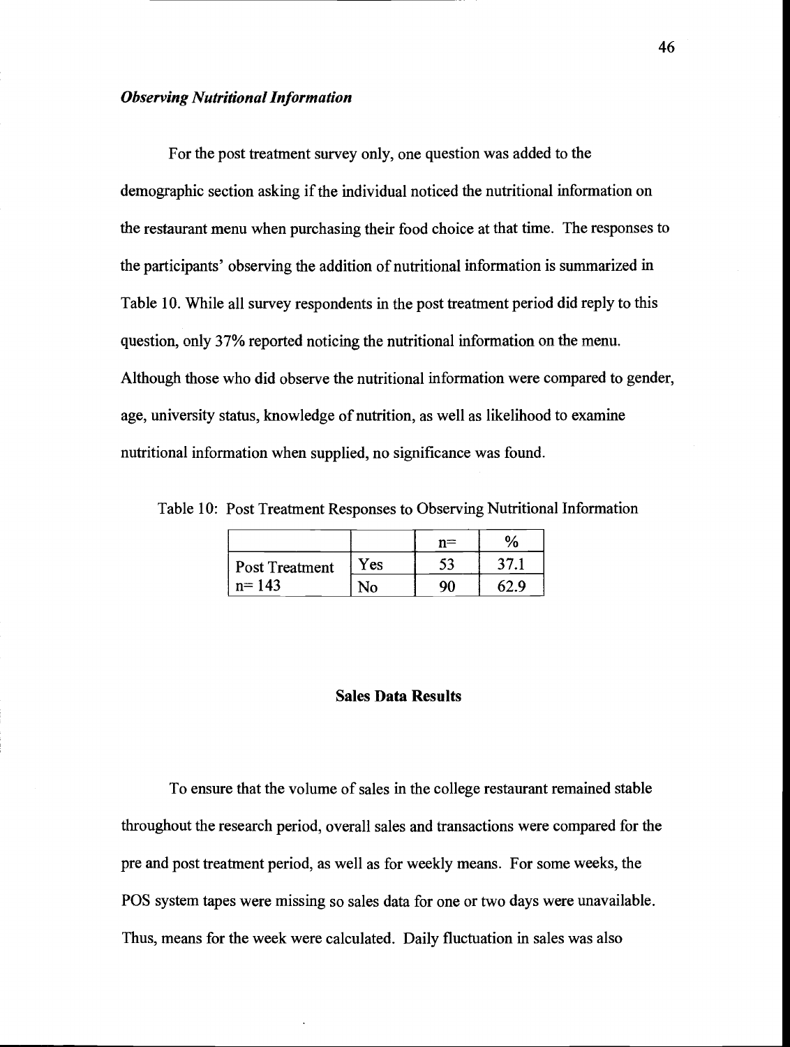### *Observing Nutritional Information*

For the post treatment survey only, one question was added to the demographic section asking if the individual noticed the nutritional information on the restaurant menu when purchasing their food choice at that time. The responses to the participants' observing the addition of nutritional information is summarized in Table 10. While all survey respondents in the post treatment period did reply to this question, only 37% reported noticing the nutritional information on the menu. Although those who did observe the nutritional information were compared to gender, age, university status, knowledge of nutrition, as well as likelihood to examine nutritional information when supplied, no significance was found.

Table 10: Post Treatment Responses to Observing Nutritional Information

| | | n= | % |
|---|---|---|---|
| Post Treatment n= 143 | Yes | 53 | 37.1 |
| | No | 90 | 62.9 |

## Sales Data Results

To ensure that the volume of sales in the college restaurant remained stable throughout the research period, overall sales and transactions were compared for the pre and post treatment period, as well as for weekly means. For some weeks, the POS system tapes were missing so sales data for one or two days were unavailable. Thus, means for the week were calculated. Daily fluctuation in sales was also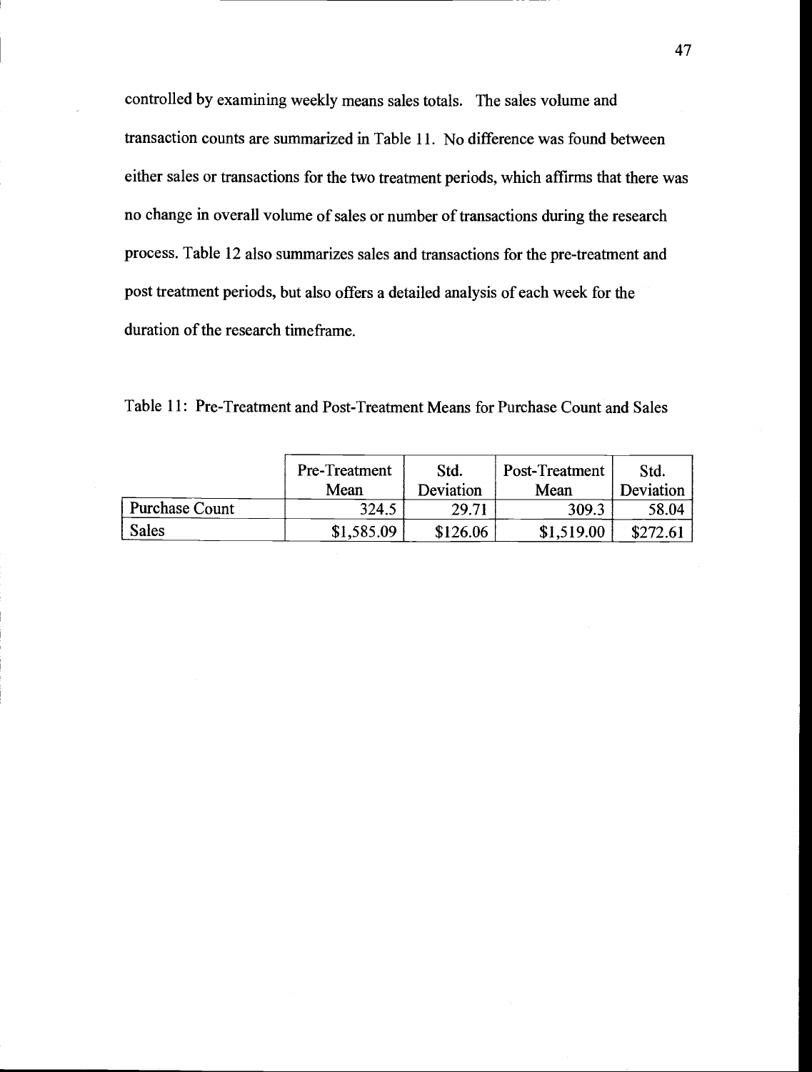controlled by examining weekly means sales totals. The sales volume and transaction counts are summarized in Table 11. No difference was found between either sales or transactions for the two treatment periods, which affirms that there was no change in overall volume of sales or number of transactions during the research process. Table 12 also summarizes sales and transactions for the pre-treatment and post treatment periods, but also offers a detailed analysis of each week for the duration of the research timeframe.

Table 11: Pre-Treatment and Post-Treatment Means for Purchase Count and Sales

| | Pre-Treatment Mean | Std. Deviation | Post-Treatment Mean | Std. Deviation |
|---|---|---|---|---|
| Purchase Count | 324.5 | 29.71 | 309.3 | 58.04 |
| Sales | $1,585.09 | $126.06 | $1,519.00 | $272.61 |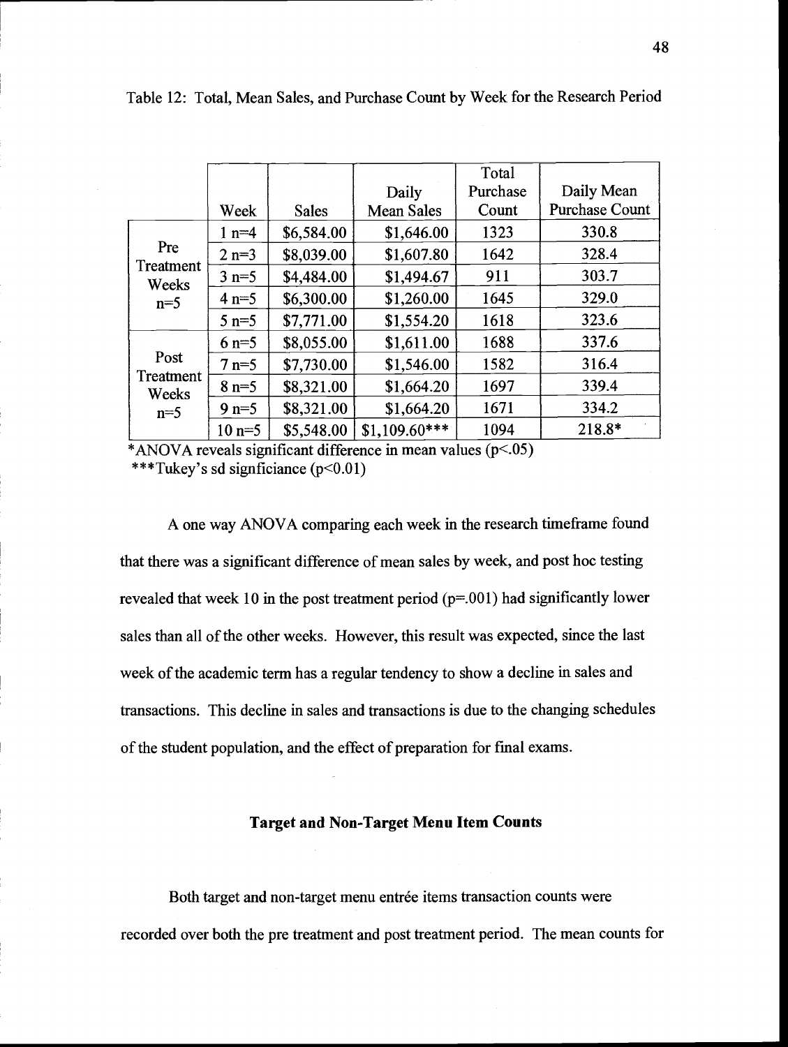Table 12: Total, Mean Sales, and Purchase Count by Week for the Research Period

| | Week | Sales | Daily Mean Sales | Total Purchase Count | Daily Mean Purchase Count |
|---|---|---|---|---|---|
| Pre Treatment Weeks n=5 | 1 n=4 | \$6,584.00 | \$1,646.00 | 1323 | 330.8 |
| | 2 n=3 | \$8,039.00 | \$1,607.80 | 1642 | 328.4 |
| | 3 n=5 | \$4,484.00 | \$1,494.67 | 911 | 303.7 |
| | 4 n=5 | \$6,300.00 | \$1,260.00 | 1645 | 329.0 |
| | 5 n=5 | \$7,771.00 | \$1,554.20 | 1618 | 323.6 |
| Post Treatment Weeks n=5 | 6 n=5 | \$8,055.00 | \$1,611.00 | 1688 | 337.6 |
| | 7 n=5 | \$7,730.00 | \$1,546.00 | 1582 | 316.4 |
| | 8 n=5 | \$8,321.00 | \$1,664.20 | 1697 | 339.4 |
| | 9 n=5 | \$8,321.00 | \$1,664.20 | 1671 | 334.2 |
| | 10 n=5 | \$5,548.00 | \$1,109.60*** | 1094 | 218.8* |

*ANOVA reveals significant difference in mean values ($p<.05$)
***Tukey's sd signficiance ($p<0.01$)

A one way ANOVA comparing each week in the research timeframe found that there was a significant difference of mean sales by week, and post hoc testing revealed that week 10 in the post treatment period ($p=.001$) had significantly lower sales than all of the other weeks. However, this result was expected, since the last week of the academic term has a regular tendency to show a decline in sales and transactions. This decline in sales and transactions is due to the changing schedules of the student population, and the effect of preparation for final exams.

### Target and Non-Target Menu Item Counts

Both target and non-target menu entrée items transaction counts were recorded over both the pre treatment and post treatment period. The mean counts for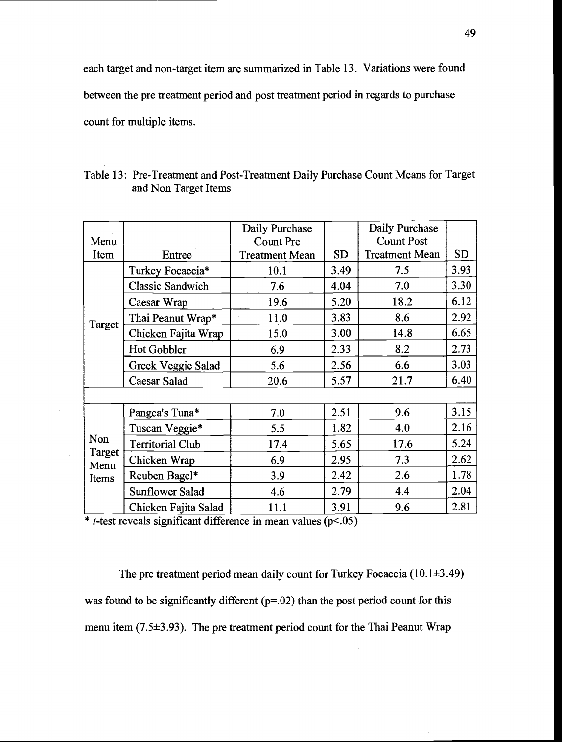each target and non-target item are summarized in Table 13. Variations were found between the pre treatment period and post treatment period in regards to purchase count for multiple items.

Table 13: Pre-Treatment and Post-Treatment Daily Purchase Count Means for Target and Non Target Items

| Menu Item | Entree | Daily Purchase Count Pre Treatment Mean | SD | Daily Purchase Count Post Treatment Mean | SD |
|---|---|---|---|---|---|
| Target | Turkey Focaccia* | 10.1 | 3.49 | 7.5 | 3.93 |
| | Classic Sandwich | 7.6 | 4.04 | 7.0 | 3.30 |
| | Caesar Wrap | 19.6 | 5.20 | 18.2 | 6.12 |
| | Thai Peanut Wrap* | 11.0 | 3.83 | 8.6 | 2.92 |
| | Chicken Fajita Wrap | 15.0 | 3.00 | 14.8 | 6.65 |
| | Hot Gobbler | 6.9 | 2.33 | 8.2 | 2.73 |
| | Greek Veggie Salad | 5.6 | 2.56 | 6.6 | 3.03 |
| | Caesar Salad | 20.6 | 5.57 | 21.7 | 6.40 |
| | | | | | |
| Non Target Menu Items | Pangea's Tuna* | 7.0 | 2.51 | 9.6 | 3.15 |
| | Tuscan Veggie* | 5.5 | 1.82 | 4.0 | 2.16 |
| | Territorial Club | 17.4 | 5.65 | 17.6 | 5.24 |
| | Chicken Wrap | 6.9 | 2.95 | 7.3 | 2.62 |
| | Reuben Bagel* | 3.9 | 2.42 | 2.6 | 1.78 |
| | Sunflower Salad | 4.6 | 2.79 | 4.4 | 2.04 |
| | Chicken Fajita Salad | 11.1 | 3.91 | 9.6 | 2.81 |

* *t*-test reveals significant difference in mean values ($p<.05$)

The pre treatment period mean daily count for Turkey Focaccia ($10.1 \pm 3.49$) was found to be significantly different ($p=.02$) than the post period count for this menu item ($7.5 \pm 3.93$). The pre treatment period count for the Thai Peanut Wrap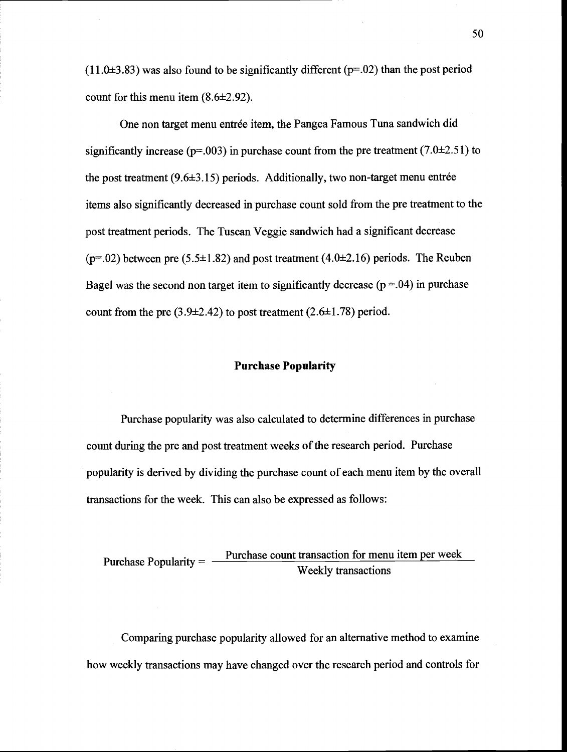(11.0±3.83) was also found to be significantly different ($p=.02$) than the post period count for this menu item (8.6±2.92).

One non target menu entrée item, the Pangea Famous Tuna sandwich did significantly increase ($p=.003$) in purchase count from the pre treatment (7.0±2.51) to the post treatment (9.6±3.15) periods. Additionally, two non-target menu entrée items also significantly decreased in purchase count sold from the pre treatment to the post treatment periods. The Tuscan Veggie sandwich had a significant decrease ($p=.02$) between pre (5.5±1.82) and post treatment (4.0±2.16) periods. The Reuben Bagel was the second non target item to significantly decrease ($p =.04$) in purchase count from the pre (3.9±2.42) to post treatment (2.6±1.78) period.

## Purchase Popularity

Purchase popularity was also calculated to determine differences in purchase count during the pre and post treatment weeks of the research period. Purchase popularity is derived by dividing the purchase count of each menu item by the overall transactions for the week. This can also be expressed as follows:

$$\text{Purchase Popularity} = \frac{\text{Purchase count transaction for menu item per week}}{\text{Weekly transactions}}$$

Comparing purchase popularity allowed for an alternative method to examine how weekly transactions may have changed over the research period and controls for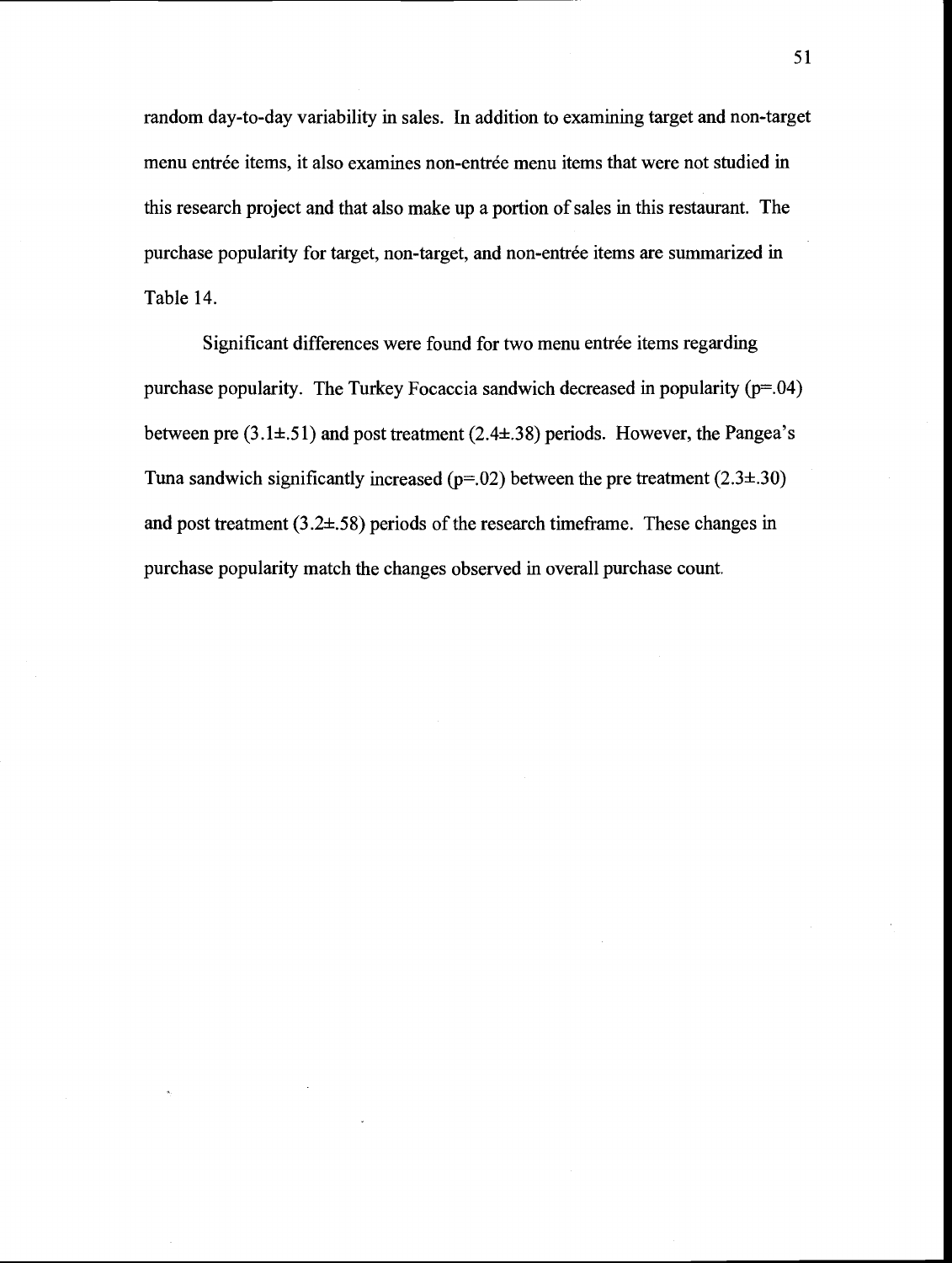random day-to-day variability in sales. In addition to examining target and non-target menu entrée items, it also examines non-entrée menu items that were not studied in this research project and that also make up a portion of sales in this restaurant. The purchase popularity for target, non-target, and non-entrée items are summarized in Table 14.

Significant differences were found for two menu entrée items regarding purchase popularity. The Turkey Focaccia sandwich decreased in popularity ($p=.04$) between pre ($3.1\pm.51$) and post treatment ($2.4\pm.38$) periods. However, the Pangea's Tuna sandwich significantly increased ($p=.02$) between the pre treatment ($2.3\pm.30$) and post treatment ($3.2\pm.58$) periods of the research timeframe. These changes in purchase popularity match the changes observed in overall purchase count.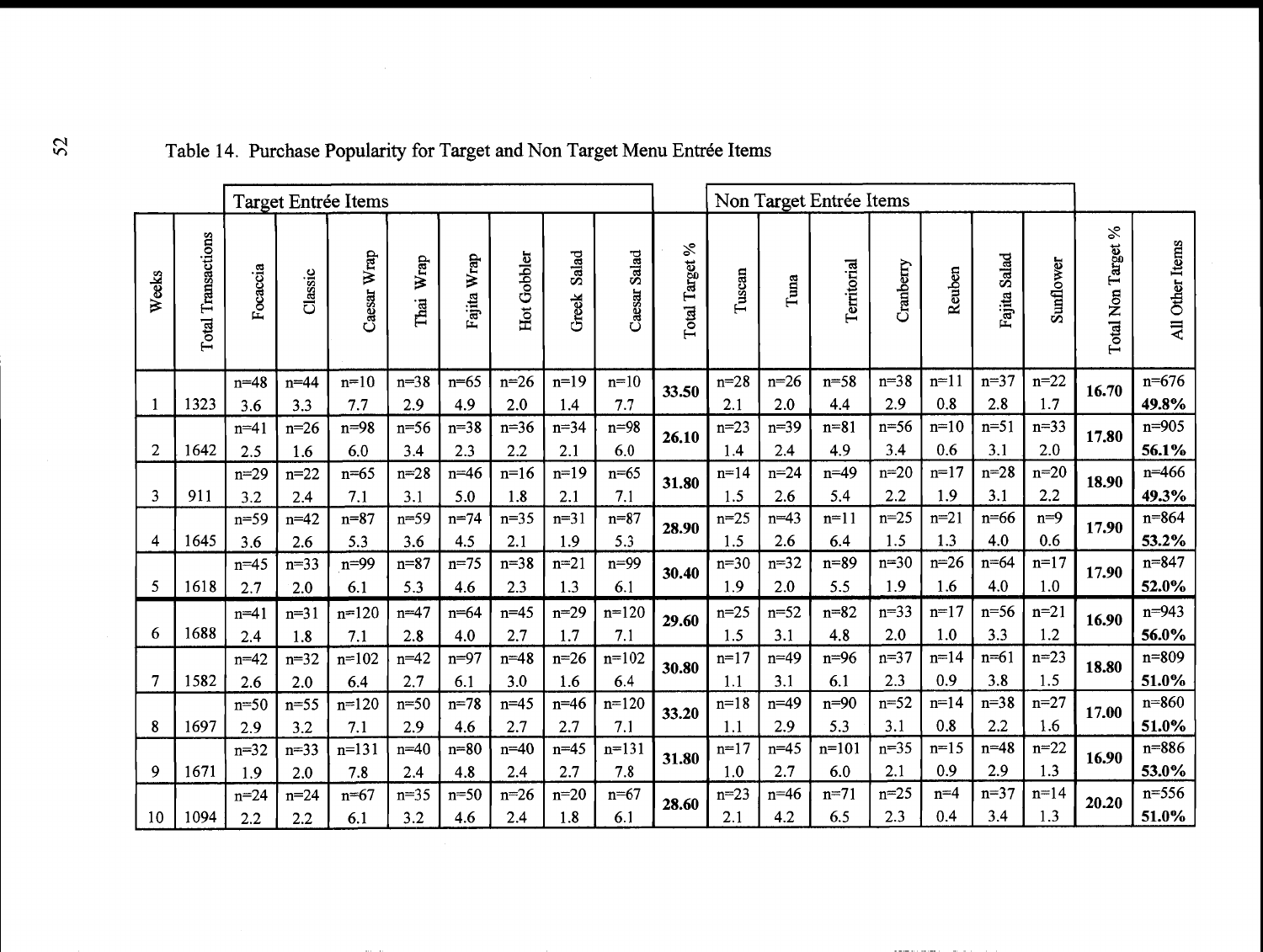Table 14. Purchase Popularity for Target and Non Target Menu Entrée Items

| | | Target Entrée Items | | | | | | | | | Non Target Entrée Items | | | | | | | | |
|---|---|---|---|---|---|---|---|---|---|---|---|---|---|---|---|---|---|---|---|
| Weeks | Total Transactions | Focaccia | Classic | Caesar Wrap | Thai Wrap | Fajita Wrap | Hot Gobbler | Greek Salad | Caesar Salad | Total Target % | Tuscan | Tuna | Territorial | Cranberry | Reuben | Fajita Salad | Sunflower | Total Non Target % | All Other Items |
| 1 | 1323 | n=48 3.6 | n=44 3.3 | n=10 7.7 | n=38 2.9 | n=65 4.9 | n=26 2.0 | n=19 1.4 | n=10 7.7 | **33.50** | n=28 2.1 | n=26 2.0 | n=58 4.4 | n=38 2.9 | n=11 0.8 | n=37 2.8 | n=22 1.7 | **16.70** | n=676 **49.8%** |
| 2 | 1642 | n=41 2.5 | n=26 1.6 | n=98 6.0 | n=56 3.4 | n=38 2.3 | n=36 2.2 | n=34 2.1 | n=98 6.0 | **26.10** | n=23 1.4 | n=39 2.4 | n=81 4.9 | n=56 3.4 | n=10 0.6 | n=51 3.1 | n=33 2.0 | **17.80** | n=905 **56.1%** |
| 3 | 911 | n=29 3.2 | n=22 2.4 | n=65 7.1 | n=28 3.1 | n=46 5.0 | n=16 1.8 | n=19 2.1 | n=65 7.1 | **31.80** | n=14 1.5 | n=24 2.6 | n=49 5.4 | n=20 2.2 | n=17 1.9 | n=28 3.1 | n=20 2.2 | **18.90** | n=466 **49.3%** |
| 4 | 1645 | n=59 3.6 | n=42 2.6 | n=87 5.3 | n=59 3.6 | n=74 4.5 | n=35 2.1 | n=31 1.9 | n=87 5.3 | **28.90** | n=25 1.5 | n=43 2.6 | n=11 6.4 | n=25 1.5 | n=21 1.3 | n=66 4.0 | n=9 0.6 | **17.90** | n=864 **53.2%** |
| 5 | 1618 | n=45 2.7 | n=33 2.0 | n=99 6.1 | n=87 5.3 | n=75 4.6 | n=38 2.3 | n=21 1.3 | n=99 6.1 | **30.40** | n=30 1.9 | n=32 2.0 | n=89 5.5 | n=30 1.9 | n=26 1.6 | n=64 4.0 | n=17 1.0 | **17.90** | n=847 **52.0%** |
| 6 | 1688 | n=41 2.4 | n=31 1.8 | n=120 7.1 | n=47 2.8 | n=64 4.0 | n=45 2.7 | n=29 1.7 | n=120 7.1 | **29.60** | n=25 1.5 | n=52 3.1 | n=82 4.8 | n=33 2.0 | n=17 1.0 | n=56 3.3 | n=21 1.2 | **16.90** | n=943 **56.0%** |
| 7 | 1582 | n=42 2.6 | n=32 2.0 | n=102 6.4 | n=42 2.7 | n=97 6.1 | n=48 3.0 | n=26 1.6 | n=102 6.4 | **30.80** | n=17 1.1 | n=49 3.1 | n=96 6.1 | n=37 2.3 | n=14 0.9 | n=61 3.8 | n=23 1.5 | **18.80** | n=809 **51.0%** |
| 8 | 1697 | n=50 2.9 | n=55 3.2 | n=120 7.1 | n=50 2.9 | n=78 4.6 | n=45 2.7 | n=46 2.7 | n=120 7.1 | **33.20** | n=18 1.1 | n=49 2.9 | n=90 5.3 | n=52 3.1 | n=14 0.8 | n=38 2.2 | n=27 1.6 | **17.00** | n=860 **51.0%** |
| 9 | 1671 | n=32 1.9 | n=33 2.0 | n=131 7.8 | n=40 2.4 | n=80 4.8 | n=40 2.4 | n=45 2.7 | n=131 7.8 | **31.80** | n=17 1.0 | n=45 2.7 | n=101 6.0 | n=35 2.1 | n=15 0.9 | n=48 2.9 | n=22 1.3 | **16.90** | n=886 **53.0%** |
| 10 | 1094 | n=24 2.2 | n=24 2.2 | n=67 6.1 | n=35 3.2 | n=50 4.6 | n=26 2.4 | n=20 1.8 | n=67 6.1 | **28.60** | n=23 2.1 | n=46 4.2 | n=71 6.5 | n=25 2.3 | n=4 0.4 | n=37 3.4 | n=14 1.3 | **20.20** | n=556 **51.0%** |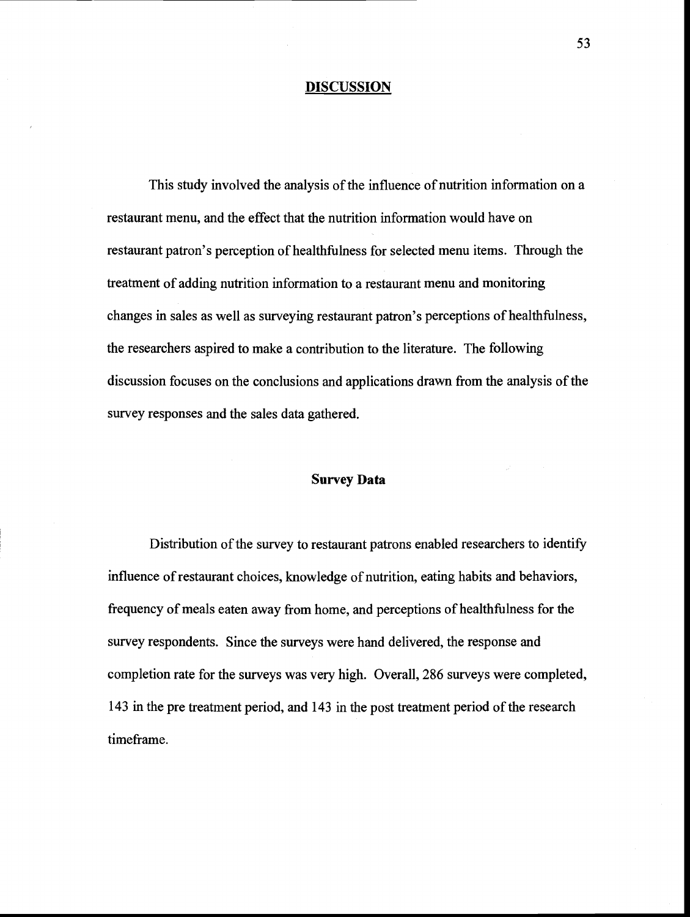# DISCUSSION

This study involved the analysis of the influence of nutrition information on a restaurant menu, and the effect that the nutrition information would have on restaurant patron's perception of healthfulness for selected menu items. Through the treatment of adding nutrition information to a restaurant menu and monitoring changes in sales as well as surveying restaurant patron's perceptions of healthfulness, the researchers aspired to make a contribution to the literature. The following discussion focuses on the conclusions and applications drawn from the analysis of the survey responses and the sales data gathered.

## Survey Data

Distribution of the survey to restaurant patrons enabled researchers to identify influence of restaurant choices, knowledge of nutrition, eating habits and behaviors, frequency of meals eaten away from home, and perceptions of healthfulness for the survey respondents. Since the surveys were hand delivered, the response and completion rate for the surveys was very high. Overall, 286 surveys were completed, 143 in the pre treatment period, and 143 in the post treatment period of the research timeframe.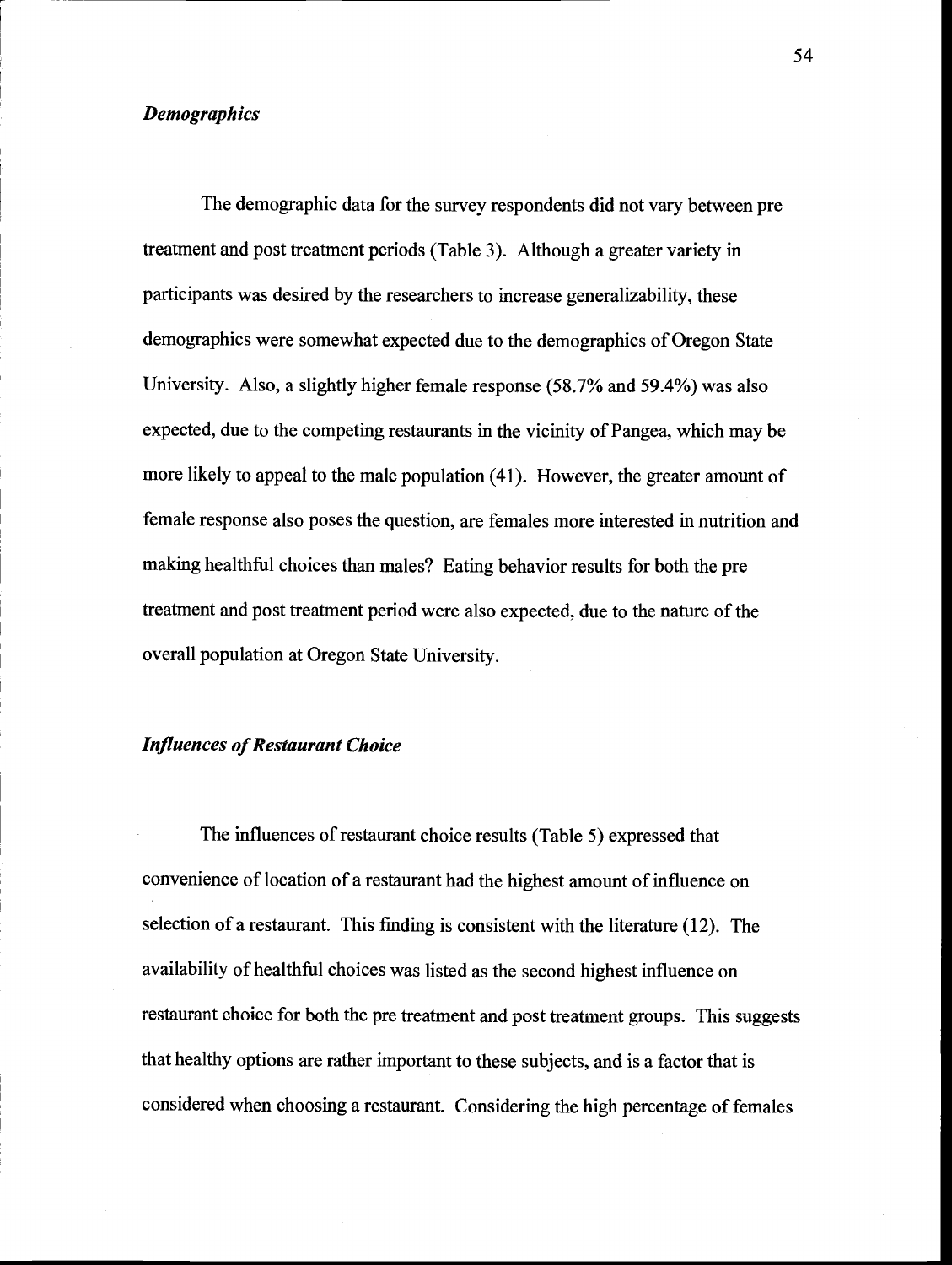### *Demographics*

The demographic data for the survey respondents did not vary between pre treatment and post treatment periods (Table 3). Although a greater variety in participants was desired by the researchers to increase generalizability, these demographics were somewhat expected due to the demographics of Oregon State University. Also, a slightly higher female response (58.7% and 59.4%) was also expected, due to the competing restaurants in the vicinity of Pangea, which may be more likely to appeal to the male population (41). However, the greater amount of female response also poses the question, are females more interested in nutrition and making healthful choices than males? Eating behavior results for both the pre treatment and post treatment period were also expected, due to the nature of the overall population at Oregon State University.

### *Influences of Restaurant Choice*

The influences of restaurant choice results (Table 5) expressed that convenience of location of a restaurant had the highest amount of influence on selection of a restaurant. This finding is consistent with the literature (12). The availability of healthful choices was listed as the second highest influence on restaurant choice for both the pre treatment and post treatment groups. This suggests that healthy options are rather important to these subjects, and is a factor that is considered when choosing a restaurant. Considering the high percentage of females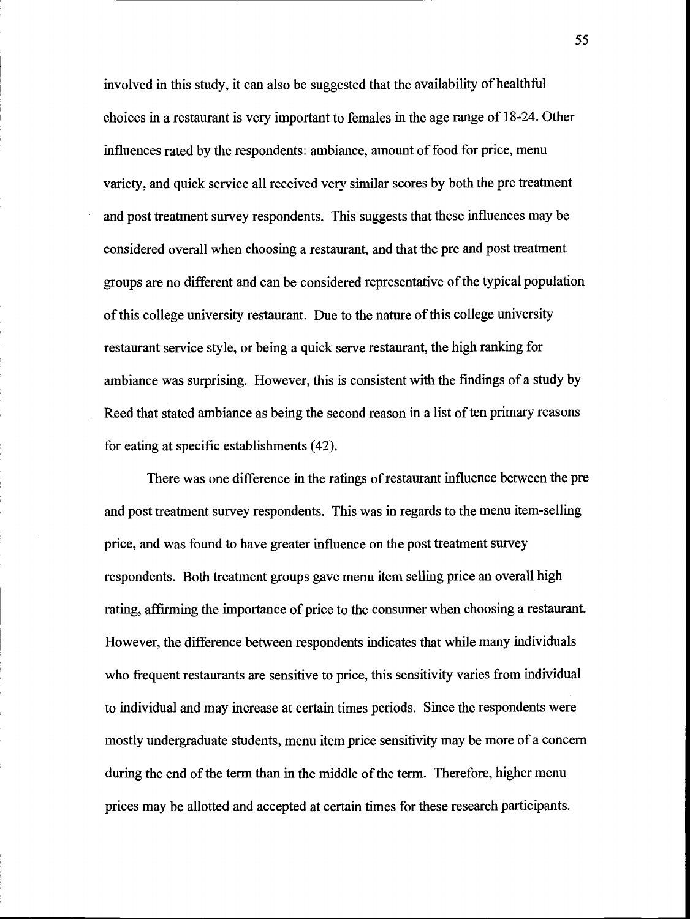involved in this study, it can also be suggested that the availability of healthful choices in a restaurant is very important to females in the age range of 18-24. Other influences rated by the respondents: ambiance, amount of food for price, menu variety, and quick service all received very similar scores by both the pre treatment and post treatment survey respondents. This suggests that these influences may be considered overall when choosing a restaurant, and that the pre and post treatment groups are no different and can be considered representative of the typical population of this college university restaurant. Due to the nature of this college university restaurant service style, or being a quick serve restaurant, the high ranking for ambiance was surprising. However, this is consistent with the findings of a study by Reed that stated ambiance as being the second reason in a list of ten primary reasons for eating at specific establishments (42).

There was one difference in the ratings of restaurant influence between the pre and post treatment survey respondents. This was in regards to the menu item-selling price, and was found to have greater influence on the post treatment survey respondents. Both treatment groups gave menu item selling price an overall high rating, affirming the importance of price to the consumer when choosing a restaurant. However, the difference between respondents indicates that while many individuals who frequent restaurants are sensitive to price, this sensitivity varies from individual to individual and may increase at certain times periods. Since the respondents were mostly undergraduate students, menu item price sensitivity may be more of a concern during the end of the term than in the middle of the term. Therefore, higher menu prices may be allotted and accepted at certain times for these research participants.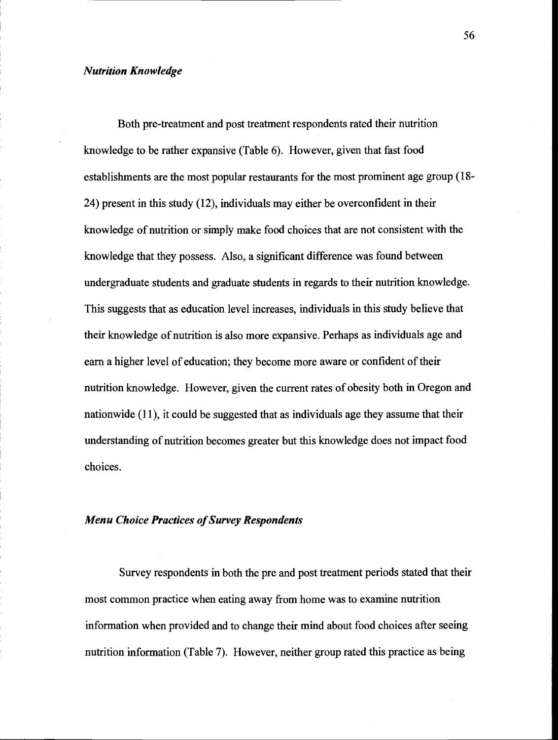### *Nutrition Knowledge*

Both pre-treatment and post treatment respondents rated their nutrition knowledge to be rather expansive (Table 6). However, given that fast food establishments are the most popular restaurants for the most prominent age group (18-24) present in this study (12), individuals may either be overconfident in their knowledge of nutrition or simply make food choices that are not consistent with the knowledge that they possess. Also, a significant difference was found between undergraduate students and graduate students in regards to their nutrition knowledge. This suggests that as education level increases, individuals in this study believe that their knowledge of nutrition is also more expansive. Perhaps as individuals age and earn a higher level of education; they become more aware or confident of their nutrition knowledge. However, given the current rates of obesity both in Oregon and nationwide (11), it could be suggested that as individuals age they assume that their understanding of nutrition becomes greater but this knowledge does not impact food choices.

### *Menu Choice Practices of Survey Respondents*

Survey respondents in both the pre and post treatment periods stated that their most common practice when eating away from home was to examine nutrition information when provided and to change their mind about food choices after seeing nutrition information (Table 7). However, neither group rated this practice as being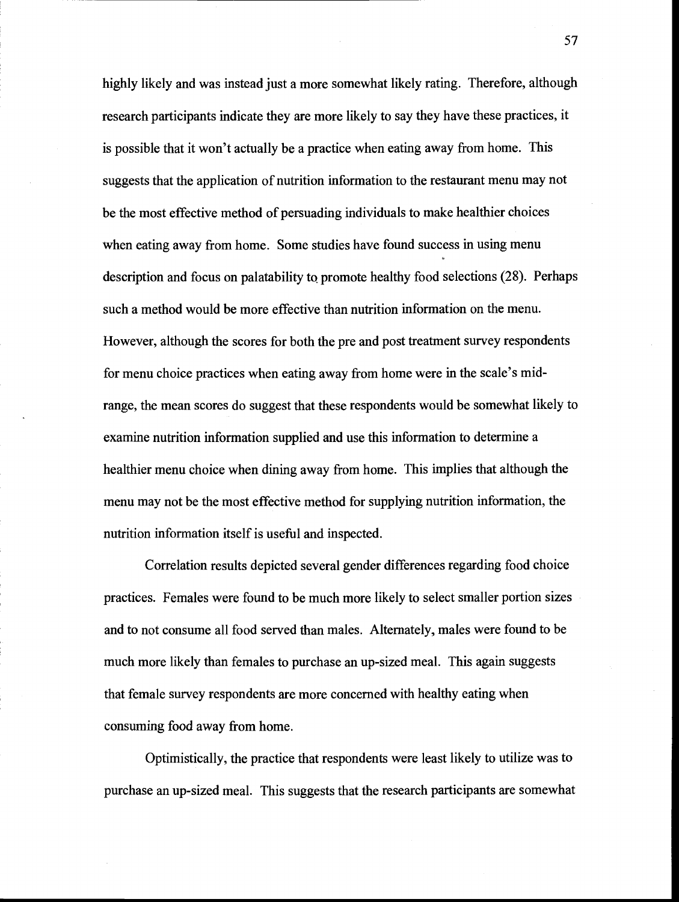highly likely and was instead just a more somewhat likely rating. Therefore, although research participants indicate they are more likely to say they have these practices, it is possible that it won't actually be a practice when eating away from home. This suggests that the application of nutrition information to the restaurant menu may not be the most effective method of persuading individuals to make healthier choices when eating away from home. Some studies have found success in using menu description and focus on palatability to promote healthy food selections (28). Perhaps such a method would be more effective than nutrition information on the menu. However, although the scores for both the pre and post treatment survey respondents for menu choice practices when eating away from home were in the scale's mid-range, the mean scores do suggest that these respondents would be somewhat likely to examine nutrition information supplied and use this information to determine a healthier menu choice when dining away from home. This implies that although the menu may not be the most effective method for supplying nutrition information, the nutrition information itself is useful and inspected.

Correlation results depicted several gender differences regarding food choice practices. Females were found to be much more likely to select smaller portion sizes and to not consume all food served than males. Alternately, males were found to be much more likely than females to purchase an up-sized meal. This again suggests that female survey respondents are more concerned with healthy eating when consuming food away from home.

Optimistically, the practice that respondents were least likely to utilize was to purchase an up-sized meal. This suggests that the research participants are somewhat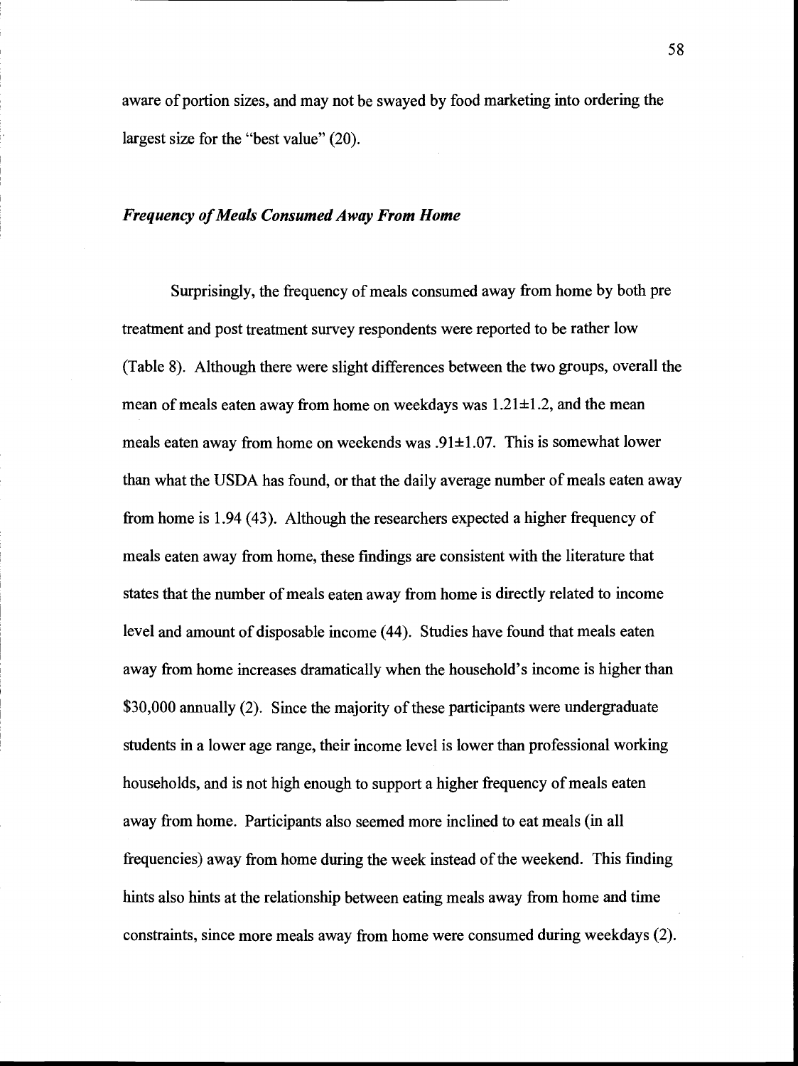aware of portion sizes, and may not be swayed by food marketing into ordering the largest size for the "best value" (20).

### *Frequency of Meals Consumed Away From Home*

Surprisingly, the frequency of meals consumed away from home by both pre treatment and post treatment survey respondents were reported to be rather low (Table 8). Although there were slight differences between the two groups, overall the mean of meals eaten away from home on weekdays was $1.21 \pm 1.2$, and the mean meals eaten away from home on weekends was $.91 \pm 1.07$. This is somewhat lower than what the USDA has found, or that the daily average number of meals eaten away from home is 1.94 (43). Although the researchers expected a higher frequency of meals eaten away from home, these findings are consistent with the literature that states that the number of meals eaten away from home is directly related to income level and amount of disposable income (44). Studies have found that meals eaten away from home increases dramatically when the household's income is higher than $30,000 annually (2). Since the majority of these participants were undergraduate students in a lower age range, their income level is lower than professional working households, and is not high enough to support a higher frequency of meals eaten away from home. Participants also seemed more inclined to eat meals (in all frequencies) away from home during the week instead of the weekend. This finding hints also hints at the relationship between eating meals away from home and time constraints, since more meals away from home were consumed during weekdays (2).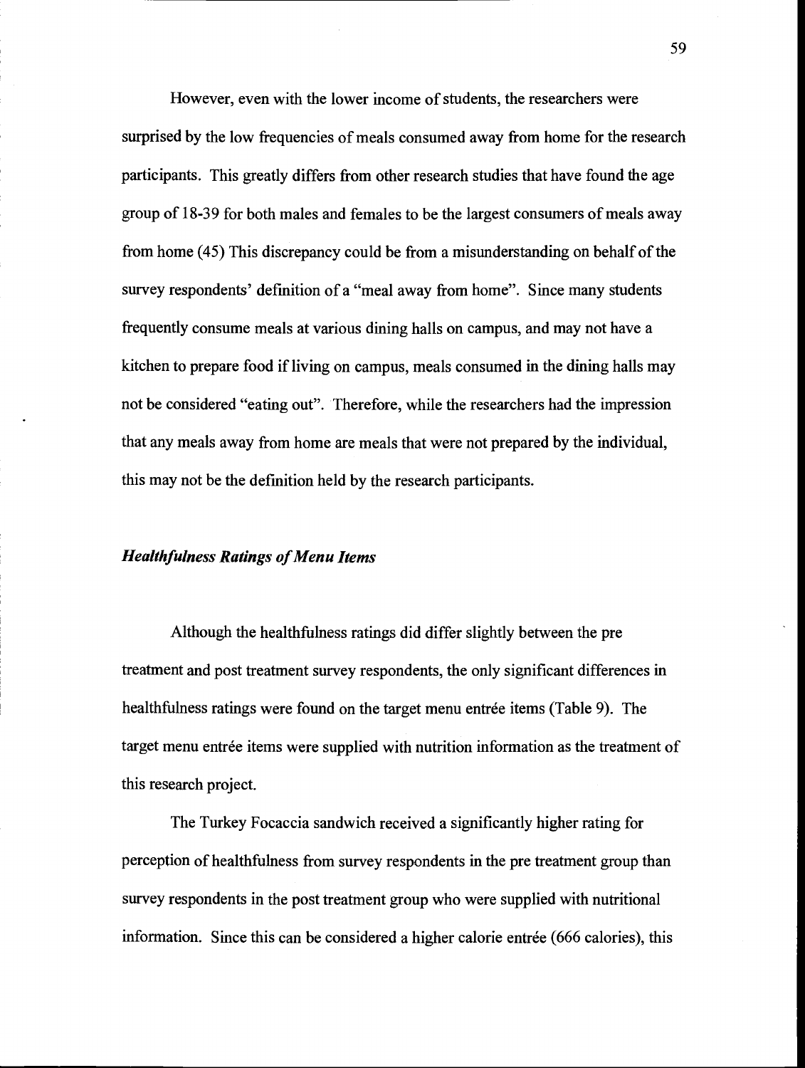However, even with the lower income of students, the researchers were surprised by the low frequencies of meals consumed away from home for the research participants. This greatly differs from other research studies that have found the age group of 18-39 for both males and females to be the largest consumers of meals away from home (45) This discrepancy could be from a misunderstanding on behalf of the survey respondents' definition of a "meal away from home". Since many students frequently consume meals at various dining halls on campus, and may not have a kitchen to prepare food if living on campus, meals consumed in the dining halls may not be considered "eating out". Therefore, while the researchers had the impression that any meals away from home are meals that were not prepared by the individual, this may not be the definition held by the research participants.

### *Healthfulness Ratings of Menu Items*

Although the healthfulness ratings did differ slightly between the pre treatment and post treatment survey respondents, the only significant differences in healthfulness ratings were found on the target menu entrée items (Table 9). The target menu entrée items were supplied with nutrition information as the treatment of this research project.

The Turkey Focaccia sandwich received a significantly higher rating for perception of healthfulness from survey respondents in the pre treatment group than survey respondents in the post treatment group who were supplied with nutritional information. Since this can be considered a higher calorie entrée (666 calories), this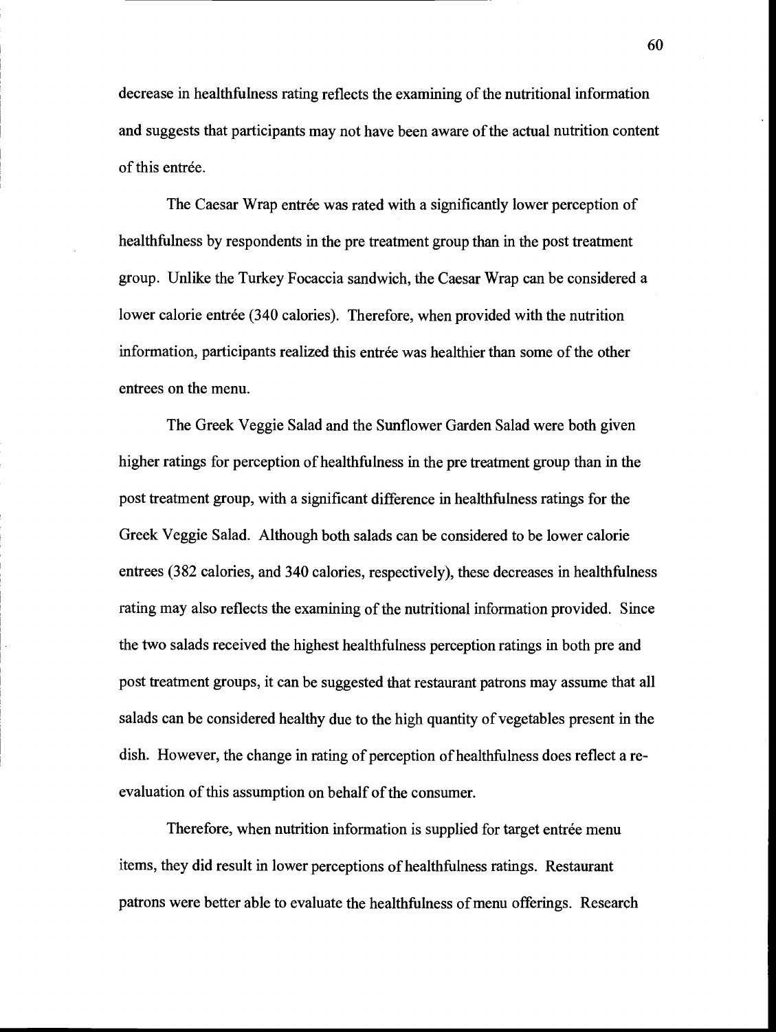decrease in healthfulness rating reflects the examining of the nutritional information and suggests that participants may not have been aware of the actual nutrition content of this entrée.

The Caesar Wrap entrée was rated with a significantly lower perception of healthfulness by respondents in the pre treatment group than in the post treatment group. Unlike the Turkey Focaccia sandwich, the Caesar Wrap can be considered a lower calorie entrée (340 calories). Therefore, when provided with the nutrition information, participants realized this entrée was healthier than some of the other entrees on the menu.

The Greek Veggie Salad and the Sunflower Garden Salad were both given higher ratings for perception of healthfulness in the pre treatment group than in the post treatment group, with a significant difference in healthfulness ratings for the Greek Veggie Salad. Although both salads can be considered to be lower calorie entrees (382 calories, and 340 calories, respectively), these decreases in healthfulness rating may also reflects the examining of the nutritional information provided. Since the two salads received the highest healthfulness perception ratings in both pre and post treatment groups, it can be suggested that restaurant patrons may assume that all salads can be considered healthy due to the high quantity of vegetables present in the dish. However, the change in rating of perception of healthfulness does reflect a re-evaluation of this assumption on behalf of the consumer.

Therefore, when nutrition information is supplied for target entrée menu items, they did result in lower perceptions of healthfulness ratings. Restaurant patrons were better able to evaluate the healthfulness of menu offerings. Research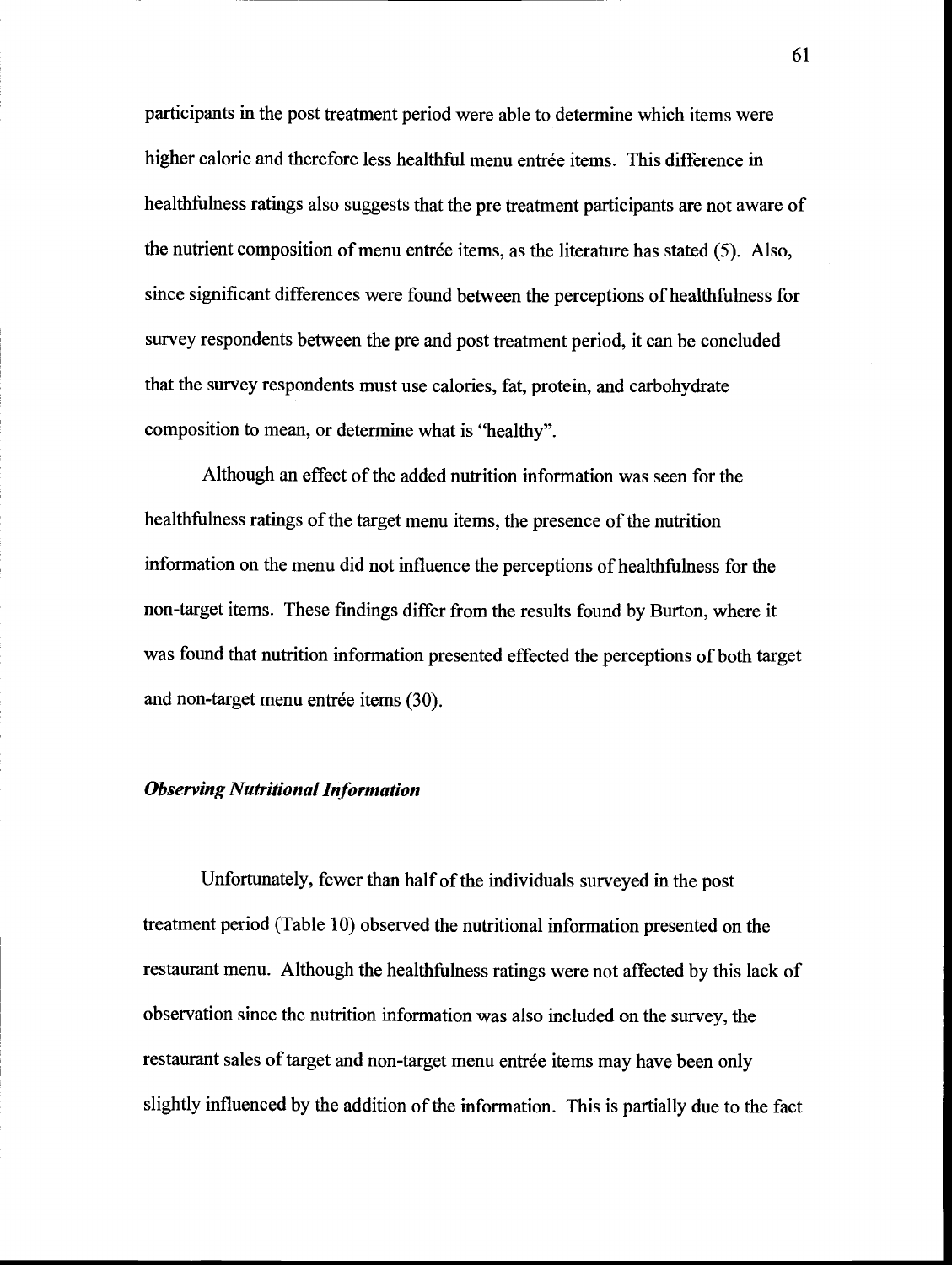participants in the post treatment period were able to determine which items were higher calorie and therefore less healthful menu entrée items. This difference in healthfulness ratings also suggests that the pre treatment participants are not aware of the nutrient composition of menu entrée items, as the literature has stated (5). Also, since significant differences were found between the perceptions of healthfulness for survey respondents between the pre and post treatment period, it can be concluded that the survey respondents must use calories, fat, protein, and carbohydrate composition to mean, or determine what is "healthy".

Although an effect of the added nutrition information was seen for the healthfulness ratings of the target menu items, the presence of the nutrition information on the menu did not influence the perceptions of healthfulness for the non-target items. These findings differ from the results found by Burton, where it was found that nutrition information presented effected the perceptions of both target and non-target menu entrée items (30).

### *Observing Nutritional Information*

Unfortunately, fewer than half of the individuals surveyed in the post treatment period (Table 10) observed the nutritional information presented on the restaurant menu. Although the healthfulness ratings were not affected by this lack of observation since the nutrition information was also included on the survey, the restaurant sales of target and non-target menu entrée items may have been only slightly influenced by the addition of the information. This is partially due to the fact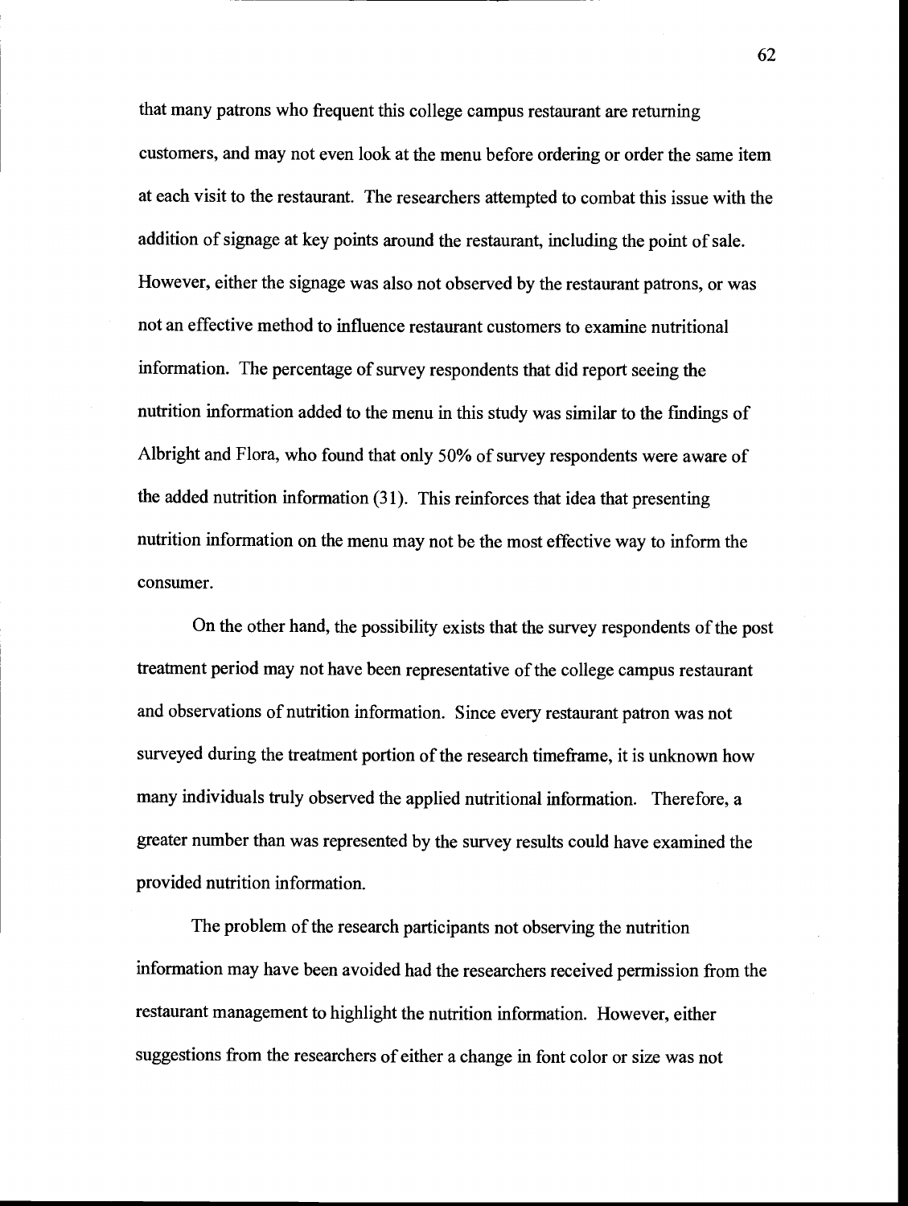that many patrons who frequent this college campus restaurant are returning customers, and may not even look at the menu before ordering or order the same item at each visit to the restaurant. The researchers attempted to combat this issue with the addition of signage at key points around the restaurant, including the point of sale. However, either the signage was also not observed by the restaurant patrons, or was not an effective method to influence restaurant customers to examine nutritional information. The percentage of survey respondents that did report seeing the nutrition information added to the menu in this study was similar to the findings of Albright and Flora, who found that only 50% of survey respondents were aware of the added nutrition information (31). This reinforces that idea that presenting nutrition information on the menu may not be the most effective way to inform the consumer.

On the other hand, the possibility exists that the survey respondents of the post treatment period may not have been representative of the college campus restaurant and observations of nutrition information. Since every restaurant patron was not surveyed during the treatment portion of the research timeframe, it is unknown how many individuals truly observed the applied nutritional information. Therefore, a greater number than was represented by the survey results could have examined the provided nutrition information.

The problem of the research participants not observing the nutrition information may have been avoided had the researchers received permission from the restaurant management to highlight the nutrition information. However, either suggestions from the researchers of either a change in font color or size was not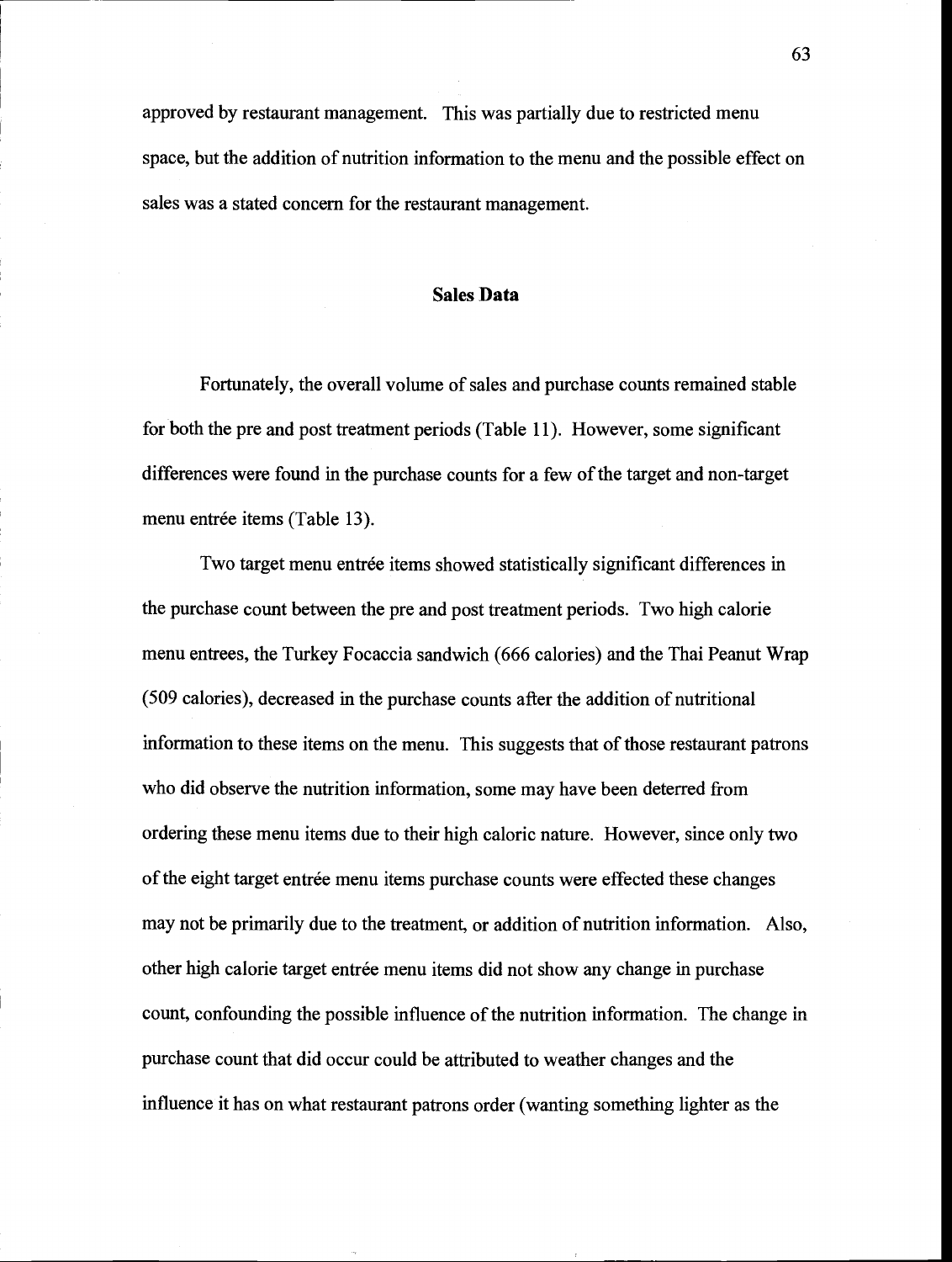approved by restaurant management. This was partially due to restricted menu space, but the addition of nutrition information to the menu and the possible effect on sales was a stated concern for the restaurant management.

## Sales Data

Fortunately, the overall volume of sales and purchase counts remained stable for both the pre and post treatment periods (Table 11). However, some significant differences were found in the purchase counts for a few of the target and non-target menu entrée items (Table 13).

Two target menu entrée items showed statistically significant differences in the purchase count between the pre and post treatment periods. Two high calorie menu entrees, the Turkey Focaccia sandwich (666 calories) and the Thai Peanut Wrap (509 calories), decreased in the purchase counts after the addition of nutritional information to these items on the menu. This suggests that of those restaurant patrons who did observe the nutrition information, some may have been deterred from ordering these menu items due to their high caloric nature. However, since only two of the eight target entrée menu items purchase counts were effected these changes may not be primarily due to the treatment, or addition of nutrition information. Also, other high calorie target entrée menu items did not show any change in purchase count, confounding the possible influence of the nutrition information. The change in purchase count that did occur could be attributed to weather changes and the influence it has on what restaurant patrons order (wanting something lighter as the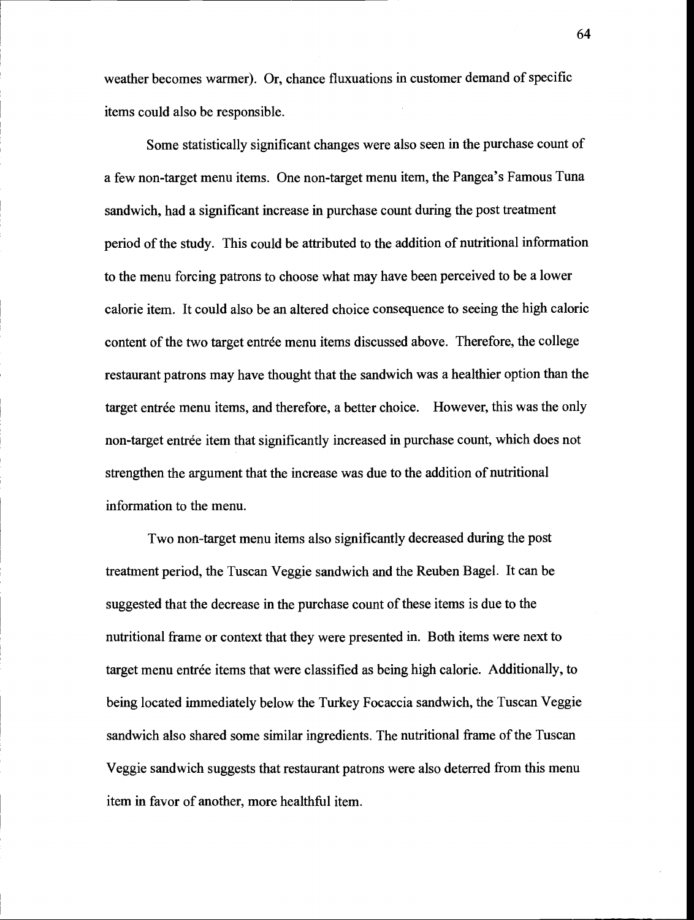weather becomes warmer). Or, chance fluxuations in customer demand of specific items could also be responsible.

Some statistically significant changes were also seen in the purchase count of a few non-target menu items. One non-target menu item, the Pangea's Famous Tuna sandwich, had a significant increase in purchase count during the post treatment period of the study. This could be attributed to the addition of nutritional information to the menu forcing patrons to choose what may have been perceived to be a lower calorie item. It could also be an altered choice consequence to seeing the high caloric content of the two target entrée menu items discussed above. Therefore, the college restaurant patrons may have thought that the sandwich was a healthier option than the target entrée menu items, and therefore, a better choice. However, this was the only non-target entrée item that significantly increased in purchase count, which does not strengthen the argument that the increase was due to the addition of nutritional information to the menu.

Two non-target menu items also significantly decreased during the post treatment period, the Tuscan Veggie sandwich and the Reuben Bagel. It can be suggested that the decrease in the purchase count of these items is due to the nutritional frame or context that they were presented in. Both items were next to target menu entrée items that were classified as being high calorie. Additionally, to being located immediately below the Turkey Focaccia sandwich, the Tuscan Veggie sandwich also shared some similar ingredients. The nutritional frame of the Tuscan Veggie sandwich suggests that restaurant patrons were also deterred from this menu item in favor of another, more healthful item.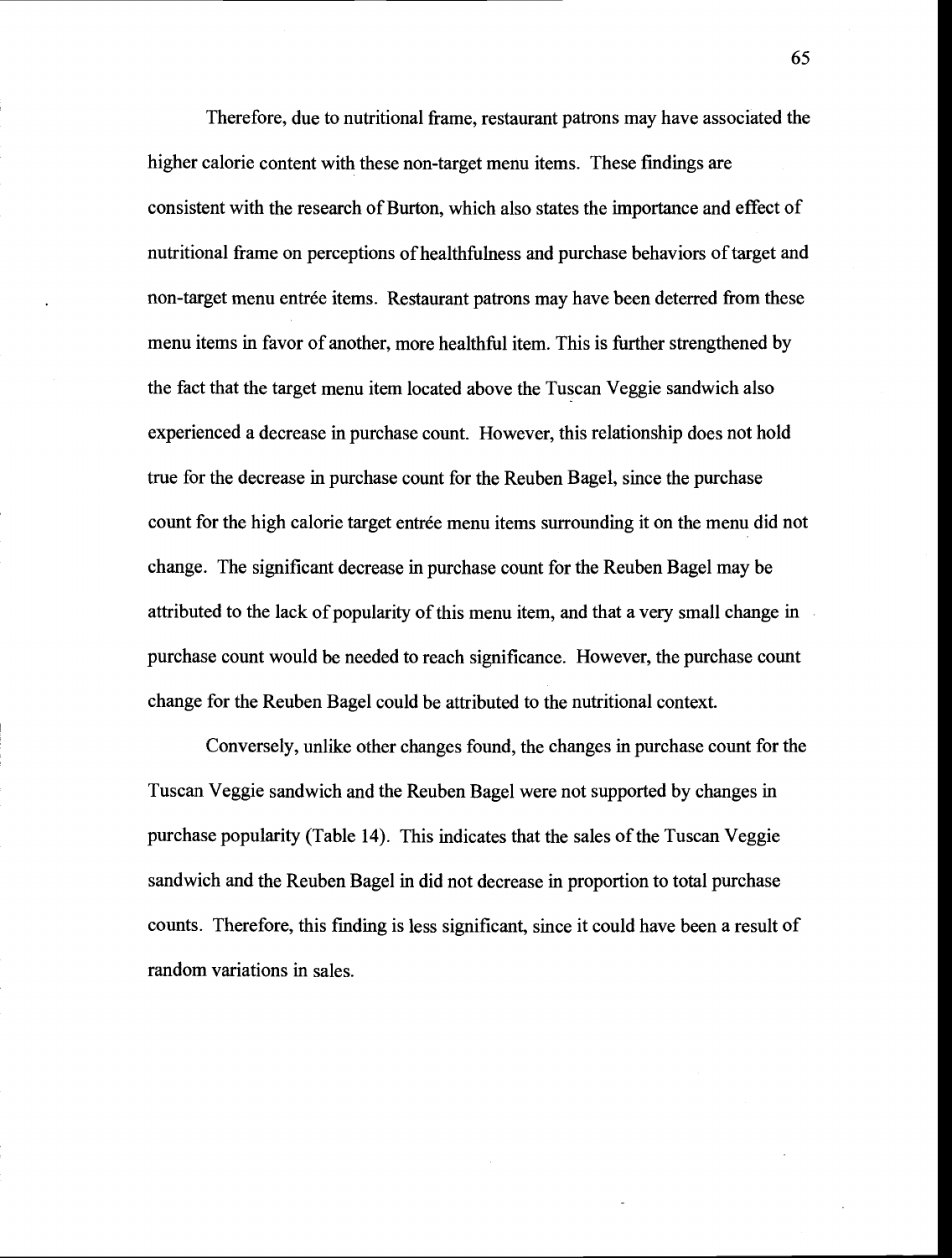Therefore, due to nutritional frame, restaurant patrons may have associated the higher calorie content with these non-target menu items. These findings are consistent with the research of Burton, which also states the importance and effect of nutritional frame on perceptions of healthfulness and purchase behaviors of target and non-target menu entrée items. Restaurant patrons may have been deterred from these menu items in favor of another, more healthful item. This is further strengthened by the fact that the target menu item located above the Tuscan Veggie sandwich also experienced a decrease in purchase count. However, this relationship does not hold true for the decrease in purchase count for the Reuben Bagel, since the purchase count for the high calorie target entrée menu items surrounding it on the menu did not change. The significant decrease in purchase count for the Reuben Bagel may be attributed to the lack of popularity of this menu item, and that a very small change in purchase count would be needed to reach significance. However, the purchase count change for the Reuben Bagel could be attributed to the nutritional context.

Conversely, unlike other changes found, the changes in purchase count for the Tuscan Veggie sandwich and the Reuben Bagel were not supported by changes in purchase popularity (Table 14). This indicates that the sales of the Tuscan Veggie sandwich and the Reuben Bagel in did not decrease in proportion to total purchase counts. Therefore, this finding is less significant, since it could have been a result of random variations in sales.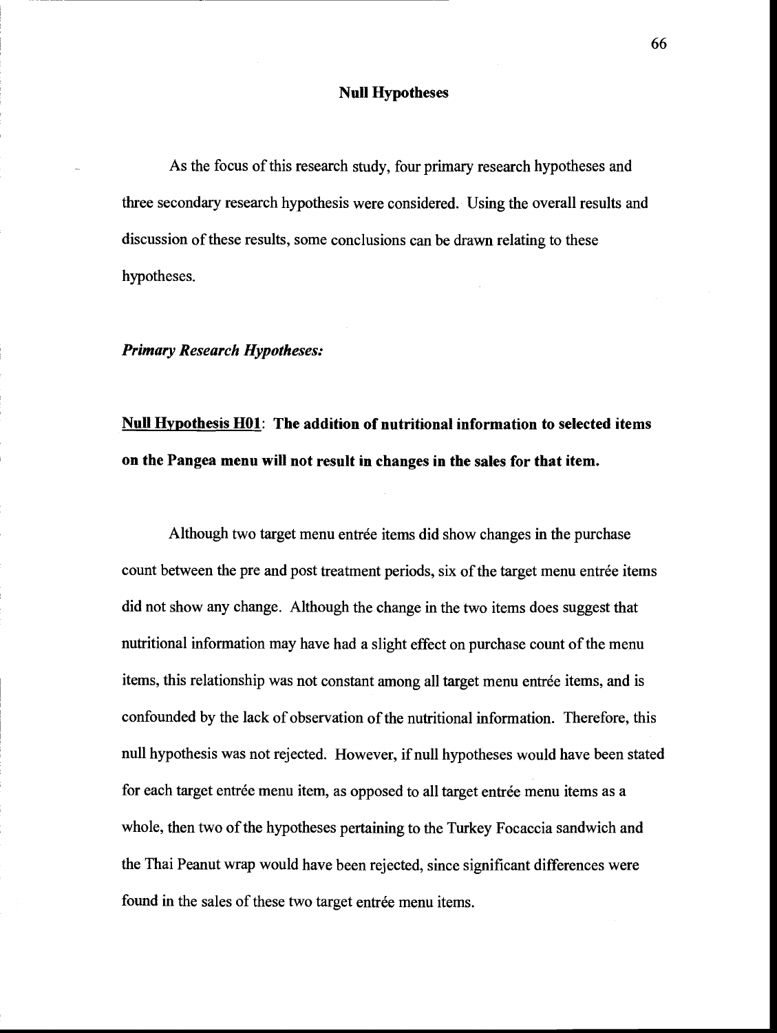## Null Hypotheses

As the focus of this research study, four primary research hypotheses and three secondary research hypothesis were considered. Using the overall results and discussion of these results, some conclusions can be drawn relating to these hypotheses.

***Primary Research Hypotheses:***

**Null Hypothesis H01**: **The addition of nutritional information to selected items on the Pangea menu will not result in changes in the sales for that item.**

Although two target menu entrée items did show changes in the purchase count between the pre and post treatment periods, six of the target menu entrée items did not show any change. Although the change in the two items does suggest that nutritional information may have had a slight effect on purchase count of the menu items, this relationship was not constant among all target menu entrée items, and is confounded by the lack of observation of the nutritional information. Therefore, this null hypothesis was not rejected. However, if null hypotheses would have been stated for each target entrée menu item, as opposed to all target entrée menu items as a whole, then two of the hypotheses pertaining to the Turkey Focaccia sandwich and the Thai Peanut wrap would have been rejected, since significant differences were found in the sales of these two target entrée menu items.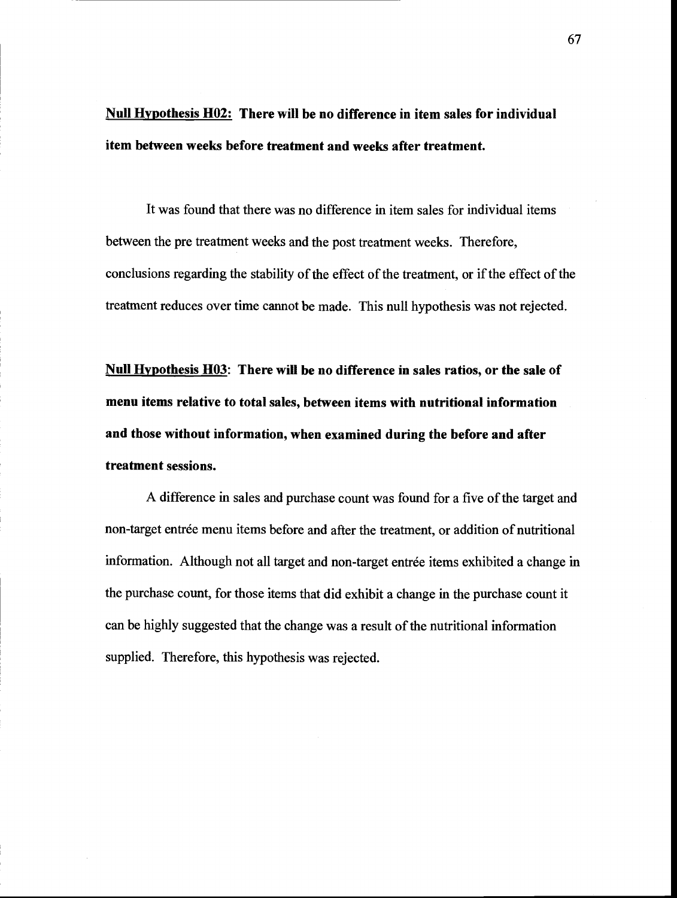**<u>Null Hypothesis H02:</u> There will be no difference in item sales for individual item between weeks before treatment and weeks after treatment.**

It was found that there was no difference in item sales for individual items between the pre treatment weeks and the post treatment weeks. Therefore, conclusions regarding the stability of the effect of the treatment, or if the effect of the treatment reduces over time cannot be made. This null hypothesis was not rejected.

**<u>Null Hypothesis H03</u>: There will be no difference in sales ratios, or the sale of menu items relative to total sales, between items with nutritional information and those without information, when examined during the before and after treatment sessions.**

A difference in sales and purchase count was found for a five of the target and non-target entrée menu items before and after the treatment, or addition of nutritional information. Although not all target and non-target entrée items exhibited a change in the purchase count, for those items that did exhibit a change in the purchase count it can be highly suggested that the change was a result of the nutritional information supplied. Therefore, this hypothesis was rejected.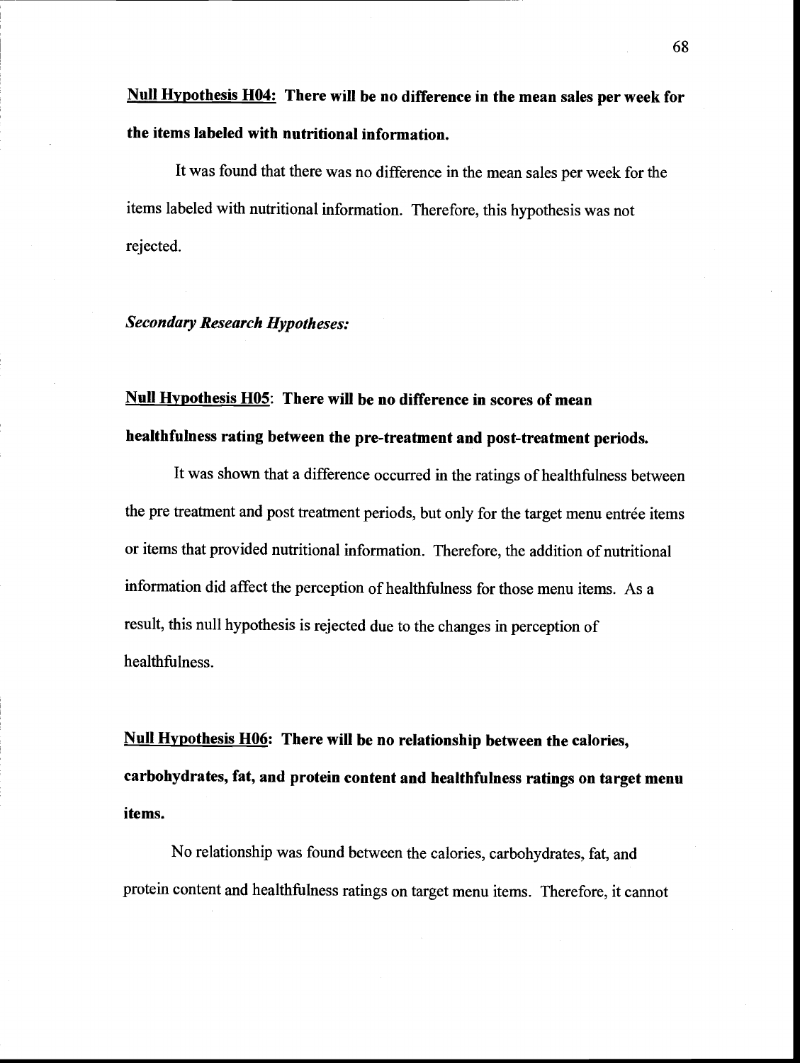<u>**Null Hypothesis H04:**</u> **There will be no difference in the mean sales per week for the items labeled with nutritional information.**

It was found that there was no difference in the mean sales per week for the items labeled with nutritional information. Therefore, this hypothesis was not rejected.

***Secondary Research Hypotheses:***

<u>**Null Hypothesis H05**</u>: **There will be no difference in scores of mean healthfulness rating between the pre-treatment and post-treatment periods.**

It was shown that a difference occurred in the ratings of healthfulness between the pre treatment and post treatment periods, but only for the target menu entrée items or items that provided nutritional information. Therefore, the addition of nutritional information did affect the perception of healthfulness for those menu items. As a result, this null hypothesis is rejected due to the changes in perception of healthfulness.

<u>**Null Hypothesis H06:**</u> **There will be no relationship between the calories, carbohydrates, fat, and protein content and healthfulness ratings on target menu items.**

No relationship was found between the calories, carbohydrates, fat, and protein content and healthfulness ratings on target menu items. Therefore, it cannot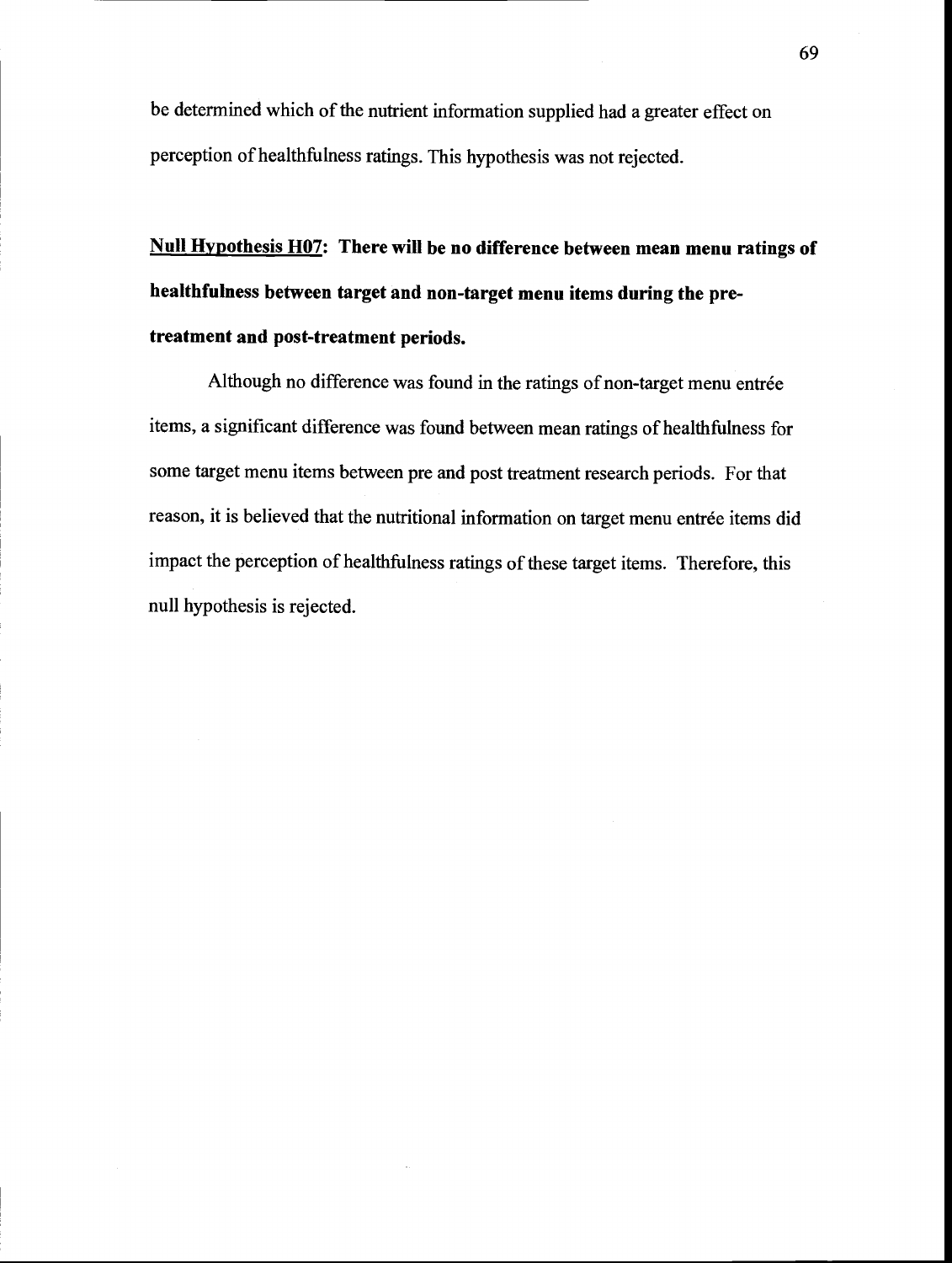be determined which of the nutrient information supplied had a greater effect on perception of healthfulness ratings. This hypothesis was not rejected.

**Null Hypothesis H07: There will be no difference between mean menu ratings of healthfulness between target and non-target menu items during the pre-treatment and post-treatment periods.**

Although no difference was found in the ratings of non-target menu entrée items, a significant difference was found between mean ratings of healthfulness for some target menu items between pre and post treatment research periods. For that reason, it is believed that the nutritional information on target menu entrée items did impact the perception of healthfulness ratings of these target items. Therefore, this null hypothesis is rejected.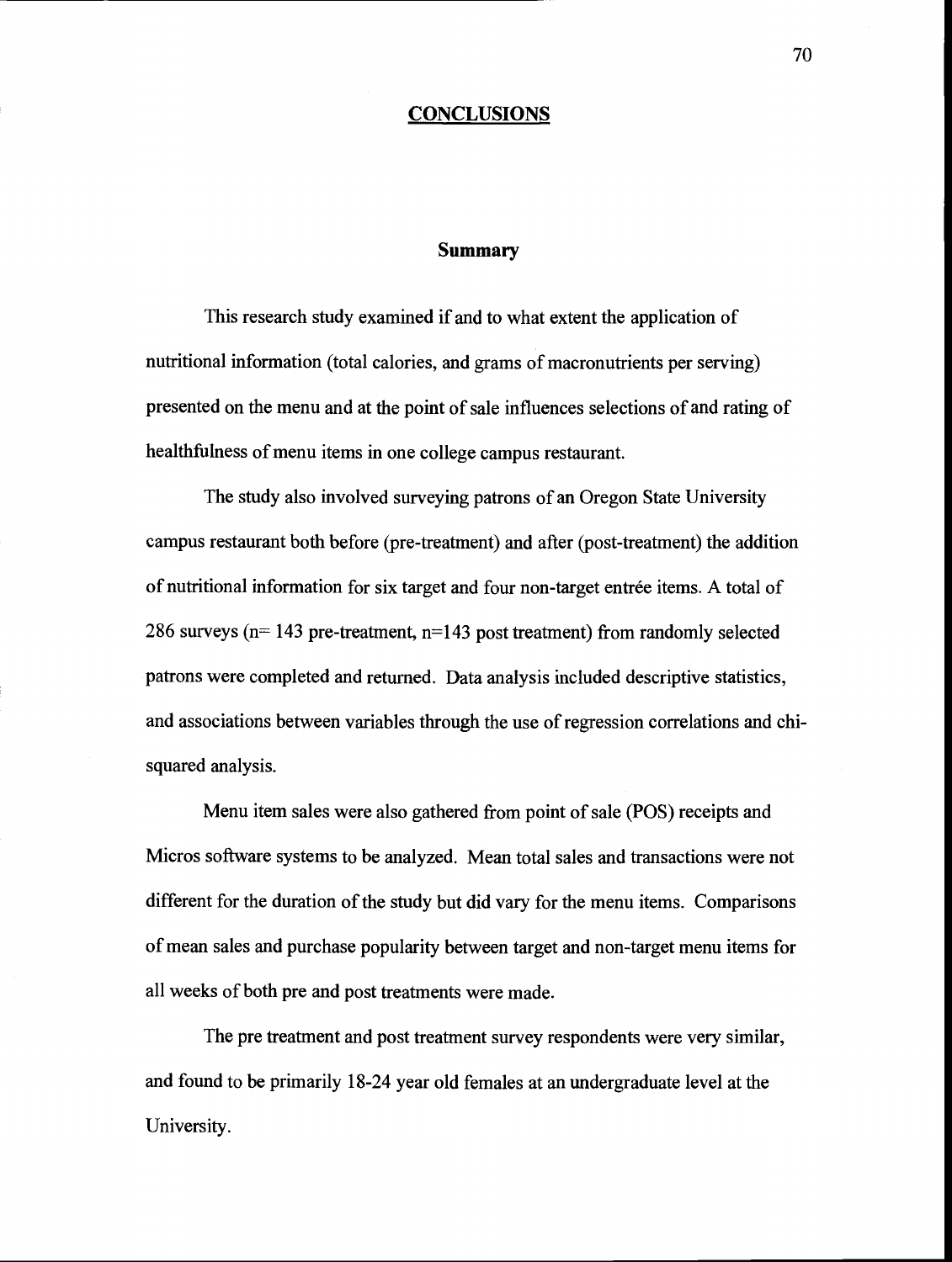# CONCLUSIONS

## Summary

This research study examined if and to what extent the application of nutritional information (total calories, and grams of macronutrients per serving) presented on the menu and at the point of sale influences selections of and rating of healthfulness of menu items in one college campus restaurant.

The study also involved surveying patrons of an Oregon State University campus restaurant both before (pre-treatment) and after (post-treatment) the addition of nutritional information for six target and four non-target entrée items. A total of 286 surveys (n= 143 pre-treatment, n=143 post treatment) from randomly selected patrons were completed and returned. Data analysis included descriptive statistics, and associations between variables through the use of regression correlations and chi-squared analysis.

Menu item sales were also gathered from point of sale (POS) receipts and Micros software systems to be analyzed. Mean total sales and transactions were not different for the duration of the study but did vary for the menu items. Comparisons of mean sales and purchase popularity between target and non-target menu items for all weeks of both pre and post treatments were made.

The pre treatment and post treatment survey respondents were very similar, and found to be primarily 18-24 year old females at an undergraduate level at the University.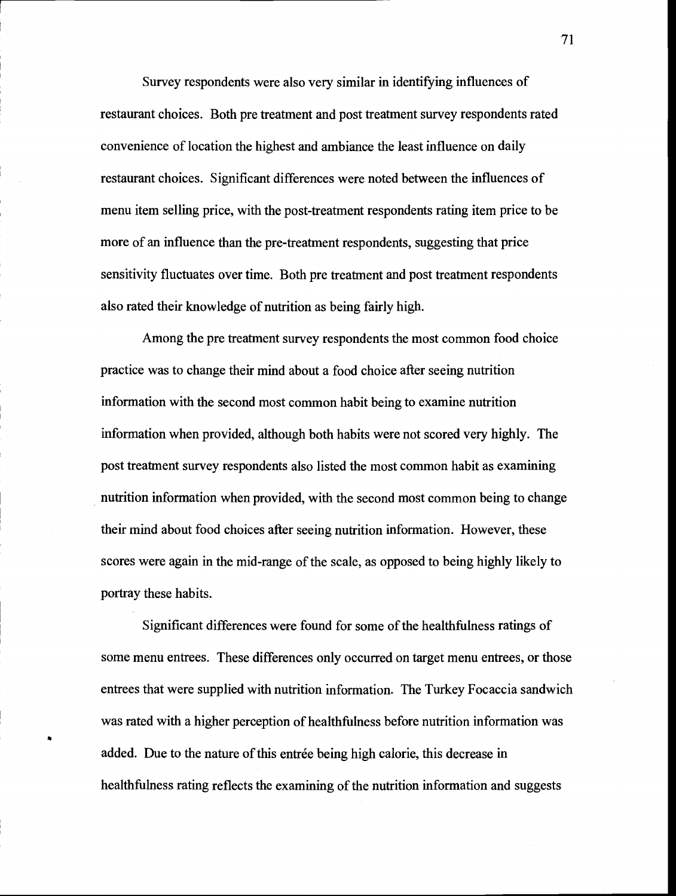Survey respondents were also very similar in identifying influences of restaurant choices. Both pre treatment and post treatment survey respondents rated convenience of location the highest and ambiance the least influence on daily restaurant choices. Significant differences were noted between the influences of menu item selling price, with the post-treatment respondents rating item price to be more of an influence than the pre-treatment respondents, suggesting that price sensitivity fluctuates over time. Both pre treatment and post treatment respondents also rated their knowledge of nutrition as being fairly high.

Among the pre treatment survey respondents the most common food choice practice was to change their mind about a food choice after seeing nutrition information with the second most common habit being to examine nutrition information when provided, although both habits were not scored very highly. The post treatment survey respondents also listed the most common habit as examining nutrition information when provided, with the second most common being to change their mind about food choices after seeing nutrition information. However, these scores were again in the mid-range of the scale, as opposed to being highly likely to portray these habits.

Significant differences were found for some of the healthfulness ratings of some menu entrees. These differences only occurred on target menu entrees, or those entrees that were supplied with nutrition information. The Turkey Focaccia sandwich was rated with a higher perception of healthfulness before nutrition information was added. Due to the nature of this entrée being high calorie, this decrease in healthfulness rating reflects the examining of the nutrition information and suggests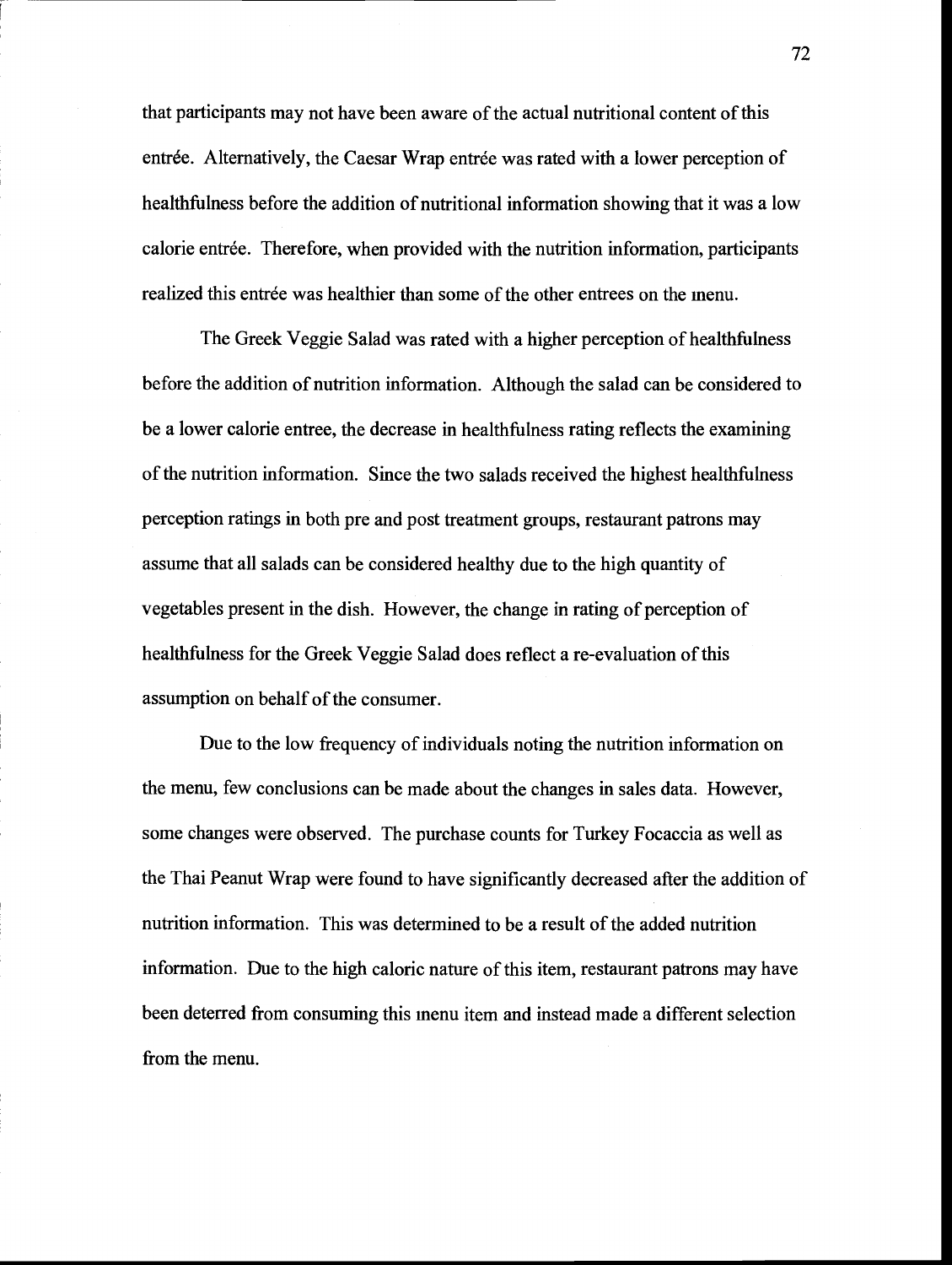that participants may not have been aware of the actual nutritional content of this entrée. Alternatively, the Caesar Wrap entrée was rated with a lower perception of healthfulness before the addition of nutritional information showing that it was a low calorie entrée. Therefore, when provided with the nutrition information, participants realized this entrée was healthier than some of the other entrees on the menu.

The Greek Veggie Salad was rated with a higher perception of healthfulness before the addition of nutrition information. Although the salad can be considered to be a lower calorie entree, the decrease in healthfulness rating reflects the examining of the nutrition information. Since the two salads received the highest healthfulness perception ratings in both pre and post treatment groups, restaurant patrons may assume that all salads can be considered healthy due to the high quantity of vegetables present in the dish. However, the change in rating of perception of healthfulness for the Greek Veggie Salad does reflect a re-evaluation of this assumption on behalf of the consumer.

Due to the low frequency of individuals noting the nutrition information on the menu, few conclusions can be made about the changes in sales data. However, some changes were observed. The purchase counts for Turkey Focaccia as well as the Thai Peanut Wrap were found to have significantly decreased after the addition of nutrition information. This was determined to be a result of the added nutrition information. Due to the high caloric nature of this item, restaurant patrons may have been deterred from consuming this menu item and instead made a different selection from the menu.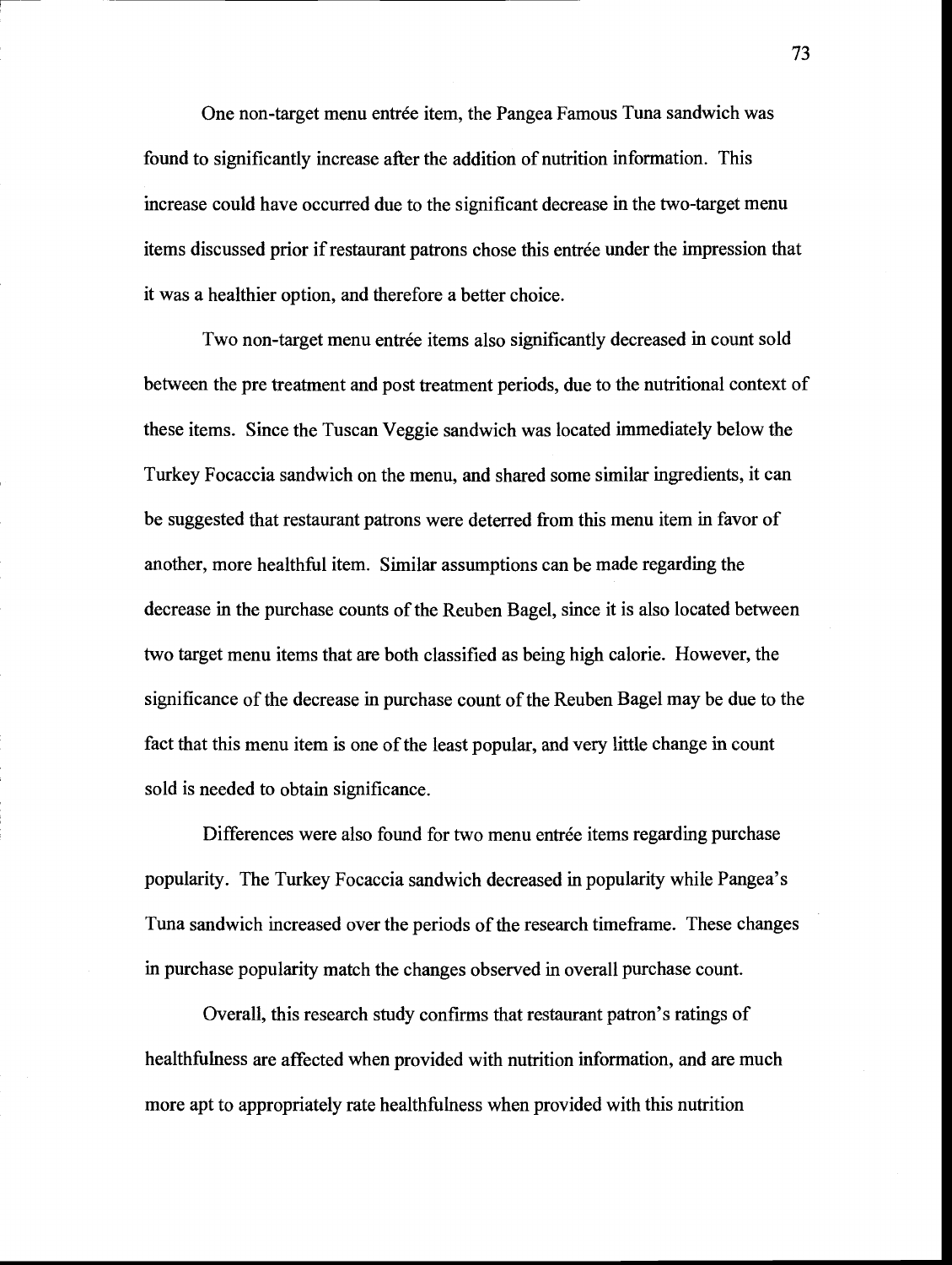One non-target menu entrée item, the Pangea Famous Tuna sandwich was found to significantly increase after the addition of nutrition information. This increase could have occurred due to the significant decrease in the two-target menu items discussed prior if restaurant patrons chose this entrée under the impression that it was a healthier option, and therefore a better choice.

Two non-target menu entrée items also significantly decreased in count sold between the pre treatment and post treatment periods, due to the nutritional context of these items. Since the Tuscan Veggie sandwich was located immediately below the Turkey Focaccia sandwich on the menu, and shared some similar ingredients, it can be suggested that restaurant patrons were deterred from this menu item in favor of another, more healthful item. Similar assumptions can be made regarding the decrease in the purchase counts of the Reuben Bagel, since it is also located between two target menu items that are both classified as being high calorie. However, the significance of the decrease in purchase count of the Reuben Bagel may be due to the fact that this menu item is one of the least popular, and very little change in count sold is needed to obtain significance.

Differences were also found for two menu entrée items regarding purchase popularity. The Turkey Focaccia sandwich decreased in popularity while Pangea's Tuna sandwich increased over the periods of the research timeframe. These changes in purchase popularity match the changes observed in overall purchase count.

Overall, this research study confirms that restaurant patron's ratings of healthfulness are affected when provided with nutrition information, and are much more apt to appropriately rate healthfulness when provided with this nutrition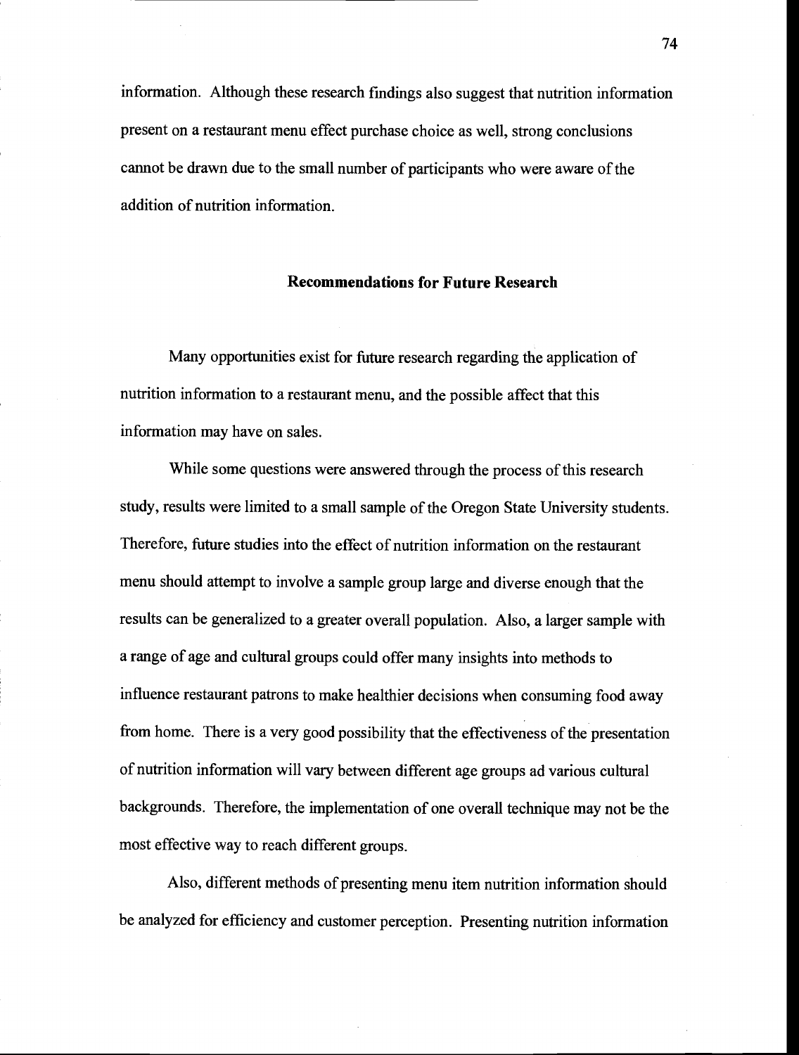information. Although these research findings also suggest that nutrition information present on a restaurant menu effect purchase choice as well, strong conclusions cannot be drawn due to the small number of participants who were aware of the addition of nutrition information.

## Recommendations for Future Research

Many opportunities exist for future research regarding the application of nutrition information to a restaurant menu, and the possible affect that this information may have on sales.

While some questions were answered through the process of this research study, results were limited to a small sample of the Oregon State University students. Therefore, future studies into the effect of nutrition information on the restaurant menu should attempt to involve a sample group large and diverse enough that the results can be generalized to a greater overall population. Also, a larger sample with a range of age and cultural groups could offer many insights into methods to influence restaurant patrons to make healthier decisions when consuming food away from home. There is a very good possibility that the effectiveness of the presentation of nutrition information will vary between different age groups ad various cultural backgrounds. Therefore, the implementation of one overall technique may not be the most effective way to reach different groups.

Also, different methods of presenting menu item nutrition information should be analyzed for efficiency and customer perception. Presenting nutrition information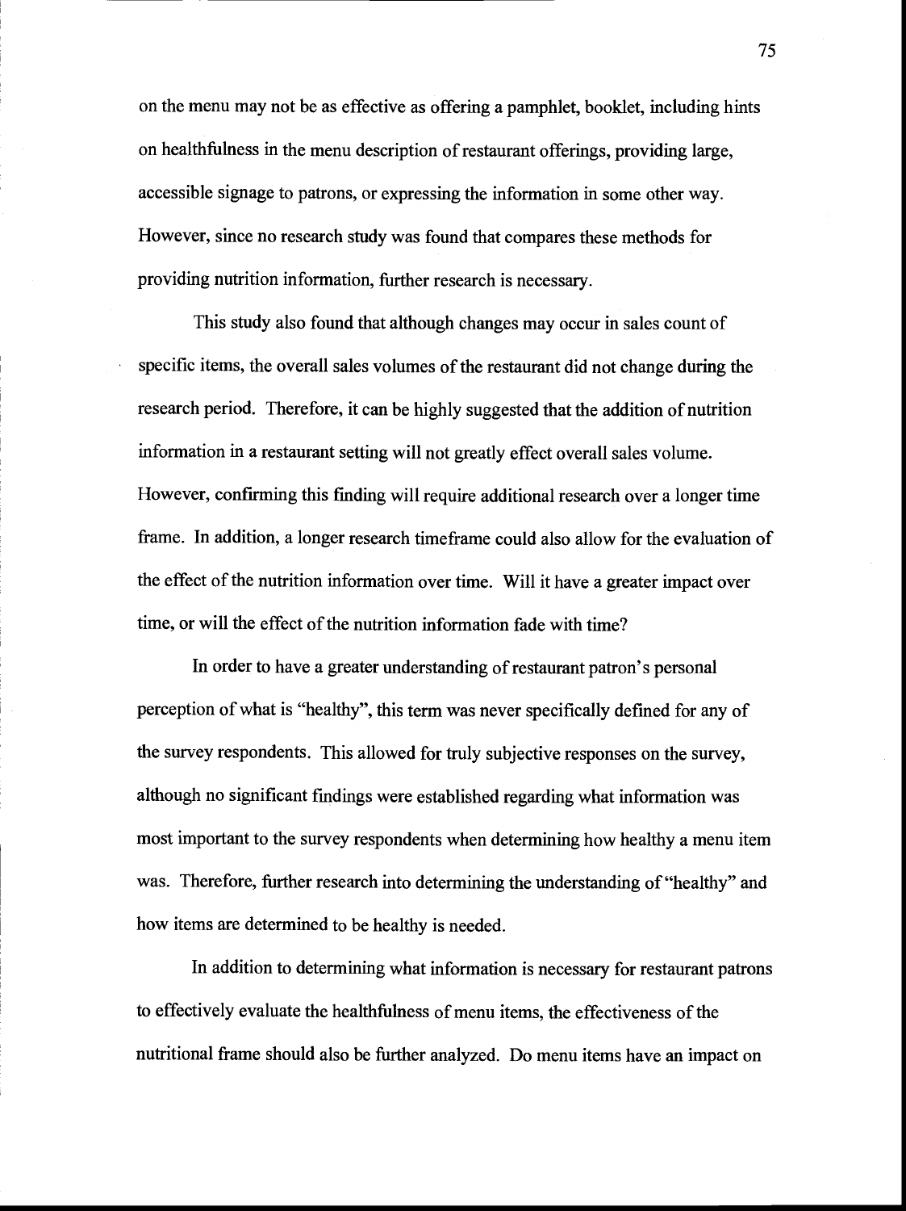on the menu may not be as effective as offering a pamphlet, booklet, including hints on healthfulness in the menu description of restaurant offerings, providing large, accessible signage to patrons, or expressing the information in some other way. However, since no research study was found that compares these methods for providing nutrition information, further research is necessary.

This study also found that although changes may occur in sales count of specific items, the overall sales volumes of the restaurant did not change during the research period. Therefore, it can be highly suggested that the addition of nutrition information in a restaurant setting will not greatly effect overall sales volume. However, confirming this finding will require additional research over a longer time frame. In addition, a longer research timeframe could also allow for the evaluation of the effect of the nutrition information over time. Will it have a greater impact over time, or will the effect of the nutrition information fade with time?

In order to have a greater understanding of restaurant patron's personal perception of what is "healthy", this term was never specifically defined for any of the survey respondents. This allowed for truly subjective responses on the survey, although no significant findings were established regarding what information was most important to the survey respondents when determining how healthy a menu item was. Therefore, further research into determining the understanding of "healthy" and how items are determined to be healthy is needed.

In addition to determining what information is necessary for restaurant patrons to effectively evaluate the healthfulness of menu items, the effectiveness of the nutritional frame should also be further analyzed. Do menu items have an impact on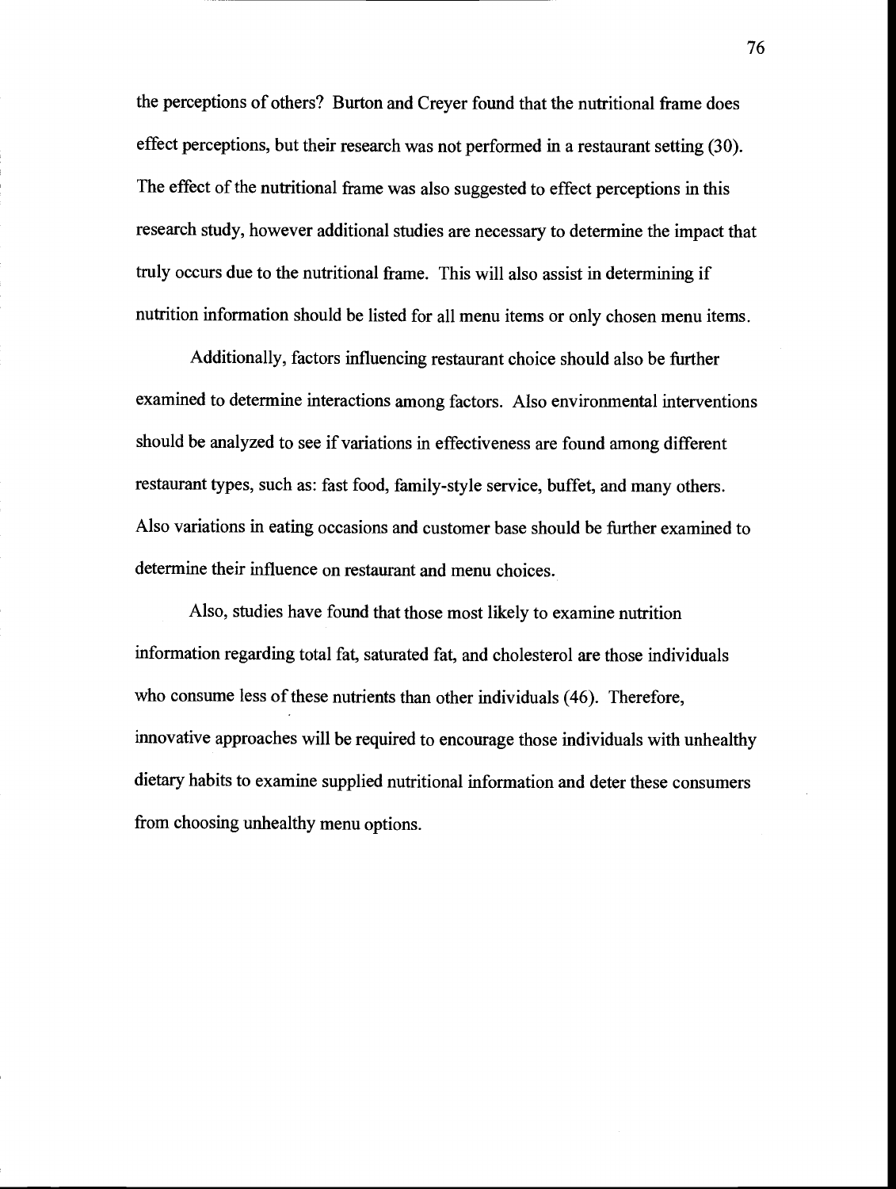the perceptions of others? Burton and Creyer found that the nutritional frame does effect perceptions, but their research was not performed in a restaurant setting (30). The effect of the nutritional frame was also suggested to effect perceptions in this research study, however additional studies are necessary to determine the impact that truly occurs due to the nutritional frame. This will also assist in determining if nutrition information should be listed for all menu items or only chosen menu items.

Additionally, factors influencing restaurant choice should also be further examined to determine interactions among factors. Also environmental interventions should be analyzed to see if variations in effectiveness are found among different restaurant types, such as: fast food, family-style service, buffet, and many others. Also variations in eating occasions and customer base should be further examined to determine their influence on restaurant and menu choices.

Also, studies have found that those most likely to examine nutrition information regarding total fat, saturated fat, and cholesterol are those individuals who consume less of these nutrients than other individuals (46). Therefore, innovative approaches will be required to encourage those individuals with unhealthy dietary habits to examine supplied nutritional information and deter these consumers from choosing unhealthy menu options.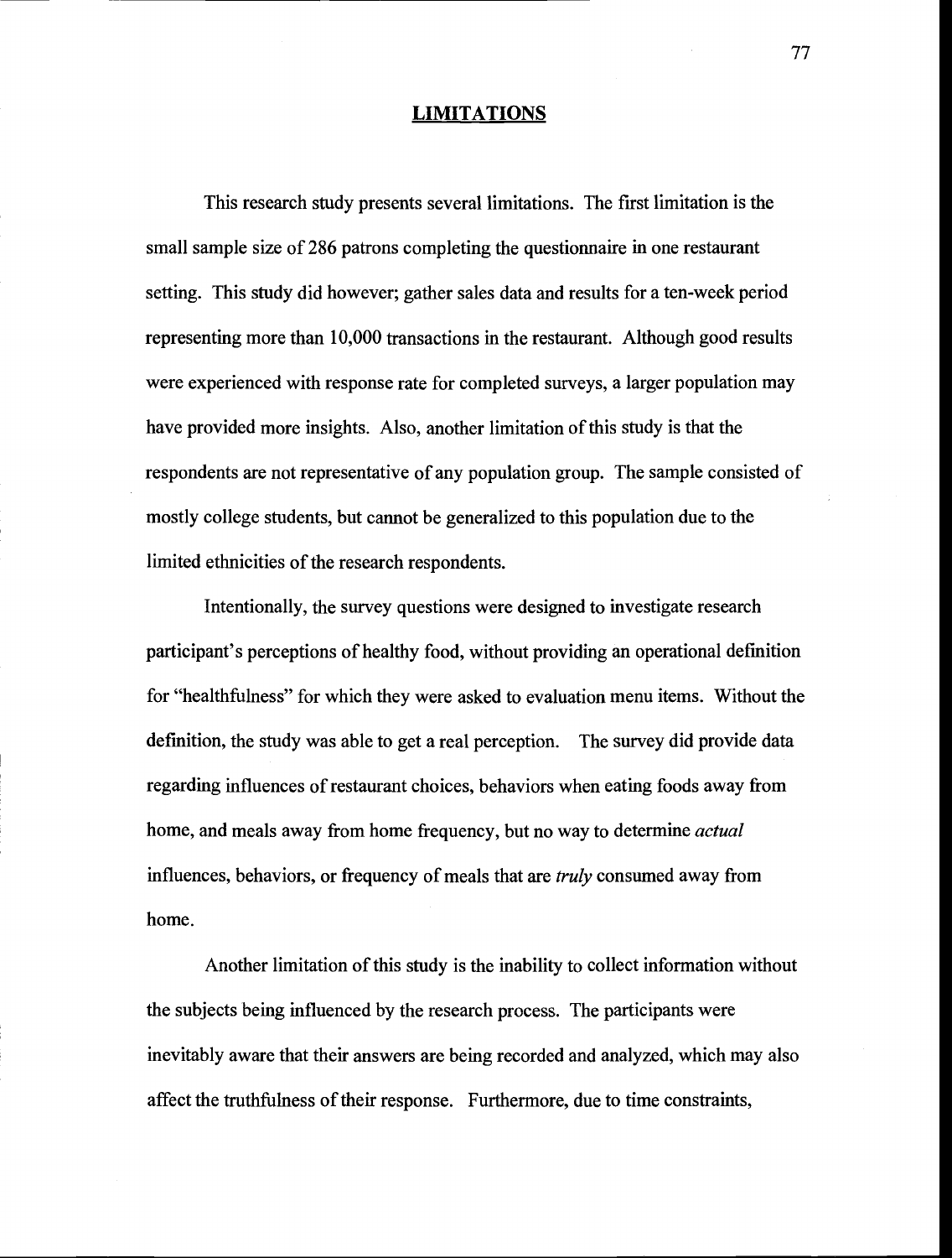# LIMITATIONS

This research study presents several limitations. The first limitation is the small sample size of 286 patrons completing the questionnaire in one restaurant setting. This study did however; gather sales data and results for a ten-week period representing more than 10,000 transactions in the restaurant. Although good results were experienced with response rate for completed surveys, a larger population may have provided more insights. Also, another limitation of this study is that the respondents are not representative of any population group. The sample consisted of mostly college students, but cannot be generalized to this population due to the limited ethnicities of the research respondents.

Intentionally, the survey questions were designed to investigate research participant's perceptions of healthy food, without providing an operational definition for "healthfulness" for which they were asked to evaluation menu items. Without the definition, the study was able to get a real perception. The survey did provide data regarding influences of restaurant choices, behaviors when eating foods away from home, and meals away from home frequency, but no way to determine *actual* influences, behaviors, or frequency of meals that are *truly* consumed away from home.

Another limitation of this study is the inability to collect information without the subjects being influenced by the research process. The participants were inevitably aware that their answers are being recorded and analyzed, which may also affect the truthfulness of their response. Furthermore, due to time constraints,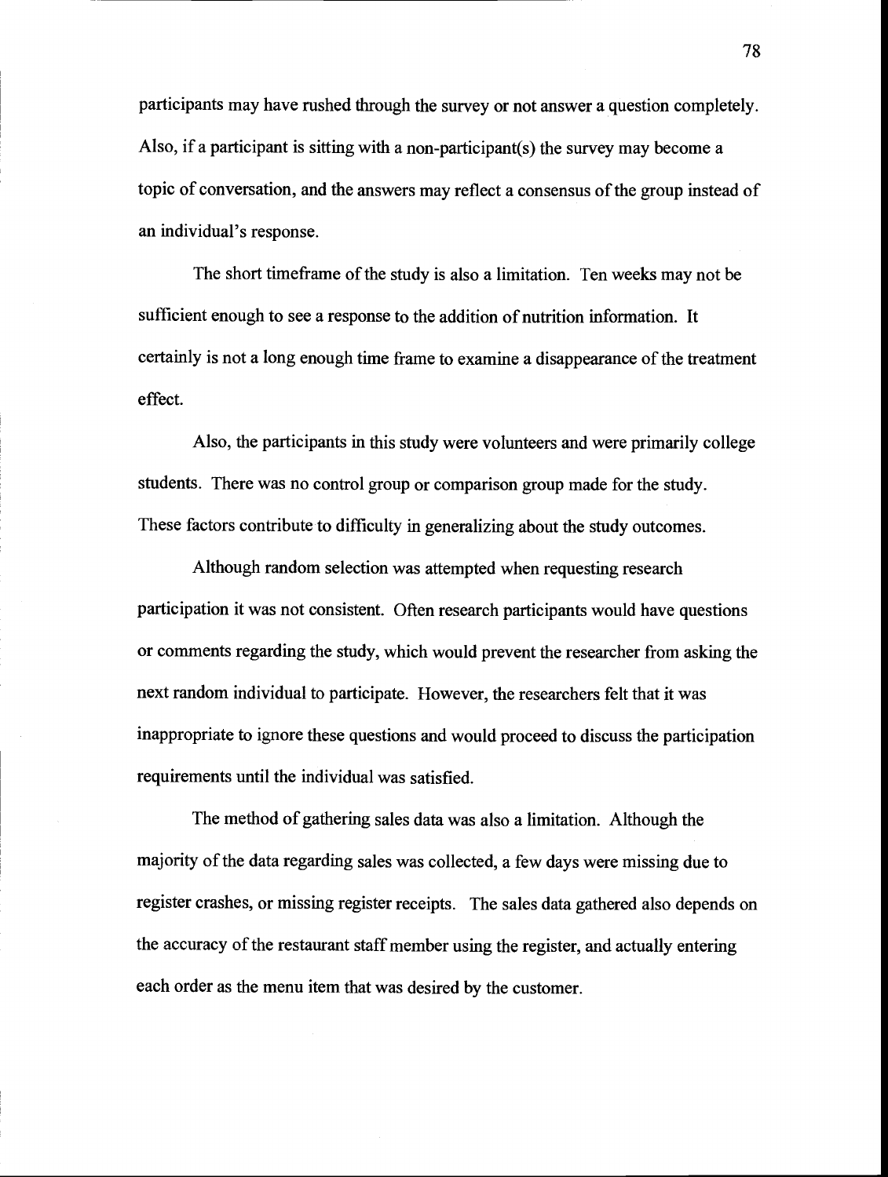participants may have rushed through the survey or not answer a question completely. Also, if a participant is sitting with a non-participant(s) the survey may become a topic of conversation, and the answers may reflect a consensus of the group instead of an individual's response.

The short timeframe of the study is also a limitation. Ten weeks may not be sufficient enough to see a response to the addition of nutrition information. It certainly is not a long enough time frame to examine a disappearance of the treatment effect.

Also, the participants in this study were volunteers and were primarily college students. There was no control group or comparison group made for the study. These factors contribute to difficulty in generalizing about the study outcomes.

Although random selection was attempted when requesting research participation it was not consistent. Often research participants would have questions or comments regarding the study, which would prevent the researcher from asking the next random individual to participate. However, the researchers felt that it was inappropriate to ignore these questions and would proceed to discuss the participation requirements until the individual was satisfied.

The method of gathering sales data was also a limitation. Although the majority of the data regarding sales was collected, a few days were missing due to register crashes, or missing register receipts. The sales data gathered also depends on the accuracy of the restaurant staff member using the register, and actually entering each order as the menu item that was desired by the customer.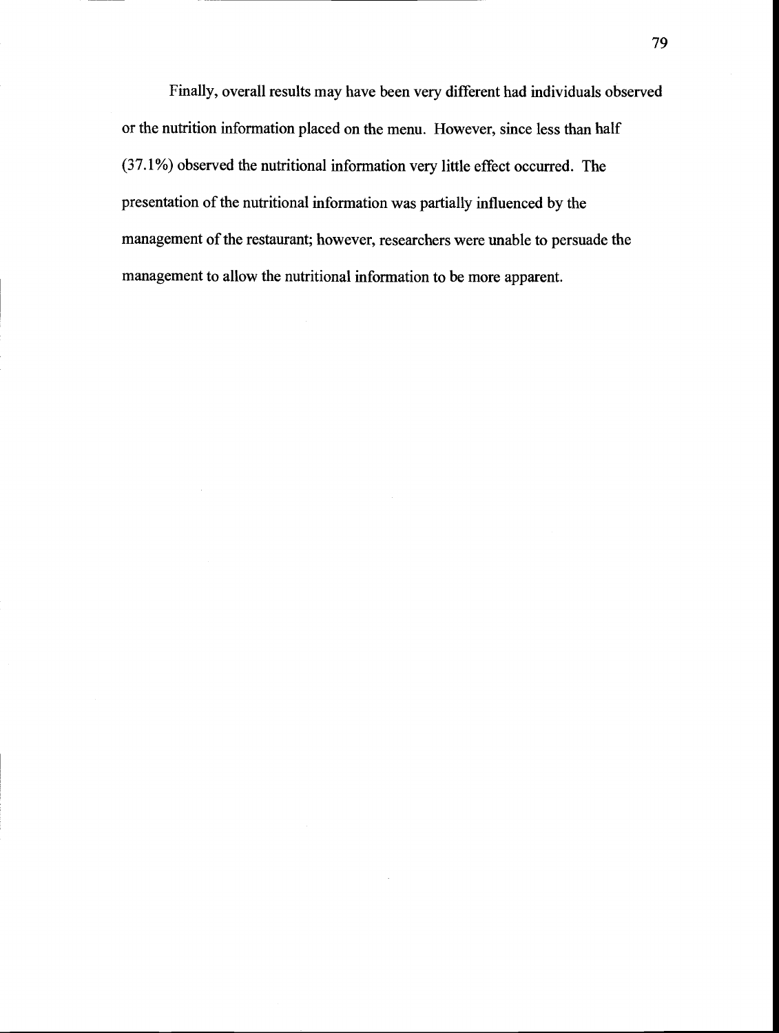Finally, overall results may have been very different had individuals observed or the nutrition information placed on the menu. However, since less than half (37.1%) observed the nutritional information very little effect occurred. The presentation of the nutritional information was partially influenced by the management of the restaurant; however, researchers were unable to persuade the management to allow the nutritional information to be more apparent.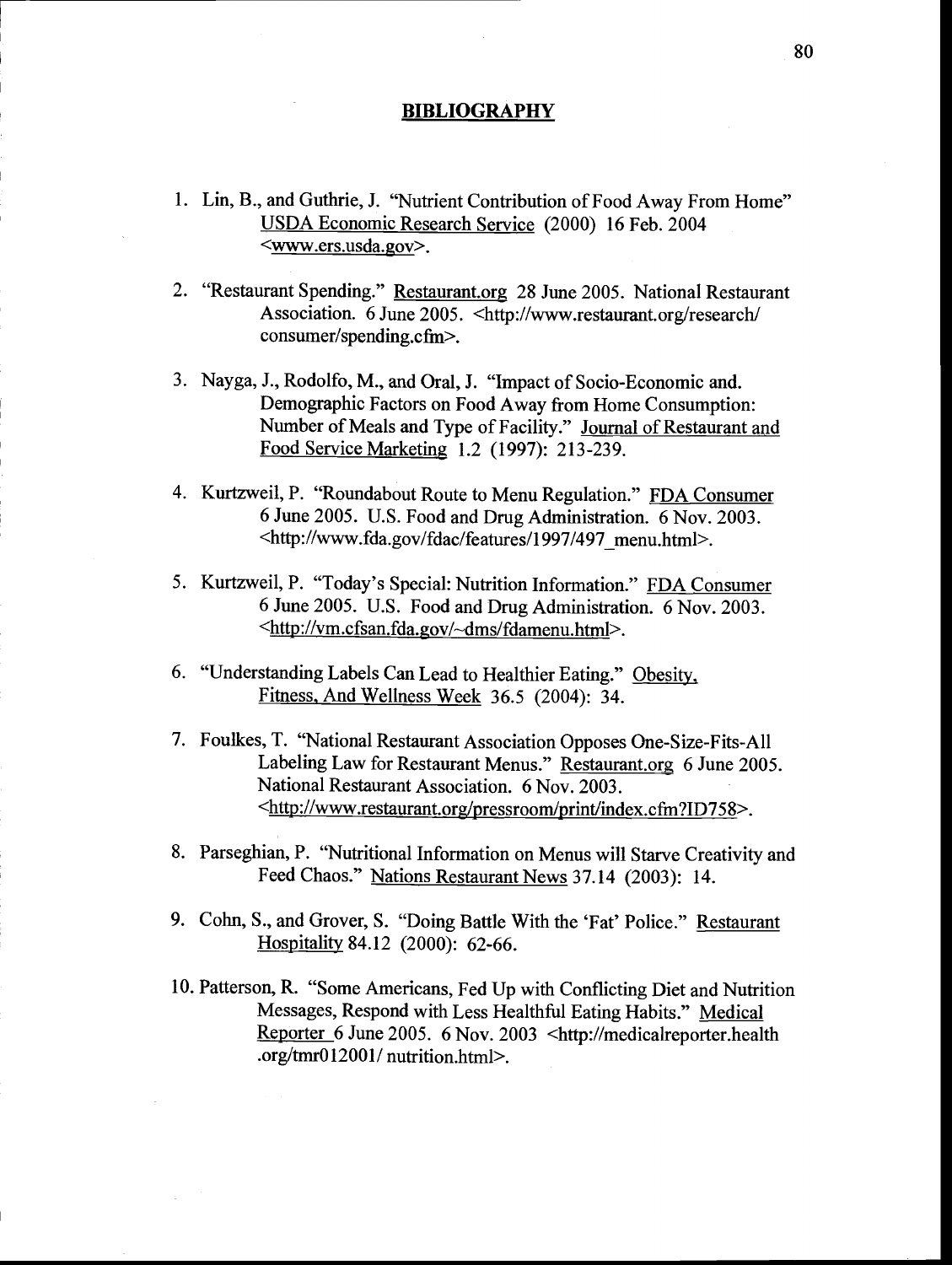## BIBLIOGRAPHY

1. Lin, B., and Guthrie, J. "Nutrient Contribution of Food Away From Home" USDA Economic Research Service (2000) 16 Feb. 2004 <www.ers.usda.gov>.

2. "Restaurant Spending." Restaurant.org 28 June 2005. National Restaurant Association. 6 June 2005. <http://www.restaurant.org/research/consumer/spending.cfm>.

3. Nayga, J., Rodolfo, M., and Oral, J. "Impact of Socio-Economic and. Demographic Factors on Food Away from Home Consumption: Number of Meals and Type of Facility." Journal of Restaurant and Food Service Marketing 1.2 (1997): 213-239.

4. Kurtzweil, P. "Roundabout Route to Menu Regulation." FDA Consumer 6 June 2005. U.S. Food and Drug Administration. 6 Nov. 2003. <http://www.fda.gov/fdac/features/1997/497_menu.html>.

5. Kurtzweil, P. "Today's Special: Nutrition Information." FDA Consumer 6 June 2005. U.S. Food and Drug Administration. 6 Nov. 2003. <http://vm.cfsan.fda.gov/~dms/fdamenu.html>.

6. "Understanding Labels Can Lead to Healthier Eating." Obesity, Fitness, And Wellness Week 36.5 (2004): 34.

7. Foulkes, T. "National Restaurant Association Opposes One-Size-Fits-All Labeling Law for Restaurant Menus." Restaurant.org 6 June 2005. National Restaurant Association. 6 Nov. 2003. <http://www.restaurant.org/pressroom/print/index.cfm?ID758>.

8. Parseghian, P. "Nutritional Information on Menus will Starve Creativity and Feed Chaos." Nations Restaurant News 37.14 (2003): 14.

9. Cohn, S., and Grover, S. "Doing Battle With the 'Fat' Police." Restaurant Hospitality 84.12 (2000): 62-66.

10. Patterson, R. "Some Americans, Fed Up with Conflicting Diet and Nutrition Messages, Respond with Less Healthful Eating Habits." Medical Reporter 6 June 2005. 6 Nov. 2003 <http://medicalreporter.health .org/tmr012001/ nutrition.html>.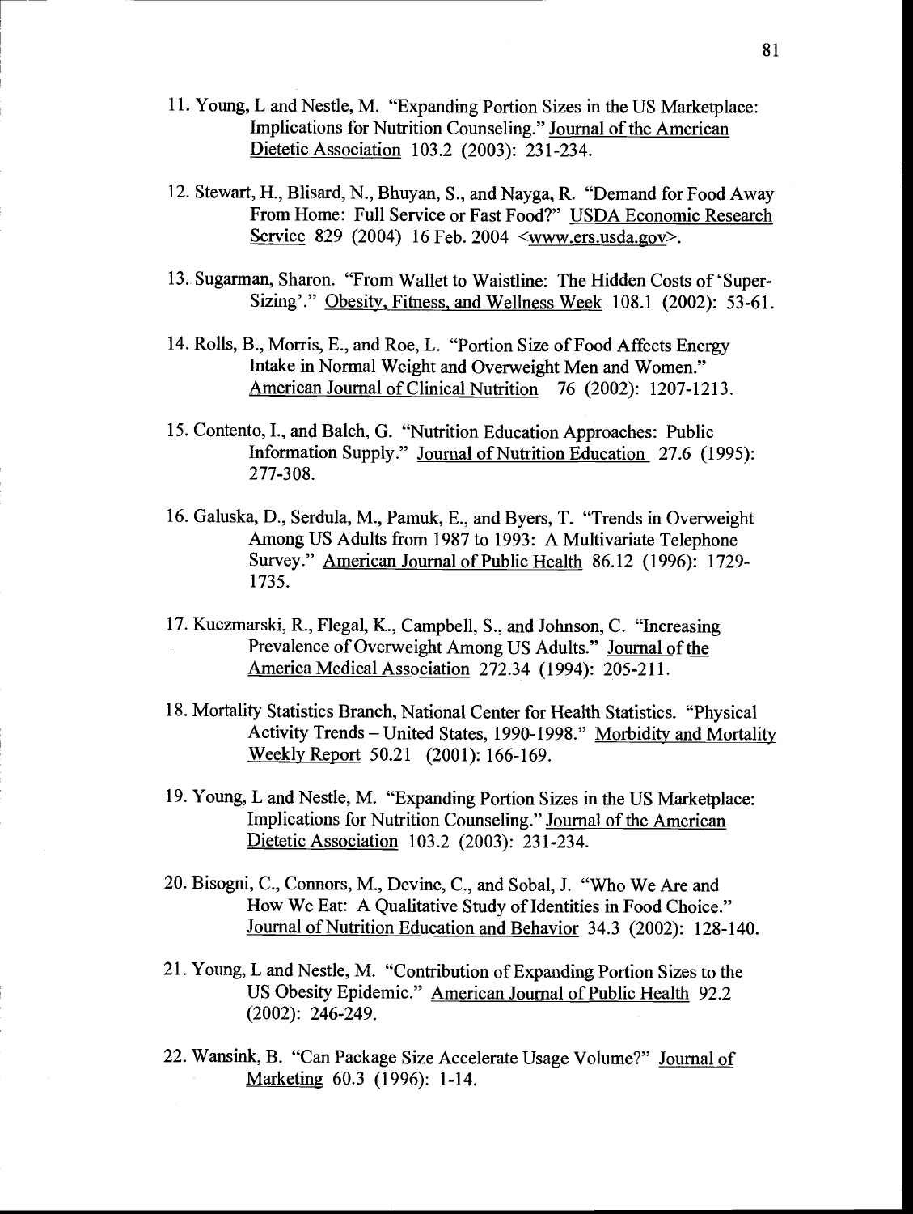11. Young, L and Nestle, M. "Expanding Portion Sizes in the US Marketplace: Implications for Nutrition Counseling." Journal of the American Dietetic Association 103.2 (2003): 231-234.

12. Stewart, H., Blisard, N., Bhuyan, S., and Nayga, R. "Demand for Food Away From Home: Full Service or Fast Food?" USDA Economic Research Service 829 (2004) 16 Feb. 2004 <www.ers.usda.gov>.

13. Sugarman, Sharon. "From Wallet to Waistline: The Hidden Costs of 'Super-Sizing'." Obesity, Fitness, and Wellness Week 108.1 (2002): 53-61.

14. Rolls, B., Morris, E., and Roe, L. "Portion Size of Food Affects Energy Intake in Normal Weight and Overweight Men and Women." American Journal of Clinical Nutrition 76 (2002): 1207-1213.

15. Contento, I., and Balch, G. "Nutrition Education Approaches: Public Information Supply." Journal of Nutrition Education 27.6 (1995): 277-308.

16. Galuska, D., Serdula, M., Pamuk, E., and Byers, T. "Trends in Overweight Among US Adults from 1987 to 1993: A Multivariate Telephone Survey." American Journal of Public Health 86.12 (1996): 1729-1735.

17. Kuczmarski, R., Flegal, K., Campbell, S., and Johnson, C. "Increasing Prevalence of Overweight Among US Adults." Journal of the America Medical Association 272.34 (1994): 205-211.

18. Mortality Statistics Branch, National Center for Health Statistics. "Physical Activity Trends – United States, 1990-1998." Morbidity and Mortality Weekly Report 50.21 (2001): 166-169.

19. Young, L and Nestle, M. "Expanding Portion Sizes in the US Marketplace: Implications for Nutrition Counseling." Journal of the American Dietetic Association 103.2 (2003): 231-234.

20. Bisogni, C., Connors, M., Devine, C., and Sobal, J. "Who We Are and How We Eat: A Qualitative Study of Identities in Food Choice." Journal of Nutrition Education and Behavior 34.3 (2002): 128-140.

21. Young, L and Nestle, M. "Contribution of Expanding Portion Sizes to the US Obesity Epidemic." American Journal of Public Health 92.2 (2002): 246-249.

22. Wansink, B. "Can Package Size Accelerate Usage Volume?" Journal of Marketing 60.3 (1996): 1-14.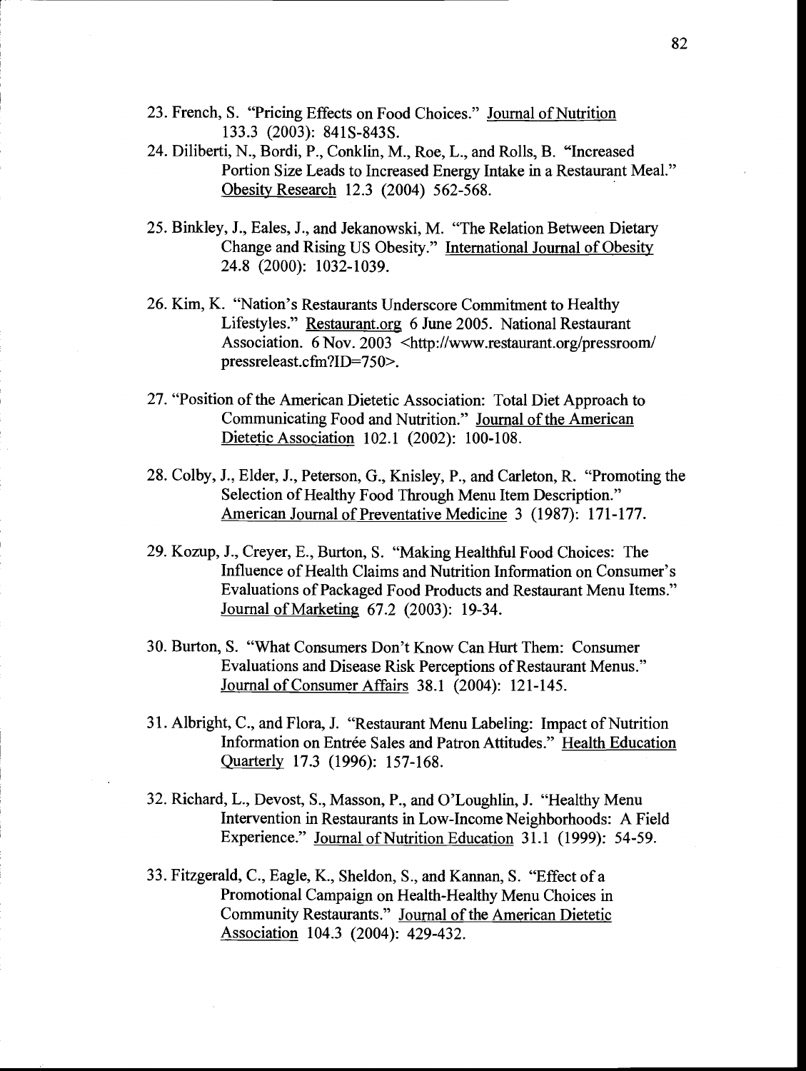23. French, S. "Pricing Effects on Food Choices." Journal of Nutrition 133.3 (2003): 841S-843S.

24. Diliberti, N., Bordi, P., Conklin, M., Roe, L., and Rolls, B. "Increased Portion Size Leads to Increased Energy Intake in a Restaurant Meal." Obesity Research 12.3 (2004) 562-568.

25. Binkley, J., Eales, J., and Jekanowski, M. "The Relation Between Dietary Change and Rising US Obesity." International Journal of Obesity 24.8 (2000): 1032-1039.

26. Kim, K. "Nation's Restaurants Underscore Commitment to Healthy Lifestyles." Restaurant.org 6 June 2005. National Restaurant Association. 6 Nov. 2003 <http://www.restaurant.org/pressroom/pressreleast.cfm?ID=750>.

27. "Position of the American Dietetic Association: Total Diet Approach to Communicating Food and Nutrition." Journal of the American Dietetic Association 102.1 (2002): 100-108.

28. Colby, J., Elder, J., Peterson, G., Knisley, P., and Carleton, R. "Promoting the Selection of Healthy Food Through Menu Item Description." American Journal of Preventative Medicine 3 (1987): 171-177.

29. Kozup, J., Creyer, E., Burton, S. "Making Healthful Food Choices: The Influence of Health Claims and Nutrition Information on Consumer's Evaluations of Packaged Food Products and Restaurant Menu Items." Journal of Marketing 67.2 (2003): 19-34.

30. Burton, S. "What Consumers Don't Know Can Hurt Them: Consumer Evaluations and Disease Risk Perceptions of Restaurant Menus." Journal of Consumer Affairs 38.1 (2004): 121-145.

31. Albright, C., and Flora, J. "Restaurant Menu Labeling: Impact of Nutrition Information on Entrée Sales and Patron Attitudes." Health Education Quarterly 17.3 (1996): 157-168.

32. Richard, L., Devost, S., Masson, P., and O'Loughlin, J. "Healthy Menu Intervention in Restaurants in Low-Income Neighborhoods: A Field Experience." Journal of Nutrition Education 31.1 (1999): 54-59.

33. Fitzgerald, C., Eagle, K., Sheldon, S., and Kannan, S. "Effect of a Promotional Campaign on Health-Healthy Menu Choices in Community Restaurants." Journal of the American Dietetic Association 104.3 (2004): 429-432.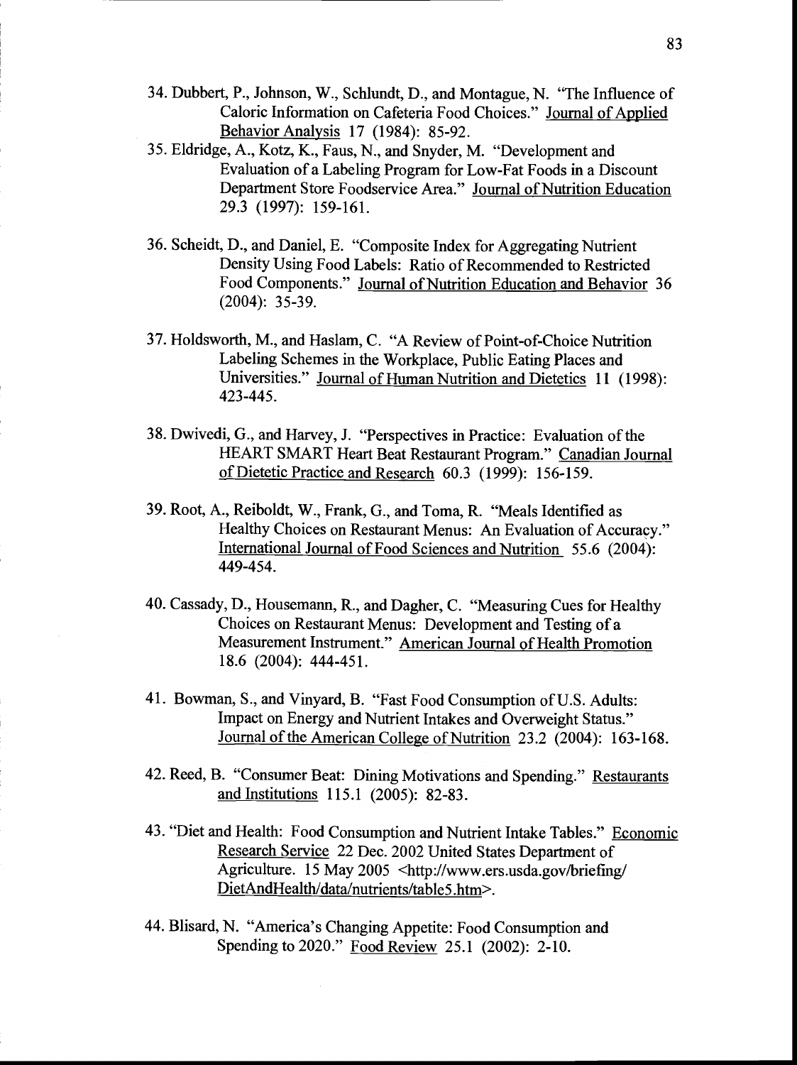34. Dubbert, P., Johnson, W., Schlundt, D., and Montague, N. "The Influence of Caloric Information on Cafeteria Food Choices." Journal of Applied Behavior Analysis 17 (1984): 85-92.

35. Eldridge, A., Kotz, K., Faus, N., and Snyder, M. "Development and Evaluation of a Labeling Program for Low-Fat Foods in a Discount Department Store Foodservice Area." Journal of Nutrition Education 29.3 (1997): 159-161.

36. Scheidt, D., and Daniel, E. "Composite Index for Aggregating Nutrient Density Using Food Labels: Ratio of Recommended to Restricted Food Components." Journal of Nutrition Education and Behavior 36 (2004): 35-39.

37. Holdsworth, M., and Haslam, C. "A Review of Point-of-Choice Nutrition Labeling Schemes in the Workplace, Public Eating Places and Universities." Journal of Human Nutrition and Dietetics 11 (1998): 423-445.

38. Dwivedi, G., and Harvey, J. "Perspectives in Practice: Evaluation of the HEART SMART Heart Beat Restaurant Program." Canadian Journal of Dietetic Practice and Research 60.3 (1999): 156-159.

39. Root, A., Reiboldt, W., Frank, G., and Toma, R. "Meals Identified as Healthy Choices on Restaurant Menus: An Evaluation of Accuracy." International Journal of Food Sciences and Nutrition 55.6 (2004): 449-454.

40. Cassady, D., Housemann, R., and Dagher, C. "Measuring Cues for Healthy Choices on Restaurant Menus: Development and Testing of a Measurement Instrument." American Journal of Health Promotion 18.6 (2004): 444-451.

41. Bowman, S., and Vinyard, B. "Fast Food Consumption of U.S. Adults: Impact on Energy and Nutrient Intakes and Overweight Status." Journal of the American College of Nutrition 23.2 (2004): 163-168.

42. Reed, B. "Consumer Beat: Dining Motivations and Spending." Restaurants and Institutions 115.1 (2005): 82-83.

43. "Diet and Health: Food Consumption and Nutrient Intake Tables." Economic Research Service 22 Dec. 2002 United States Department of Agriculture. 15 May 2005 <http://www.ers.usda.gov/briefing/DietAndHealth/data/nutrients/table5.htm>.

44. Blisard, N. "America's Changing Appetite: Food Consumption and Spending to 2020." Food Review 25.1 (2002): 2-10.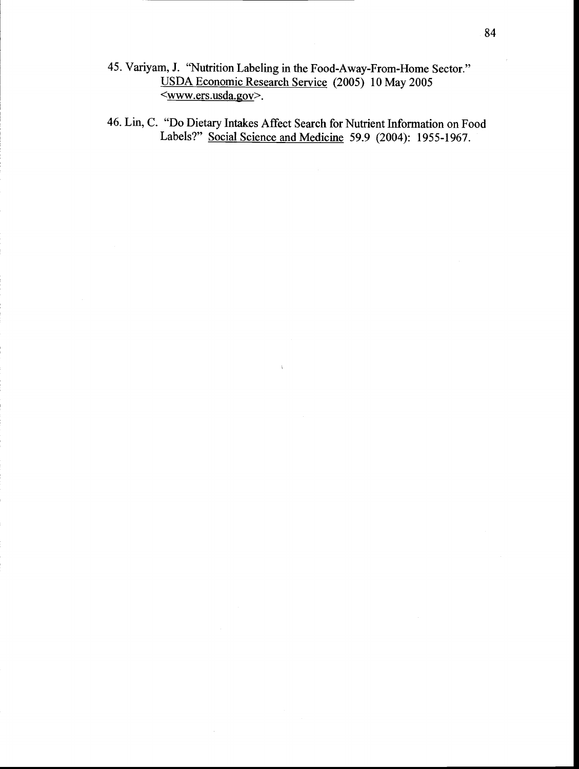45. Variyam, J. "Nutrition Labeling in the Food-Away-From-Home Sector." USDA Economic Research Service (2005) 10 May 2005 <www.ers.usda.gov>.

46. Lin, C. "Do Dietary Intakes Affect Search for Nutrient Information on Food Labels?" Social Science and Medicine 59.9 (2004): 1955-1967.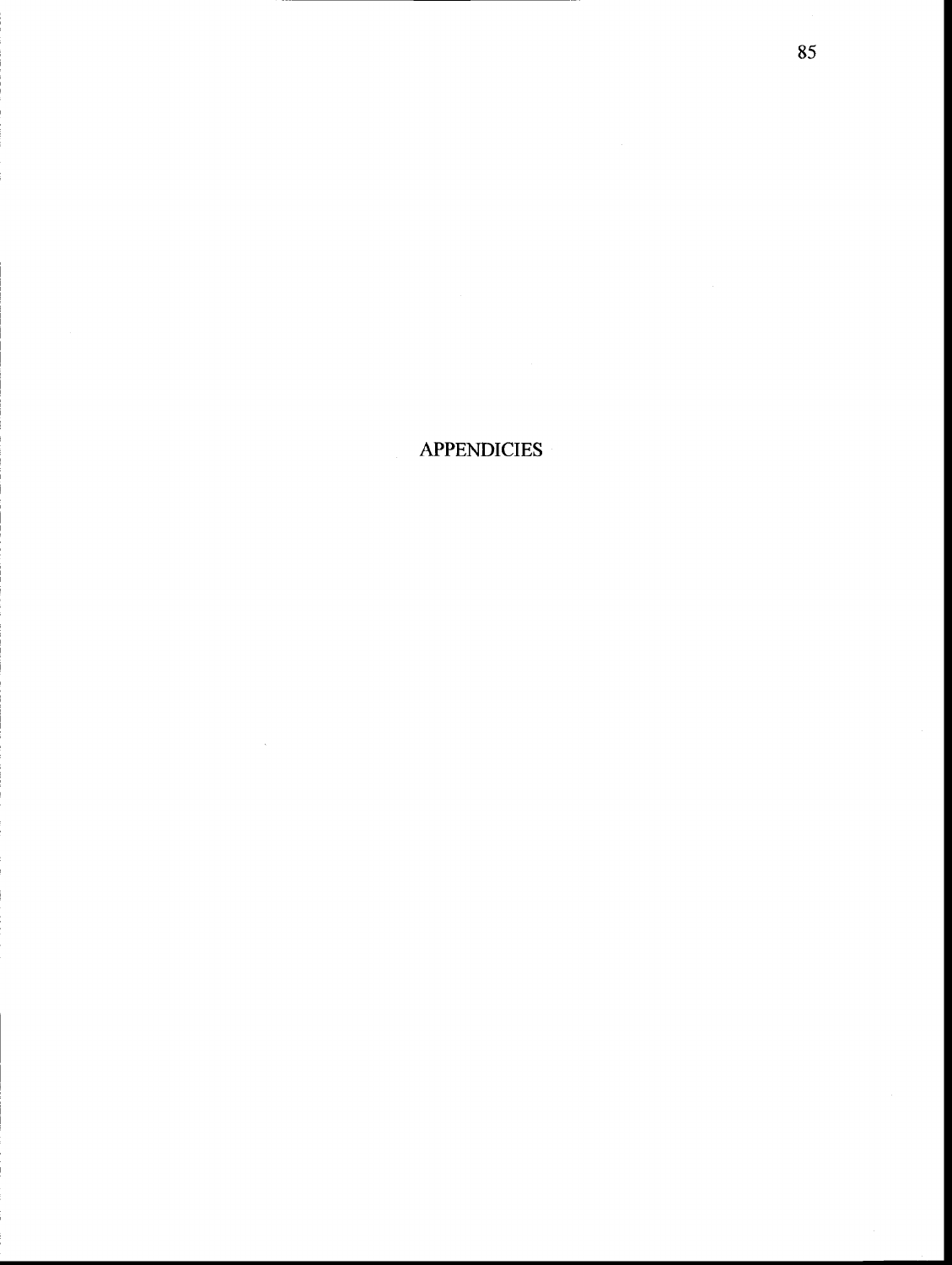# APPENDICIES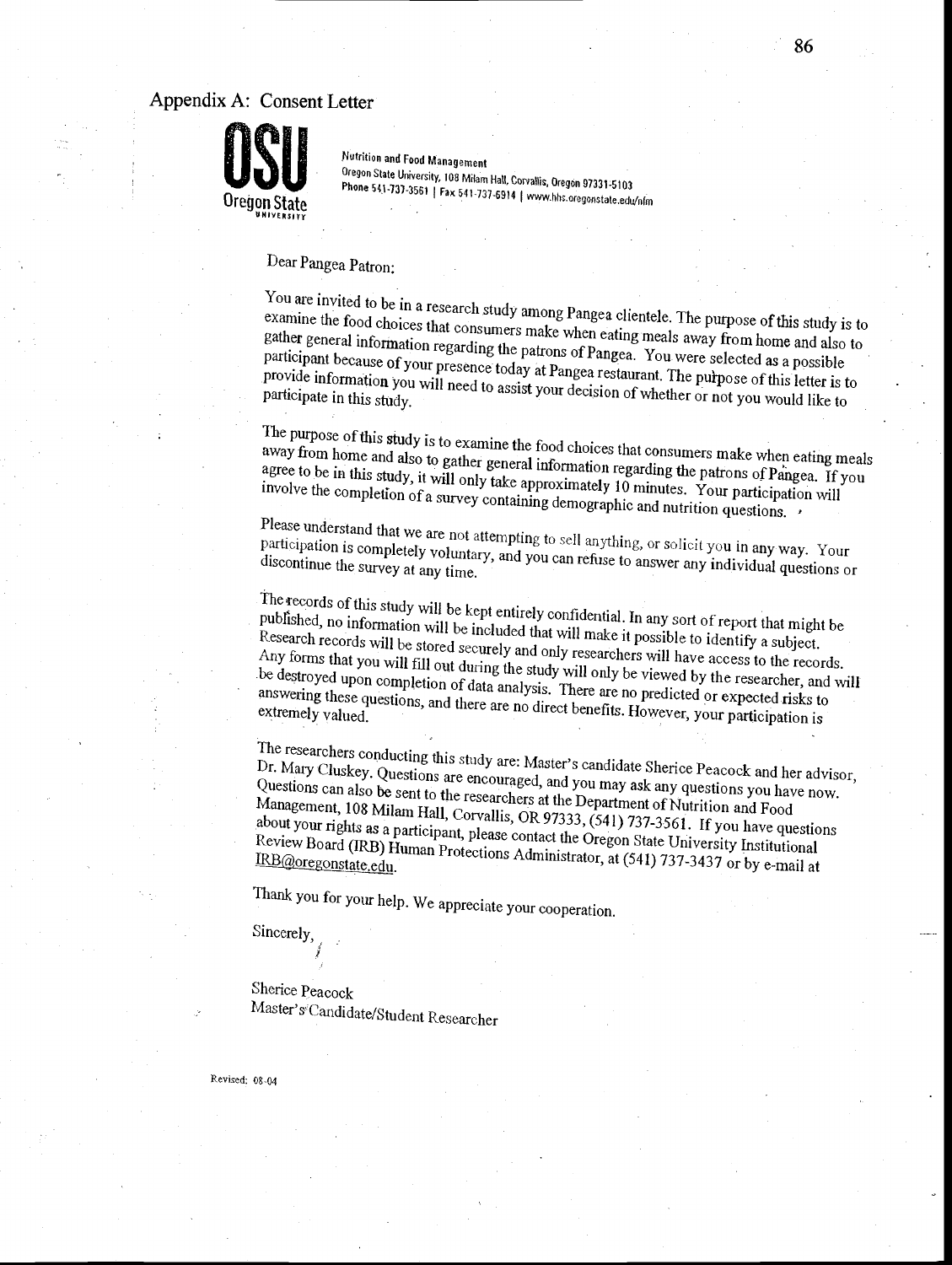# Appendix A: Consent Letter

OSU
Oregon State
UNIVERSITY

Nutrition and Food Management
Oregon State University, 108 Milam Hall, Corvallis, Oregon 97331-5103
Phone 541-737-3561 | Fax 541-737-6914 | www.hhs.oregonstate.edu/nfm

Dear Pangea Patron:

You are invited to be in a research study among Pangea clientele. The purpose of this study is to examine the food choices that consumers make when eating meals away from home and also to gather general information regarding the patrons of Pangea. You were selected as a possible participant because of your presence today at Pangea restaurant. The purpose of this letter is to provide information you will need to assist your decision of whether or not you would like to participate in this study.

The purpose of this study is to examine the food choices that consumers make when eating meals away from home and also to gather general information regarding the patrons of Pangea. If you agree to be in this study, it will only take approximately 10 minutes. Your participation will involve the completion of a survey containing demographic and nutrition questions.

Please understand that we are not attempting to sell anything, or solicit you in any way. Your participation is completely voluntary, and you can refuse to answer any individual questions or discontinue the survey at any time.

The records of this study will be kept entirely confidential. In any sort of report that might be published, no information will be included that will make it possible to identify a subject. Research records will be stored securely and only researchers will have access to the records. Any forms that you will fill out during the study will only be viewed by the researcher, and will be destroyed upon completion of data analysis. There are no predicted or expected risks to answering these questions, and there are no direct benefits. However, your participation is extremely valued.

The researchers conducting this study are: Master's candidate Sherice Peacock and her advisor, Dr. Mary Cluskey. Questions are encouraged, and you may ask any questions you have now. Questions can also be sent to the researchers at the Department of Nutrition and Food Management, 108 Milam Hall, Corvallis, OR 97333, (541) 737-3561. If you have questions about your rights as a participant, please contact the Oregon State University Institutional Review Board (IRB) Human Protections Administrator, at (541) 737-3437 or by e-mail at IRB@oregonstate.edu.

Thank you for your help. We appreciate your cooperation.

Sincerely,

Sherice Peacock
Master's Candidate/Student Researcher

Revised: 08-04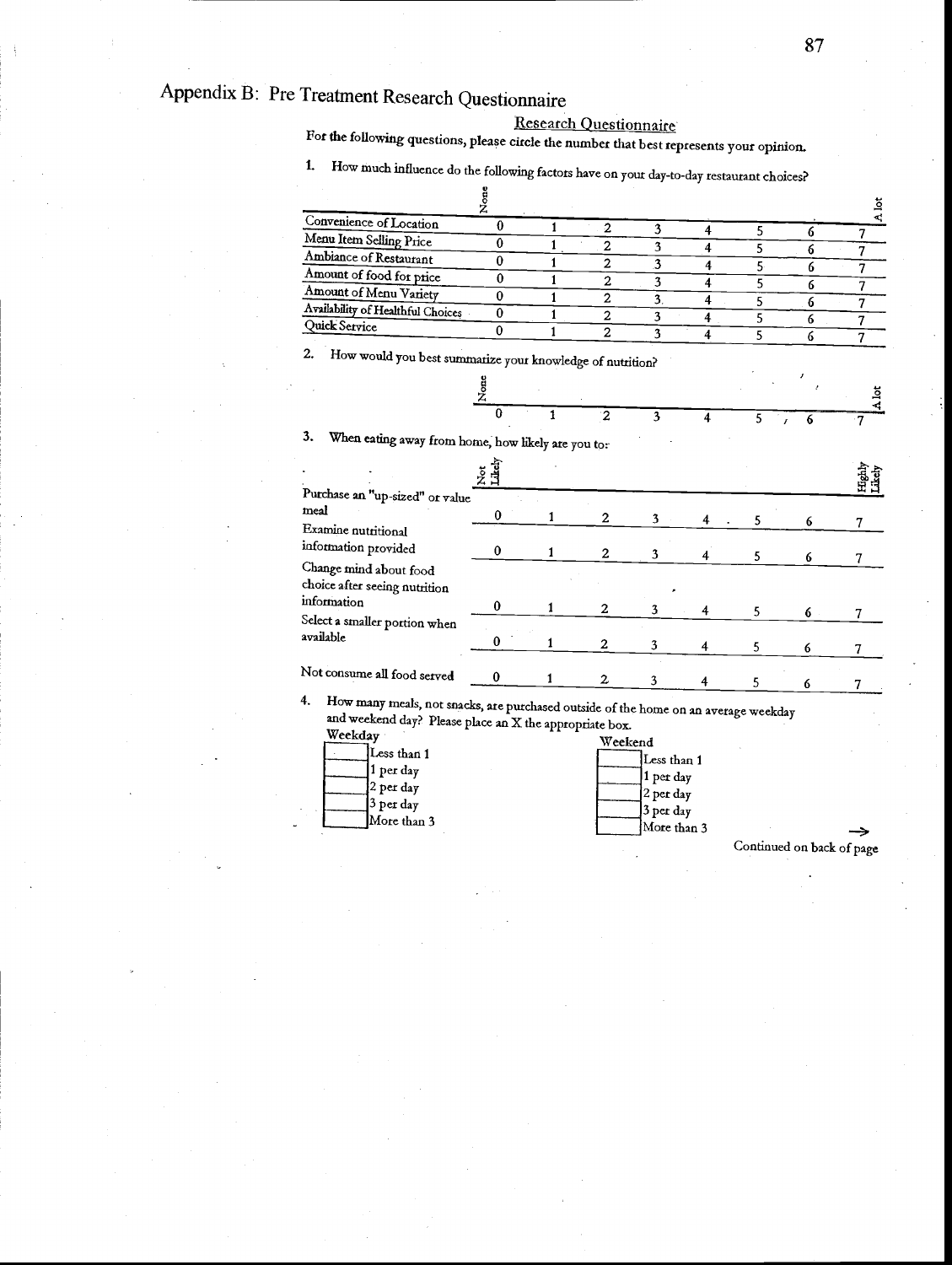# Appendix B: Pre Treatment Research Questionnaire

## Research Questionnaire

**For the following questions, please circle the number that best represents your opinion.**

1. How much influence do the following factors have on your day-to-day restaurant choices?

| | None | | | | | | | A lot |
|---|---|---|---|---|---|---|---|---|
| Convenience of Location | 0 | 1 | 2 | 3 | 4 | 5 | 6 | 7 |
| Menu Item Selling Price | 0 | 1 | 2 | 3 | 4 | 5 | 6 | 7 |
| Ambiance of Restaurant | 0 | 1 | 2 | 3 | 4 | 5 | 6 | 7 |
| Amount of food for price | 0 | 1 | 2 | 3 | 4 | 5 | 6 | 7 |
| Amount of Menu Variety | 0 | 1 | 2 | 3 | 4 | 5 | 6 | 7 |
| Availability of Healthful Choices | 0 | 1 | 2 | 3 | 4 | 5 | 6 | 7 |
| Quick Service | 0 | 1 | 2 | 3 | 4 | 5 | 6 | 7 |

2. How would you best summarize your knowledge of nutrition?

| None | | | | | | | A lot |
|---|---|---|---|---|---|---|---|
| 0 | 1 | 2 | 3 | 4 | 5 | 6 | 7 |

3. When eating away from home, how likely are you to:

| | Not Likely | | | | | | | Highly Likely |
|---|---|---|---|---|---|---|---|---|
| Purchase an "up-sized" or value meal | 0 | 1 | 2 | 3 | 4 | 5 | 6 | 7 |
| Examine nutritional information provided | 0 | 1 | 2 | 3 | 4 | 5 | 6 | 7 |
| Change mind about food choice after seeing nutrition information | 0 | 1 | 2 | 3 | 4 | 5 | 6 | 7 |
| Select a smaller portion when available | 0 | 1 | 2 | 3 | 4 | 5 | 6 | 7 |
| Not consume all food served | 0 | 1 | 2 | 3 | 4 | 5 | 6 | 7 |

4. How many meals, not snacks, are purchased outside of the home on an average weekday and weekend day? Please place an X the appropriate box.

**Weekday**
- [ ] Less than 1
- [ ] 1 per day
- [ ] 2 per day
- [ ] 3 per day
- [ ] More than 3

**Weekend**
- [ ] Less than 1
- [ ] 1 per day
- [ ] 2 per day
- [ ] 3 per day
- [ ] More than 3

Continued on back of page →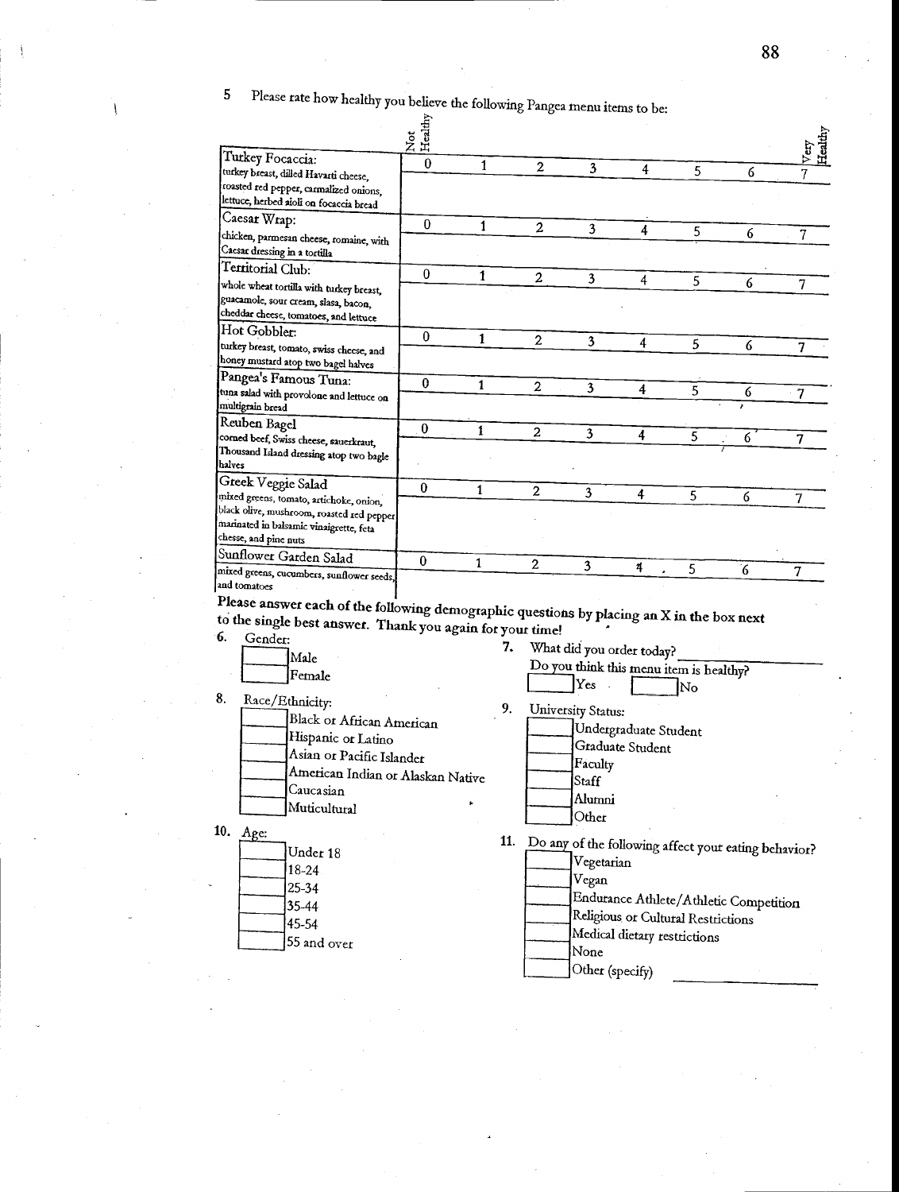5 Please rate how healthy you believe the following Pangea menu items to be:

| | Not Healthy 0 | 1 | 2 | 3 | 4 | 5 | 6 | Very Healthy 7 |
|---|---|---|---|---|---|---|---|---|
| **Turkey Focaccia:** turkey breast, dilled Havarti cheese, roasted red pepper, carmalized onions, lettuce, herbed aioli on focaccia bread | 0 | 1 | 2 | 3 | 4 | 5 | 6 | 7 |
| **Caesar Wrap:** chicken, parmesan cheese, romaine, with Caesar dressing in a tortilla | 0 | 1 | 2 | 3 | 4 | 5 | 6 | 7 |
| **Territorial Club:** whole wheat tortilla with turkey breast, guacamole, sour cream, slasa, bacon, cheddar cheese, tomatoes, and lettuce | 0 | 1 | 2 | 3 | 4 | 5 | 6 | 7 |
| **Hot Gobbler:** turkey breast, tomato, swiss cheese, and honey mustard atop two bagel halves | 0 | 1 | 2 | 3 | 4 | 5 | 6 | 7 |
| **Pangea's Famous Tuna:** tuna salad with provolone and lettuce on multigrain bread | 0 | 1 | 2 | 3 | 4 | 5 | 6 | 7 |
| **Reuben Bagel** corned beef, Swiss cheese, sauerkraut, Thousand Island dressing atop two bagle halves | 0 | 1 | 2 | 3 | 4 | 5 | 6 | 7 |
| **Greek Veggie Salad** mixed greens, tomato, artichoke, onion, black olive, mushroom, roasted red pepper marinated in balsamic vinaigrette, feta chesse, and pine nuts | 0 | 1 | 2 | 3 | 4 | 5 | 6 | 7 |
| **Sunflower Garden Salad** mixed greens, cucumbers, sunflower seeds, and tomatoes | 0 | 1 | 2 | 3 | 4 | 5 | 6 | 7 |

**Please answer each of the following demographic questions by placing an X in the box next to the single best answer. Thank you again for your time!**

**6.** Gender:

- [ ] Male
- [ ] Female

**7.** What did you order today? ____________

Do you think this menu item is healthy?

- [ ] Yes
- [ ] No

**8.** Race/Ethnicity:

- [ ] Black or African American
- [ ] Hispanic or Latino
- [ ] Asian or Pacific Islander
- [ ] American Indian or Alaskan Native
- [ ] Caucasian
- [ ] Muticultural

**9.** University Status:

- [ ] Undergraduate Student
- [ ] Graduate Student
- [ ] Faculty
- [ ] Staff
- [ ] Alumni
- [ ] Other

**10.** Age:

- [ ] Under 18
- [ ] 18-24
- [ ] 25-34
- [ ] 35-44
- [ ] 45-54
- [ ] 55 and over

**11.** Do any of the following affect your eating behavior?

- [ ] Vegetarian
- [ ] Vegan
- [ ] Endurance Athlete/Athletic Competition
- [ ] Religious or Cultural Restrictions
- [ ] Medical dietary restrictions
- [ ] None
- [ ] Other (specify) ____________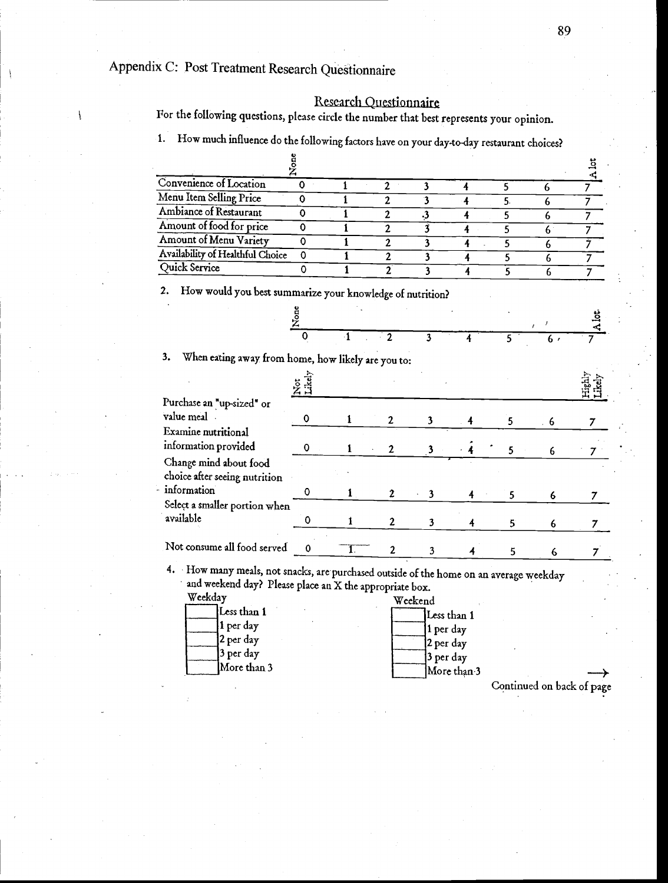# Appendix C: Post Treatment Research Questionnaire

## Research Questionnaire

For the following questions, please circle the number that best represents your opinion.

1. How much influence do the following factors have on your day-to-day restaurant choices?

| | None | | | | | | | A lot |
|---|---|---|---|---|---|---|---|---|
| Convenience of Location | 0 | 1 | 2 | 3 | 4 | 5 | 6 | 7 |
| Menu Item Selling Price | 0 | 1 | 2 | 3 | 4 | 5 | 6 | 7 |
| Ambiance of Restaurant | 0 | 1 | 2 | 3 | 4 | 5 | 6 | 7 |
| Amount of food for price | 0 | 1 | 2 | 3 | 4 | 5 | 6 | 7 |
| Amount of Menu Variety | 0 | 1 | 2 | 3 | 4 | 5 | 6 | 7 |
| Availability of Healthful Choice | 0 | 1 | 2 | 3 | 4 | 5 | 6 | 7 |
| Quick Service | 0 | 1 | 2 | 3 | 4 | 5 | 6 | 7 |

2. How would you best summarize your knowledge of nutrition?

| None | | | | | | | A lot |
|---|---|---|---|---|---|---|---|
| 0 | 1 | 2 | 3 | 4 | 5 | 6 | 7 |

3. When eating away from home, how likely are you to:

| | Not Likely | | | | | | | Highly Likely |
|---|---|---|---|---|---|---|---|---|
| Purchase an "up-sized" or value meal | 0 | 1 | 2 | 3 | 4 | 5 | 6 | 7 |
| Examine nutritional information provided | 0 | 1 | 2 | 3 | 4 | 5 | 6 | 7 |
| Change mind about food choice after seeing nutrition information | 0 | 1 | 2 | 3 | 4 | 5 | 6 | 7 |
| Select a smaller portion when available | 0 | 1 | 2 | 3 | 4 | 5 | 6 | 7 |
| Not consume all food served | 0 | 1 | 2 | 3 | 4 | 5 | 6 | 7 |

4. How many meals, not snacks, are purchased outside of the home on an average weekday and weekend day? Please place an X the appropriate box.

| Weekday | | Weekend | |
|---|---|---|---|
| ☐ | Less than 1 | ☐ | Less than 1 |
| ☐ | 1 per day | ☐ | 1 per day |
| ☐ | 2 per day | ☐ | 2 per day |
| ☐ | 3 per day | ☐ | 3 per day |
| ☐ | More than 3 | ☐ | More than 3 |

Continued on back of page →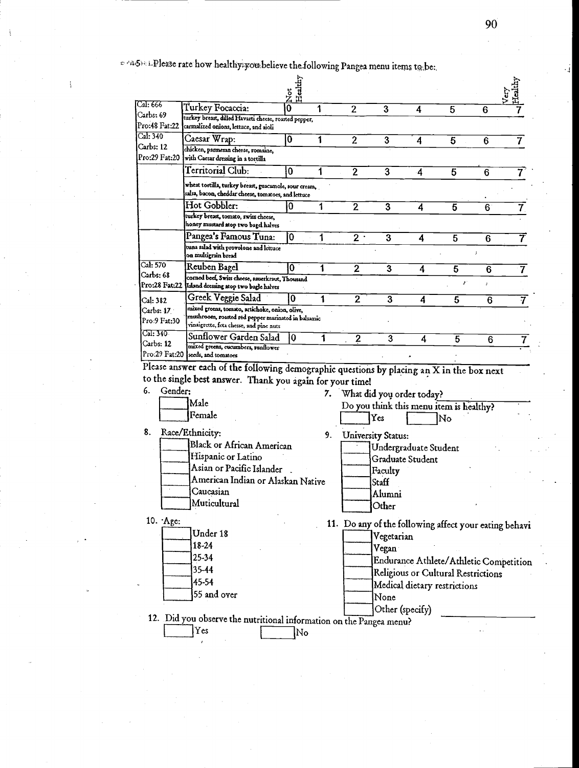5. Please rate how healthy you believe the following Pangea menu items to be:

| | | Not Healthy | | | | | | | Very Healthy |
|---|---|---|---|---|---|---|---|---|---|
| Cal: 666 Carbs: 69 Pro:48 Fat:22 | Turkey Focaccia: turkey breast, dilled Havarti cheese, roasted pepper, carmalized onions, lettuce, and aioli | 0 | 1 | 2 | 3 | 4 | 5 | 6 | 7 |
| Cal: 340 Carbs: 12 Pro:29 Fat:20 | Caesar Wrap: chicken, parmesan cheese, romaine, with Caesar dressing in a tortilla | 0 | 1 | 2 | 3 | 4 | 5 | 6 | 7 |
| | Territorial Club: wheat tortilla, turkey breast, guacamole, sour cream, salsa, bacon, cheddar cheese, tomatoes, and lettuce | 0 | 1 | 2 | 3 | 4 | 5 | 6 | 7 |
| | Hot Gobbler: turkey breast, tomato, swiss cheese, honey mustard atop two bagel halves | 0 | 1 | 2 | 3 | 4 | 5 | 6 | 7 |
| | Pangea's Famous Tuna: tuna salad with provolone and lettuce on multigrain bread | 0 | 1 | 2 | 3 | 4 | 5 | 6 | 7 |
| Cal: 570 Carbs: 68 Pro:28 Fat:22 | Reuben Bagel corned beef, Swiss cheese, sauerkraut, Thousand Island dressing atop two bagle halves | 0 | 1 | 2 | 3 | 4 | 5 | 6 | 7 |
| Cal: 382 Carbs: 17 Pro:9 Fat:30 | Greek Veggie Salad mixed greens, tomato, artichoke, onion, olive, mushroom, roasted red pepper marinated in balsamic vinaigrette, feta cheese, and pine nuts | 0 | 1 | 2 | 3 | 4 | 5 | 6 | 7 |
| Cal: 340 Carbs: 12 Pro:29 Fat:20 | Sunflower Garden Salad mixed greens, cucumbers, sunflower seeds, and tomatoes | 0 | 1 | 2 | 3 | 4 | 5 | 6 | 7 |

Please answer each of the following demographic questions by placing an X in the box next to the single best answer. Thank you again for your time!

6. Gender:
- [ ] Male
- [ ] Female

7. What did you order today? ____________

Do you think this menu item is healthy?
- [ ] Yes
- [ ] No

8. Race/Ethnicity:
- [ ] Black or African American
- [ ] Hispanic or Latino
- [ ] Asian or Pacific Islander
- [ ] American Indian or Alaskan Native
- [ ] Caucasian
- [ ] Muticultural

9. University Status:
- [ ] Undergraduate Student
- [ ] Graduate Student
- [ ] Faculty
- [ ] Staff
- [ ] Alumni
- [ ] Other

10. Age:
- [ ] Under 18
- [ ] 18-24
- [ ] 25-34
- [ ] 35-44
- [ ] 45-54
- [ ] 55 and over

11. Do any of the following affect your eating behavi
- [ ] Vegetarian
- [ ] Vegan
- [ ] Endurance Athlete/Athletic Competition
- [ ] Religious or Cultural Restrictions
- [ ] Medical dietary restrictions
- [ ] None
- [ ] Other (specify) ____________

12. Did you observe the nutritional information on the Pangea menu?
- [ ] Yes
- [ ] No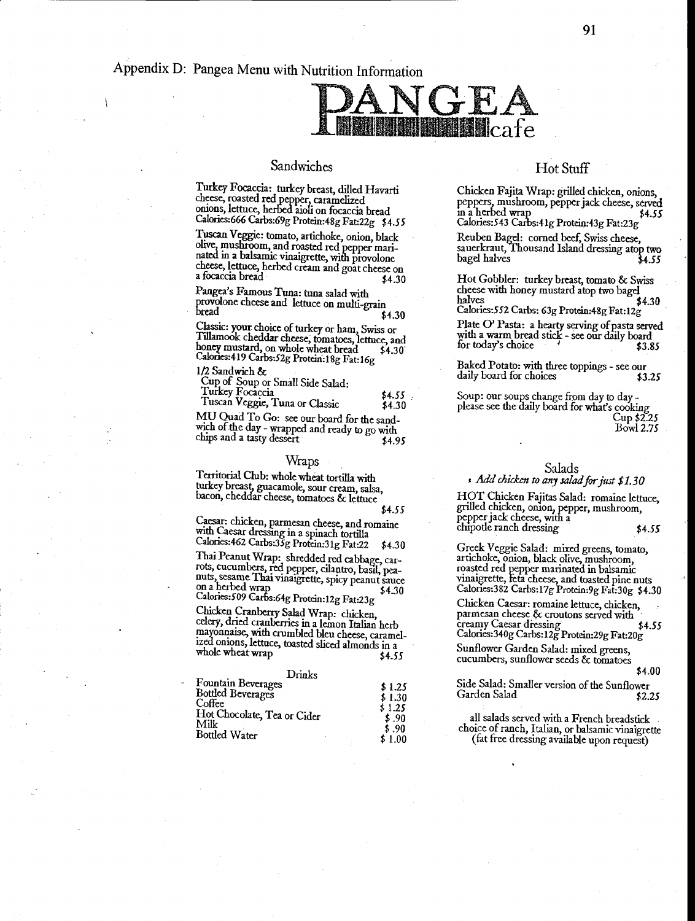# Appendix D: Pangea Menu with Nutrition Information

PANGEA cafe

## Sandwiches

Turkey Focaccia: turkey breast, dilled Havarti cheese, roasted red pepper, caramelized onions, lettuce, herbed aioli on focaccia bread
Calories:666 Carbs:69g Protein:48g Fat:22g $4.55

Tuscan Veggie: tomato, artichoke, onion, black olive, mushroom, and roasted red pepper marinated in a balsamic vinaigrette, with provolone cheese, lettuce, herbed cream and goat cheese on a focaccia bread $4.30

Pangea's Famous Tuna: tuna salad with provolone cheese and lettuce on multi-grain bread $4.30

Classic: your choice of turkey or ham, Swiss or Tillamook cheddar cheese, tomatoes, lettuce, and honey mustard, on whole wheat bread $4.30
Calories:419 Carbs:52g Protein:18g Fat:16g

1/2 Sandwich &
Cup of Soup or Small Side Salad:
Turkey Focaccia $4.55
Tuscan Veggie, Tuna or Classic $4.30

MU Quad To Go: see our board for the sandwich of the day - wrapped and ready to go with chips and a tasty dessert $4.95

## Wraps

Territorial Club: whole wheat tortilla with turkey breast, guacamole, sour cream, salsa, bacon, cheddar cheese, tomatoes & lettuce $4.55

Caesar: chicken, parmesan cheese, and romaine with Caesar dressing in a spinach tortilla
Calories:462 Carbs:35g Protein:31g Fat:22 $4.30

Thai Peanut Wrap: shredded red cabbage, carrots, cucumbers, red pepper, cilantro, basil, peanuts, sesame Thai vinaigrette, spicy peanut sauce on a herbed wrap $4.30
Calories:509 Carbs:64g Protein:12g Fat:23g

Chicken Cranberry Salad Wrap: chicken, celery, dried cranberries in a lemon Italian herb mayonnaise, with crumbled bleu cheese, caramelized onions, lettuce, toasted sliced almonds in a whole wheat wrap $4.55

## Drinks

| | |
|---|---|
| Fountain Beverages | $ 1.25 |
| Bottled Beverages | $ 1.30 |
| Coffee | $ 1.25 |
| Hot Chocolate, Tea or Cider | $ .90 |
| Milk | $ .90 |
| Bottled Water | $ 1.00 |

## Hot Stuff

Chicken Fajita Wrap: grilled chicken, onions, peppers, mushroom, pepper jack cheese, served in a herbed wrap $4.55
Calories:543 Carbs:41g Protein:43g Fat:23g

Reuben Bagel: corned beef, Swiss cheese, sauerkraut, Thousand Island dressing atop two bagel halves $4.55

Hot Gobbler: turkey breast, tomato & Swiss cheese with honey mustard atop two bagel halves $4.30
Calories:552 Carbs: 63g Protein:48g Fat:12g

Plate O' Pasta: a hearty serving of pasta served with a warm bread stick - see our daily board for today's choice $3.85

Baked Potato: with three toppings - see our daily board for choices $3.25

Soup: our soups change from day to day - please see the daily board for what's cooking
Cup $2.25
Bowl 2.75

## Salads

*Add chicken to any salad for just $1.30*

HOT Chicken Fajitas Salad: romaine lettuce, grilled chicken, onion, pepper, mushroom, pepper jack cheese, with a chipotle ranch dressing $4.55

Greek Veggie Salad: mixed greens, tomato, artichoke, onion, black olive, mushroom, roasted red pepper marinated in balsamic vinaigrette, feta cheese, and toasted pine nuts
Calories:382 Carbs:17g Protein:9g Fat:30g $4.30

Chicken Caesar: romaine lettuce, chicken, parmesan cheese & croutons served with creamy Caesar dressing $4.55
Calories:340g Carbs:12g Protein:29g Fat:20g

Sunflower Garden Salad: mixed greens, cucumbers, sunflower seeds & tomatoes $4.00

Side Salad: Smaller version of the Sunflower Garden Salad $2.25

all salads served with a French breadstick choice of ranch, Italian, or balsamic vinaigrette (fat free dressing available upon request)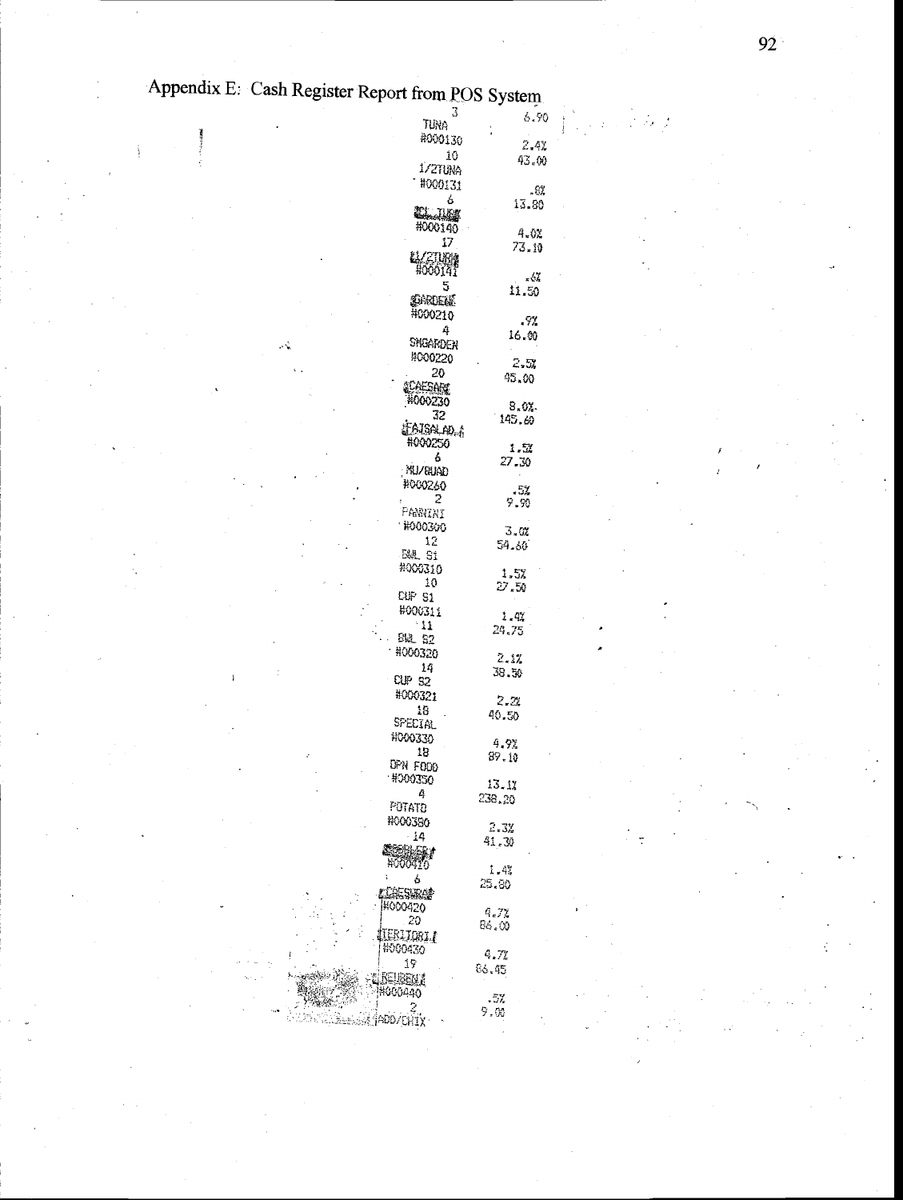# Appendix E: Cash Register Report from POS System

```
3                6.90
TUNA
#000130          2.4%
10               43.00
1/2TUNA
#000131          .8%
6                13.80
CL TUNA
#000140          4.0%
17               73.10
1/2TUNA
#000141          .6%
5                11.50
GARDEN
#000210          .9%
4                16.00
SMGARDEN
#000220          2.5%
20               45.00
CAESAR
#000230          8.0%
32               145.60
FAISALAD
#000250          1.5%
6                27.30
MU/BUAD
#000260          .5%
2                9.90
PANINI
#000300          3.0%
12               54.60
BWL S1
#000310          1.5%
10               27.50
CUP S1
#000311          1.4%
11               24.75
BWL S2
#000320          2.1%
14               38.50
CUP S2
#000321          2.2%
18               40.50
SPECIAL
#000330          4.9%
18               89.10
OPN FOOD
#000350          13.1%
4                238.20
POTATO
#000380          2.3%
14               41.30
GOBBLER
#000410          1.4%
6                25.80
CAESWRAP
#000420          4.7%
20               86.00
TERITORI
#000430          4.7%
19               86.45
REUBEN
#000440          .5%
2                9.00
ADD/CHIX
```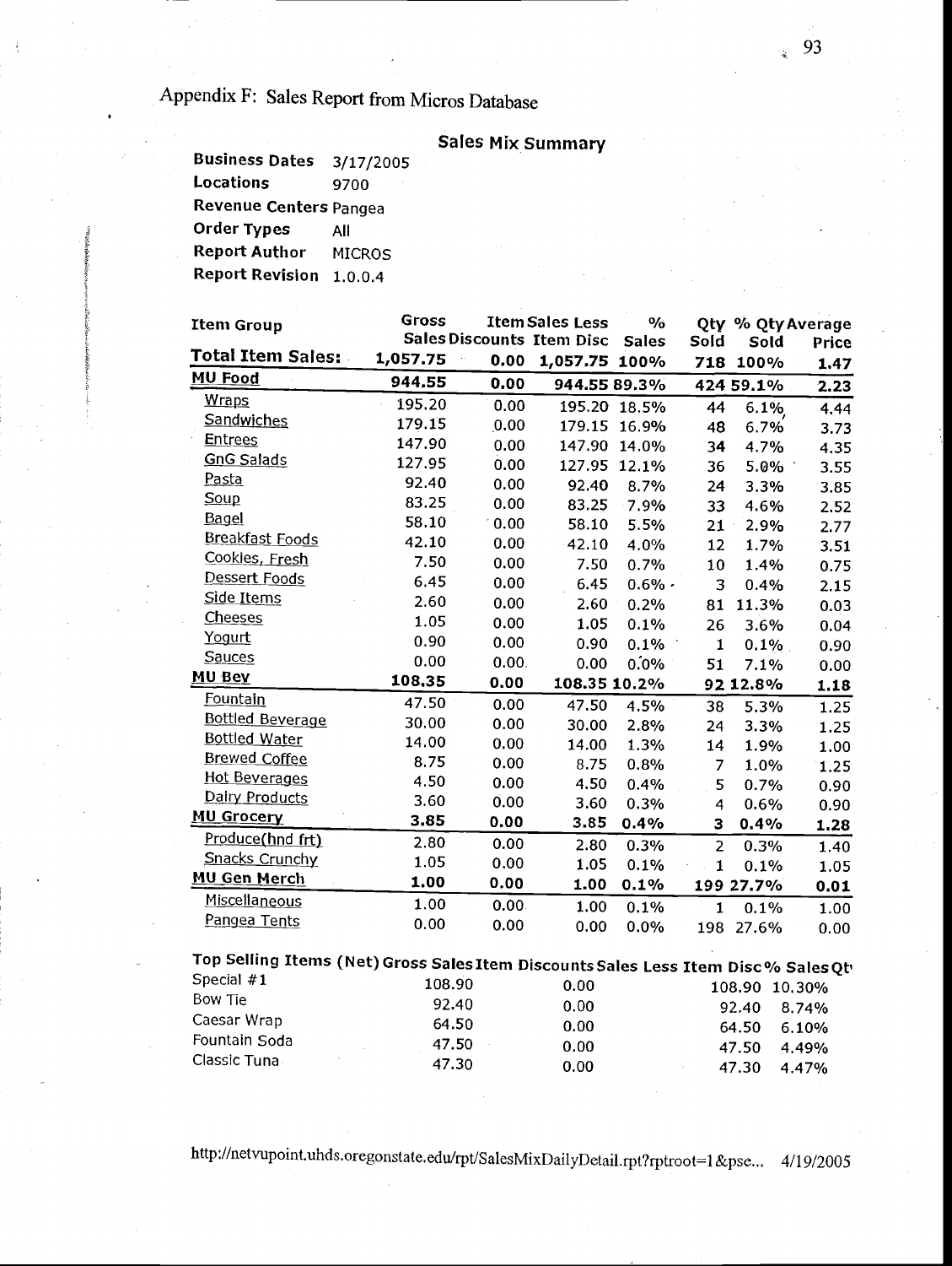# Appendix F: Sales Report from Micros Database

## Sales Mix Summary

**Business Dates** 3/17/2005
**Locations** 9700
**Revenue Centers** Pangea
**Order Types** All
**Report Author** MICROS
**Report Revision** 1.0.0.4

| Item Group | Gross Sales | Item Discounts | Sales Less Item Disc | % Sales | Qty Sold | % Qty Sold | Average Price |
|---|---|---|---|---|---|---|---|
| **Total Item Sales:** | **1,057.75** | **0.00** | **1,057.75** | **100%** | **718** | **100%** | **1.47** |
| **MU Food** | **944.55** | **0.00** | **944.55** | **89.3%** | **424** | **59.1%** | **2.23** |
| Wraps | 195.20 | 0.00 | 195.20 | 18.5% | 44 | 6.1% | 4.44 |
| Sandwiches | 179.15 | 0.00 | 179.15 | 16.9% | 48 | 6.7% | 3.73 |
| Entrees | 147.90 | 0.00 | 147.90 | 14.0% | 34 | 4.7% | 4.35 |
| GnG Salads | 127.95 | 0.00 | 127.95 | 12.1% | 36 | 5.0% | 3.55 |
| Pasta | 92.40 | 0.00 | 92.40 | 8.7% | 24 | 3.3% | 3.85 |
| Soup | 83.25 | 0.00 | 83.25 | 7.9% | 33 | 4.6% | 2.52 |
| Bagel | 58.10 | 0.00 | 58.10 | 5.5% | 21 | 2.9% | 2.77 |
| Breakfast Foods | 42.10 | 0.00 | 42.10 | 4.0% | 12 | 1.7% | 3.51 |
| Cookies, Fresh | 7.50 | 0.00 | 7.50 | 0.7% | 10 | 1.4% | 0.75 |
| Dessert Foods | 6.45 | 0.00 | 6.45 | 0.6% | 3 | 0.4% | 2.15 |
| Side Items | 2.60 | 0.00 | 2.60 | 0.2% | 81 | 11.3% | 0.03 |
| Cheeses | 1.05 | 0.00 | 1.05 | 0.1% | 26 | 3.6% | 0.04 |
| Yogurt | 0.90 | 0.00 | 0.90 | 0.1% | 1 | 0.1% | 0.90 |
| Sauces | 0.00 | 0.00 | 0.00 | 0.0% | 51 | 7.1% | 0.00 |
| **MU Bev** | **108.35** | **0.00** | **108.35** | **10.2%** | **92** | **12.8%** | **1.18** |
| Fountain | 47.50 | 0.00 | 47.50 | 4.5% | 38 | 5.3% | 1.25 |
| Bottled Beverage | 30.00 | 0.00 | 30.00 | 2.8% | 24 | 3.3% | 1.25 |
| Bottled Water | 14.00 | 0.00 | 14.00 | 1.3% | 14 | 1.9% | 1.00 |
| Brewed Coffee | 8.75 | 0.00 | 8.75 | 0.8% | 7 | 1.0% | 1.25 |
| Hot Beverages | 4.50 | 0.00 | 4.50 | 0.4% | 5 | 0.7% | 0.90 |
| Dairy Products | 3.60 | 0.00 | 3.60 | 0.3% | 4 | 0.6% | 0.90 |
| **MU Grocery** | **3.85** | **0.00** | **3.85** | **0.4%** | **3** | **0.4%** | **1.28** |
| Produce(hnd frt) | 2.80 | 0.00 | 2.80 | 0.3% | 2 | 0.3% | 1.40 |
| Snacks Crunchy | 1.05 | 0.00 | 1.05 | 0.1% | 1 | 0.1% | 1.05 |
| **MU Gen Merch** | **1.00** | **0.00** | **1.00** | **0.1%** | **199** | **27.7%** | **0.01** |
| Miscellaneous | 1.00 | 0.00 | 1.00 | 0.1% | 1 | 0.1% | 1.00 |
| Pangea Tents | 0.00 | 0.00 | 0.00 | 0.0% | 198 | 27.6% | 0.00 |

| Top Selling Items (Net) | Gross Sales | Item Discounts | Sales Less Item Disc | % Sales | Qt |
|---|---|---|---|---|---|
| Special #1 | 108.90 | 0.00 | 108.90 | 10.30% | |
| Bow Tie | 92.40 | 0.00 | 92.40 | 8.74% | |
| Caesar Wrap | 64.50 | 0.00 | 64.50 | 6.10% | |
| Fountain Soda | 47.50 | 0.00 | 47.50 | 4.49% | |
| Classic Tuna | 47.30 | 0.00 | 47.30 | 4.47% | |

http://netvupoint.uhds.oregonstate.edu/rpt/SalesMixDailyDetail.rpt?rptroot=1&pse... 4/19/2005